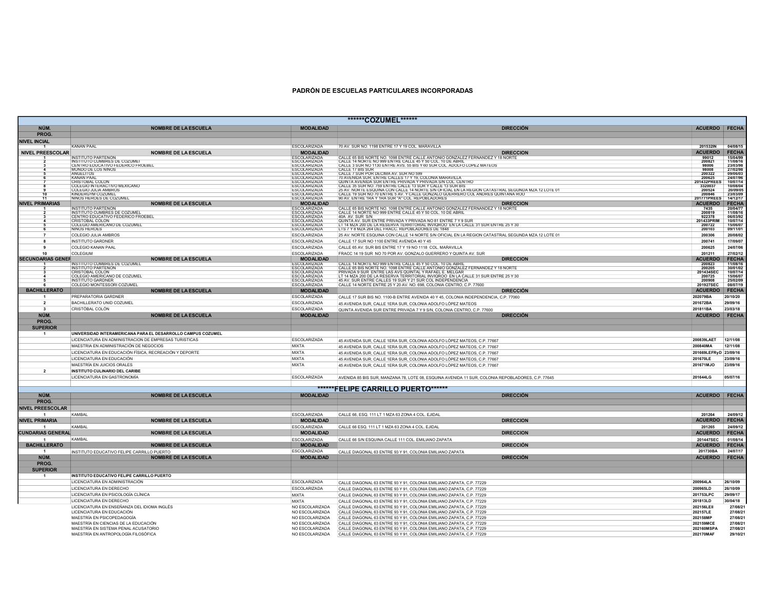# PADRÓN DE ESCUELAS PARTICULARES INCORPORADAS

## ******COZUMEL******

| NÚM. PROG. | NOMBRE DE LA ESCUELA | MODALIDAD | DIRECCIÓN | ACUERDO | FECHA |
|---|---|---|---|---|---|
| **NIVEL INCIAL** | | | | | |
| 1 | KANAN PAAL | ESCOLARIZADA | 70 AV. SUR NO. 1198 ENTRE 17 Y 19 COL. MARAVILLA | 201532IN | 04/08/15 |
| **NIVEL PREESCOLAR** | **NOMBRE DE LA ESCUELA** | **MODALIDAD** | **DIRECCION** | **ACUERDO** | **FECHA** |
| 1 | INSTITUTO PARTENON | ESCOLARIZADA | CALLE 65 BIS NORTE NO. 1098 ENTRE CALLE ANTONIO GONZALEZ FERNANDEZ Y 18 NORTE | 99012 | 15/04/99 |
| 2 | INSTITUTO CUMBRES DE COZUMEL | ESCOLARIZADA | CALLE 14 NORTE NO 999 ENTRE CALLE 45 Y 50 COL. 10 DE ABRIL | 200821 | 11/08/16 |
| 3 | CENTRO EDUCATIVO FEDERICO FROEBEL | ESCOLARIZADA | CALLE 3 SUR NO 1130 ENTRE AVS. 55 BIS Y 60 SUR COL. ADOLFO LOPEZ MATEOS | 98006 | 23/03/98 |
| 4 | MUNDO DE LOS NIÑOS | ESCOLARIZADA | CALLE 17 BIS SUR | 98008 | 27/02/98 |
| 5 | ANGELITOS | ESCOLARIZADA | CALLE 7 SUR POR DECIMA AV. SUR NO 599 | 200322 | 09/06/03 |
| 6 | KANAN PAAL | ESCOLARIZADA | 70 AVENIDA SUR, ENTRE CALLES 17 Y 19, COLONIA MARAVILLA | 200625 | 24/07/96 |
| 7 | CRISTOBAL COLON | ESCOLARIZADA | QUINTA AVENIDA SUR ENTRE PRIVADA Y PRIVADA S/N COL. CENTRO | 201432PREES | 10/07/14 |
| 8 | COLEGIO INTERACTIVO MEXICANO | ESCOLARIZADA | CALLE 35 SUR NO. 759 ENTRE CALLE 13 SUR Y CALLE 13 SUR BIS | 3320037 | 10/08/04 |
| 9 | COLEGIO JULIA AMBROS | ESCOLARIZADA | 25 AV. NORTE ESQUINA CON CALLE 14 NORTE S/N OFICIAL EN LA REGION CATASTRAL SEGUNDA MZA.12 LOTE 01 | 200524 | 20/09/05 |
| 10 | KINDERGYM COZUMEL | ESCOLARIZADA | CALLE 19 SUR NO 70 ENTRE 5 AV. Y CALLE GONZALO GUERRERO COL ANDRES QUINTANA ROO | 200846 | 23/03/09 |
| 11 | NIÑOS HEROES DE COZUMEL | ESCOLARIZADA | 90 AV. ENTRE 1RA Y 1RA SUR "A" COL. REPOBLADORES | 201771PREES | 14/12/17 |
| **NIVEL PRIMARIAS** | **NOMBRE DE LA ESCUELA** | **MODALIDAD** | **DIRECCION** | **ACUERDO** | **FECHA** |
| 1 | INSTITUTO PARTENON | ESCOLARIZADA | CALLE 65 BIS NORTE NO. 1098 ENTRE CALLE ANTONIO GONZALEZ FERNANDEZ Y 18 NORTE | 7435 | 20/04/77 |
| 2 | INSTITUTO CUMBRES DE COZUMEL | ESCOLARIZADA | CALLE 14 NORTE NO 999 ENTRE CALLE 45 Y 50 COL. 10 DE ABRIL | 200819 | 11/08/16 |
| 3 | CENTRO EDUCATIVO FEDERICO FROEBEL | ESCOLARIZADA | 40A AV. SUR S/N | 922378 | 06/03/92 |
| 4 | CRISTOBAL COLON | ESCOLARIZADA | QUINTA AV. SUR ENTRE PRIVADA Y PRIVADA NO 81 ENTRE 7 Y 9 SUR | 201433PRIM | 10/07/14 |
| 5 | COLEGIO AMERICANO DE COZUMEL | ESCOLARIZADA | LT 14 MZA 200 DE LA RESERVA TERRITORIAL INVIQROO EN LA CALLE 31 SUR ENTRE 25 Y 30 | 200722 | 15/06/07 |
| 6 | NIÑOS HEROES | ESCOLARIZADA | LTS 7 Y 8 MZA 264 DEL FRACC. REPOBLADORES DE 1848 | 200103 | 09/11/01 |
| 7 | COLEGIO JULIA AMBROS | ESCOLARIZADA | 25 AV. NORTE ESQUINA CON CALLE 14 NORTE S/N OFICIAL EN LA REGION CATASTRAL SEGUNDA MZA.12 LOTE 01 | 200306 | 20/08/02 |
| 8 | INSTITUTO GARDNER | ESCOLARIZADA | CALLE 17 SUR NO 1100 ENTRE AVENIDA 40 Y 45 | 200741 | 17/09/07 |
| 9 | COLEGIO KANAN PAAL | ESCOLARIZADA | CALLE 65 AV. SUR BIS ENTRE 17 Y 19 NO 1118 COL. MARAVILLA | 200625 | 24/07/06 |
| 10 | COLEGIUM | ESCOLARIZADA | FRACC 14 19 SUR NO 70 POR AV. GONZALO GUERRERO Y QUINTA AV. SUR | 201211 | 27/02/12 |
| **SECUNDARIAS GENERALES** | **NOMBRE DE LA ESCUELA** | **MODALIDAD** | **DIRECCION** | **ACUERDO** | **FECHA** |
| 1 | INSTITUTO CUMBRES DE COZUMEL | ESCOLARIZADA | CALLE 14 NORTE NO 999 ENTRE CALLE 45 Y 50 COL. 10 DE ABRIL | 200823 | 11/08/16 |
| 2 | INSTITUTO PARTENON | ESCOLARIZADA | CALLE 65 BIS NORTE NO. 1098 ENTRE CALLE ANTONIO GONZALEZ FERNANDEZ Y 18 NORTE | 200205 | 30/01/02 |
| 3 | CRISTOBAL COLON | ESCOLARIZADA | PRIVADA 9 SUR ENTRE LAS AVS QUINTAL Y RAFAEL E. MELGAR | 201434SEC | 10/07/14 |
| 4 | COLEGIO AMERICANO DE COZUMEL | ESCOLARIZADA | LT 14 MZA 200 DE LA RESERVA TERRITORIAL INVIQROO EN LA CALLE 31 SUR ENTRE 25 Y 30 | 200725 | 15/06/07 |
| 5 | INSTITUTO GARDNER | ESCOLARIZADA | 45 AV. SUR ENTRE CALLES 19 SUR Y 21 SUR COL INDEPENDENCIA | 200908 | 25/02/09 |
| 6 | COLEGIO MONTESSORI COZUMEL | ESCOLARIZADA | CALLE 14 NORTE ENTRE 25 Y 20 AV. NO. 698, COLONIA CENTRO, C.P. 77600 | 201927SEC | 08/07/19 |
| **BACHILLERATO** | **NOMBRE DE LA ESCUELA** | **MODALIDAD** | **DIRECCIÓN** | **ACUERDO** | **FECHA** |
| 1 | PREPARATORIA GARDNER | ESCOLARIZADA | CALLE 17 SUR BIS NO. 1100-B ENTRE AVENIDA 40 Y 45, COLONIA INDEPENDENCIA, C.P. 77060 | 202079BA | 20/10/20 |
| 2 | BACHILLERATO UNID COZUMEL | ESCOLARIZADA | 45 AVENIDA SUR, CALLE 1ERA SUR, COLONIA ADOLFO LÓPEZ MATEOS | 201672BA | 29/09/16 |
| 3 | CRISTÓBAL COLÓN | ESCOLARIZADA | QUINTA AVENIDA SUR ENTRE PRIVADA 7 Y 9 S/N, COLONIA CENTRO, C.P. 77600 | 201811BA | 23/03/18 |
| **NÚM. PROG.** | **NOMBRE DE LA ESCUELA** | **MODALIDAD** | **DIRECCIÓN** | **ACUERDO** | **FECHA** |
| **SUPERIOR** | | | | | |
| 1 | **UNIVERSIDAD INTERAMERICANA PARA EL DESARROLLO CAMPUS COZUMEL** | | | | |
| | LICENCIATURA EN ADMINISTRACION DE EMPRESAS TURISTICAS | ESCOLARIZADA | 45 AVENIDA SUR, CALLE 1ERA SUR, COLONIA ADOLFO LÓPEZ MATEOS, C.P. 77667 | 200839LAET | 12/11/08 |
| | MAESTRIA EN ADMINISTRACIÓN DE NEGOCIOS | MIXTA | 45 AVENIDA SUR, CALLE 1ERA SUR, COLONIA ADOLFO LÓPEZ MATEOS, C.P. 77667 | 200840MA | 12/11/08 |
| | LICENCIATURA EN EDUCACIÓN FÍSICA, RECREACIÓN Y DEPORTE | MIXTA | 45 AVENIDA SUR, CALLE 1ERA SUR, COLONIA ADOLFO LÓPEZ MATEOS, C.P. 77667 | 201669LEFRyD | 23/09/16 |
| | LICENCIATURA EN EDUCACIÓN | MIXTA | 45 AVENIDA SUR, CALLE 1ERA SUR, COLONIA ADOLFO LÓPEZ MATEOS, C.P. 77667 | 201670LE | 23/09/16 |
| | MAESTRÍA EN JUICIOS ORALES | MIXTA | 45 AVENIDA SUR, CALLE 1ERA SUR, COLONIA ADOLFO LÓPEZ MATEOS, C.P. 77667 | 201671MJO | 23/09/16 |
| 2 | **INSTITUTO CULINARIO DEL CARIBE** | | | | |
| | LICENCIATURA EN GASTRONOMÍA | ESCOLARIZADA | AVENIDA 85 BIS SUR, MANZANA 78, LOTE 08, ESQUINA AVENIDA 11 SUR, COLONIA REPOBLADORES, C.P. 77645 | 201644LG | 05/07/16 |

## ******FELIPE CARRILLO PUERTO******

| NÚM. PROG. | NOMBRE DE LA ESCUELA | MODALIDAD | DIRECCIÓN | ACUERDO | FECHA |
|---|---|---|---|---|---|
| **NIVEL PREESCOLAR** | | | | | |
| 1 | KAMBAL | ESCOLARIZADA | CALLE 66, ESQ. 111 LT 1 MZA 63 ZONA 4 COL. EJIDAL | 201264 | 24/09/12 |
| **NIVEL PRIMARIA** | **NOMBRE DE LA ESCUELA** | **MODALIDAD** | **DIRECCION** | **ACUERDO** | **FECHA** |
| 1 | KAMBAL | ESCOLARIZADA | CALLE 66 ESQ. 111 LT 1 MZA 63 ZONA 4 COL. EJIDAL | 201265 | 24/09/12 |
| **SECUNDARIAS GENERALES** | **NOMBRE DE LA ESCUELA** | **MODALIDAD** | **DIRECCION** | **ACUERDO** | **FECHA** |
| 1 | KAMBAL | ESCOLARIZADA | CALLE 66 S/N ESQUINA CALLE 111 COL. EMILIANO ZAPATA | 201447SEC | 01/08/14 |
| **BACHILLERATO** | **NOMBRE DE LA ESCUELA** | **MODALIDAD** | **DIRECCIÓN** | **ACUERDO** | **FECHA** |
| 1 | INSTITUTO EDUCATIVO FELIPE CARRILLO PUERTO | ESCOLARIZADA | CALLE DIAGONAL 63 ENTRE 93 Y 91, COLONIA EMILIANO ZAPATA | 201730BA | 24/07/17 |
| **NÚM. PROG.** | **NOMBRE DE LA ESCUELA** | **MODALIDAD** | **DIRECCIÓN** | **ACUERDO** | **FECHA** |
| **SUPERIOR** | | | | | |
| 1 | **INSTITUTO EDUCATIVO FELIPE CARRILLO PUERTO** | | | | |
| | LICENCIATURA EN ADMINISTRACIÓN | ESCOLARIZADA | CALLE DIAGONAL 63 ENTRE 93 Y 91, COLONIA EMILIANO ZAPATA, C.P. 77229 | 200964LA | 26/10/09 |
| | LICENCIATURA EN DERECHO | ESCOLARIZADA | CALLE DIAGONAL 63 ENTRE 93 Y 91, COLONIA EMILIANO ZAPATA, C.P. 77229 | 200965LD | 26/10/09 |
| | LICENCIATURA EN PSICOLOGÍA CLÍNICA | MIXTA | CALLE DIAGONAL 63 ENTRE 93 Y 91, COLONIA EMILIANO ZAPATA, C.P. 77229 | 201753LPC | 29/09/17 |
| | LICENCIATURA EN DERECHO | MIXTA | CALLE DIAGONAL 63 ENTRE 93 Y 91, COLONIA EMILIANO ZAPATA, C.P. 77229 | 201813LD | 30/04/18 |
| | LICENCIATURA EN ENSEÑANZA DEL IDIOMA INGLÉS | NO ESCOLARIZADA | CALLE DIAGONAL 63 ENTRE 93 Y 91, COLONIA EMILIANO ZAPATA, C.P. 77229 | 202156LEII | 27/08/21 |
| | LICENCIATURA EN EDUCACIÓN | NO ESCOLARIZADA | CALLE DIAGONAL 63 ENTRE 93 Y 91, COLONIA EMILIANO ZAPATA, C.P. 77229 | 202157LE | 27/08/21 |
| | MAESTRÍA EN PSICOPEDAGOGÍA | NO ESCOLARIZADA | CALLE DIAGONAL 63 ENTRE 93 Y 91, COLONIA EMILIANO ZAPATA, C.P. 77229 | 202158MP | 27/08/21 |
| | MAESTRÍA EN CIENCIAS DE LA EDUCACIÓN | NO ESCOLARIZADA | CALLE DIAGONAL 63 ENTRE 93 Y 91, COLONIA EMILIANO ZAPATA, C.P. 77229 | 202159MCE | 27/08/21 |
| | MAESTRÍA EN SISTEMA PENAL ACUSATORIO | NO ESCOLARIZADA | CALLE DIAGONAL 63 ENTRE 93 Y 91, COLONIA EMILIANO ZAPATA, C.P. 77229 | 202160MSPA | 27/08/21 |
| | MAESTRÍA EN ANTROPOLOGÍA FILOSÓFICA | NO ESCOLARIZADA | CALLE DIAGONAL 63 ENTRE 93 Y 91, COLONIA EMILIANO ZAPATA, C.P. 77229 | 202170MAF | 29/10/21 |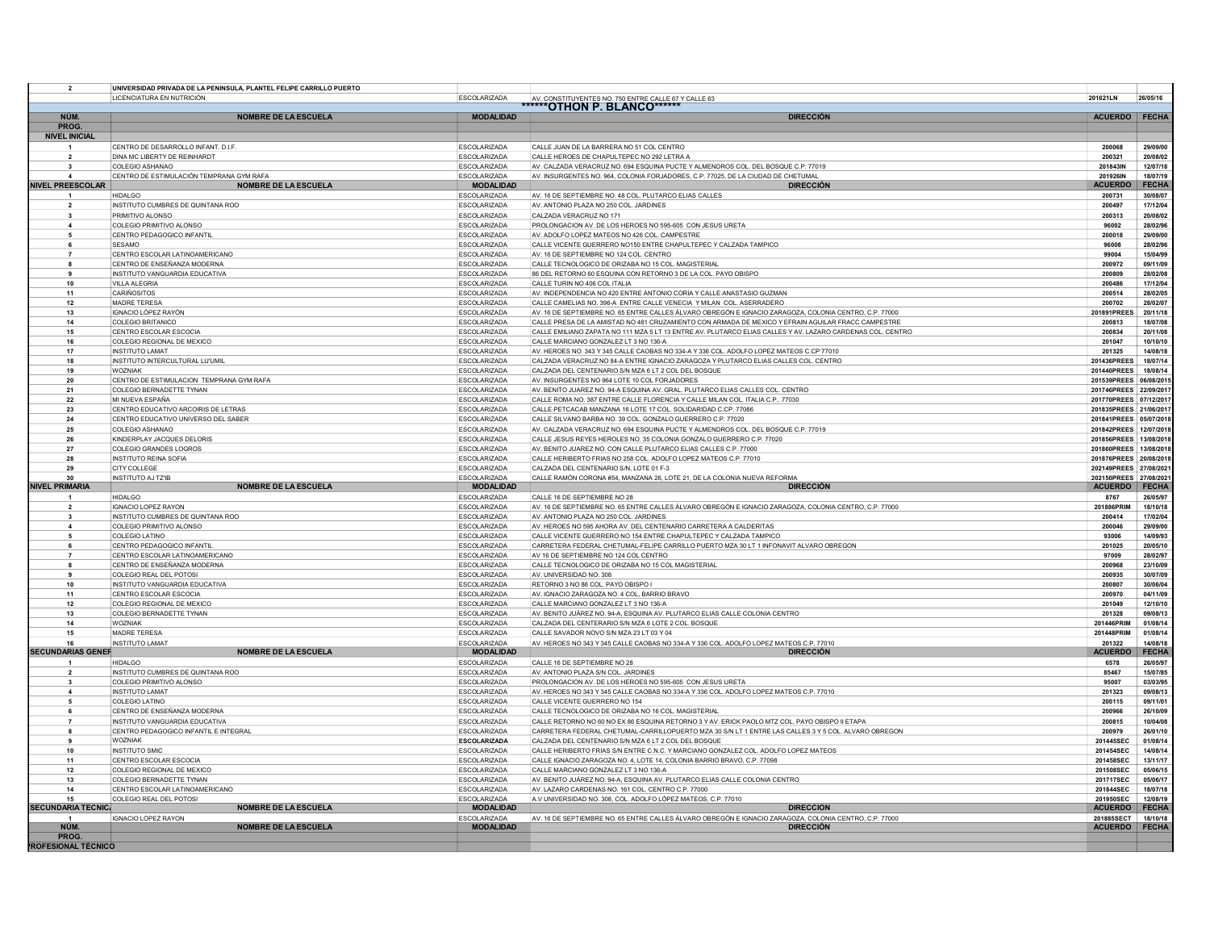| | | | | | |
|---|---|---|---|---|---|
| 2 | UNIVERSIDAD PRIVADA DE LA PENINSULA, PLANTEL FELIPE CARRILLO PUERTO | | | | |
| | LICENCIATURA EN NUTRICIÓN | ESCOLARIZADA | AV. CONSTITUYENTES NO. 750 ENTRE CALLE 67 Y CALLE 63 | 201621LN | 26/05/16 |

## ******OTHON P. BLANCO******

| NÚM. PROG. | NOMBRE DE LA ESCUELA | MODALIDAD | DIRECCIÓN | ACUERDO | FECHA |
|---|---|---|---|---|---|
| **NIVEL INICIAL** | | | | | |
| 1 | CENTRO DE DESARROLLO INFANT. D.I.F. | ESCOLARIZADA | CALLE JUAN DE LA BARRERA NO 51 COL CENTRO | 200068 | 29/09/00 |
| 2 | DINA MC LIBERTY DE REINHARDT | ESCOLARIZADA | CALLE HEROES DE CHAPULTEPEC NO 292 LETRA A | 200321 | 20/08/02 |
| 3 | COLEGIO ASHANAO | ESCOLARIZADA | AV. CALZADA VERACRUZ NO. 694 ESQUINA PUCTE Y ALMENDROS COL. DEL BOSQUE C.P. 77019 | 201843IN | 12/07/18 |
| 4 | CENTRO DE ESTIMULACIÓN TEMPRANA GYM RAFA | ESCOLARIZADA | AV. INSURGENTES NO. 964, COLONIA FORJADORES, C.P. 77025, DE LA CIUDAD DE CHETUMAL | 201926IN | 18/07/19 |
| **NIVEL PREESCOLAR** | **NOMBRE DE LA ESCUELA** | **MODALIDAD** | **DIRECCIÓN** | **ACUERDO** | **FECHA** |
| 1 | HIDALGO | ESCOLARIZADA | AV. 16 DE SEPTIEMBRE NO. 48 COL. PLUTARCO ELIAS CALLES | 200731 | 30/08/07 |
| 2 | INSTITUTO CUMBRES DE QUINTANA ROO | ESCOLARIZADA | AV. ANTONIO PLAZA NO 250 COL. JARDINES | 200497 | 17/12/04 |
| 3 | PRIMITIVO ALONSO | ESCOLARIZADA | CALZADA VERACRUZ NO 171 | 200313 | 20/08/02 |
| 4 | COLEGIO PRIMITIVO ALONSO | ESCOLARIZADA | PROLONGACION AV. DE LOS HEROES NO 595-605 CON JESUS URETA | 96002 | 28/02/96 |
| 5 | CENTRO PEDAGOGICO INFANTIL | ESCOLARIZADA | AV. ADOLFO LOPEZ MATEOS NO 426 COL. CAMPESTRE | 200018 | 29/09/00 |
| 6 | SESAMO | ESCOLARIZADA | CALLE VICENTE GUERRERO NO150 ENTRE CHAPULTEPEC Y CALZADA TAMPICO | 96008 | 28/02/96 |
| 7 | CENTRO ESCOLAR LATINOAMERICANO | ESCOLARIZADA | AV. 16 DE SEPTIEMBRE NO 124 COL. CENTRO | 99004 | 15/04/99 |
| 8 | CENTRO DE ENSEÑANZA MODERNA | ESCOLARIZADA | CALLE TECNOLOGICO DE ORIZABA NO 15 COL. MAGISTERIAL | 200972 | 09/11/09 |
| 9 | INSTITUTO VANGUARDIA EDUCATIVA | ESCOLARIZADA | 86 DEL RETORNO 60 ESQUINA CON RETORNO 3 DE LA COL. PAYO OBISPO | 200809 | 28/02/08 |
| 10 | VILLA ALEGRIA | ESCOLARIZADA | CALLE TURIN NO 406 COL ITALIA | 200486 | 17/12/04 |
| 11 | CARIÑOSITOS | ESCOLARIZADA | AV. INDEPENDENCIA NO 420 ENTRE ANTONIO CORIA Y CALLE ANASTASIO GUZMAN | 200514 | 28/02/05 |
| 12 | MADRE TERESA | ESCOLARIZADA | CALLE CAMELIAS NO. 396-A ENTRE CALLE VENECIA Y MILAN COL. ASERRADERO | 200702 | 28/02/07 |
| 13 | IGNACIO LÓPEZ RAYÓN | ESCOLARIZADA | AV. 16 DE SEPTIEMBRE NO. 65 ENTRE CALLES ÁLVARO OBREGÓN E IGNACIO ZARAGOZA, COLONIA CENTRO, C.P. 77000 | 201891PREES | 20/11/18 |
| 14 | COLEGIO BRITANICO | ESCOLARIZADA | CALLE PRESA DE LA AMISTAD NO 481 CRUZAMIENTO CON ARMADA DE MEXICO Y EFRAIN AGUILAR FRACC CAMPESTRE | 200813 | 18/07/08 |
| 15 | CENTRO ESCOLAR ESCOCIA | ESCOLARIZADA | CALLE EMILIANO ZAPATA NO 111 MZA 5 LT 13 ENTRE AV. PLUTARCO ELIAS CALLES Y AV. LAZARO CARDENAS COL. CENTRO | 200834 | 20/11/08 |
| 16 | COLEGIO REGIONAL DE MEXICO | ESCOLARIZADA | CALLE MARCIANO GONZALEZ LT 3 NO 136-A | 201047 | 10/10/10 |
| 17 | INSTITUTO LAMAT | ESCOLARIZADA | AV. HEROES NO. 343 Y 345 CALLE CAOBAS NO 334-A Y 336 COL. ADOLFO LOPEZ MATEOS C.CP 77010 | 201325 | 14/08/18 |
| 18 | INSTITUTO INTERCULTURAL LU'UMIL | ESCOLARIZADA | CALZADA VERACRUZ NO 84-A ENTRE IGNACIO ZARAGOZA Y PLUTARCO ELIAS CALLES COL. CENTRO | 201436PREES | 18/07/14 |
| 19 | WOZNIAK | ESCOLARIZADA | CALZADA DEL CENTENARIO S/N MZA 6 LT 2 COL DEL BOSQUE | 201440PREES | 18/08/14 |
| 20 | CENTRO DE ESTIMULACION TEMPRANA GYM RAFA | ESCOLARIZADA | AV. INSURGENTES NO 964 LOTE 10 COL FORJADORES | 201539PREES | 06/08/2015 |
| 21 | COLEGIO BERNADETTE TYNAN | ESCOLARIZADA | AV. BENITO JUAREZ NO. 94-A ESQUINA AV. GRAL. PLUTARCO ELIAS CALLES COL. CENTRO | 201746PREES | 22/09/2017 |
| 22 | MI NUEVA ESPAÑA | ESCOLARIZADA | CALLE ROMA NO. 387 ENTRE CALLE FLORENCIA Y CALLE MILAN COL. ITALIA C.P.. 77030 | 201770PREES | 07/12/2017 |
| 23 | CENTRO EDUCATIVO ARCOIRIS DE LETRAS | ESCOLARIZADA | CALLE PETCACAB MANZANA 16 LOTE 17 COL. SOLIDARIDAD C.CP. 77086 | 201835PREES | 21/06/2017 |
| 24 | CENTRO EDUCATIVO UNIVERSO DEL SABER | ESCOLARIZADA | CALLE SILVANO BARBA NO. 39 COL. GONZALO GUERRERO C.P. 77020 | 201841PREES | 05/07/2018 |
| 25 | COLEGIO ASHANAO | ESCOLARIZADA | AV. CALZADA VERACRUZ NO. 694 ESQUINA PUCTE Y ALMENDROS COL. DEL BOSQUE C.P. 77019 | 201842PREES | 12/07/2018 |
| 26 | KINDERPLAY JACQUES DELORIS | ESCOLARIZADA | CALLE JESUS REYES HEROLES NO. 35 COLONIA GONZALO GUERRERO C.P. 77020 | 201856PREES | 13/08/2018 |
| 27 | COLEGIO GRANDES LOGROS | ESCOLARIZADA | AV. BENITO JUAREZ NO. CON CALLE PLUTARCO ELIAS CALLES C.P. 77000 | 201860PREES | 13/08/2018 |
| 28 | INSTITUTO REINA SOFIA | ESCOLARIZADA | CALLE HERIBERTO FRIAS NO 258 COL. ADOLFO LOPEZ MATEOS C.P. 77010 | 201876PREES | 20/08/2018 |
| 29 | CITY COLLEGE | ESCOLARIZADA | CALZADA DEL CENTENARIO S/N, LOTE 01 F-3 | 202149PREES | 27/08/2021 |
| 30 | INSTITUTO AJ TZ'IB | ESCOLARIZADA | CALLE RAMÓN CORONA #54, MANZANA 26, LOTE 21, DE LA COLONIA NUEVA REFORMA | 202150PREES | 27/08/2021 |
| **NIVEL PRIMARIA** | **NOMBRE DE LA ESCUELA** | **MODALIDAD** | **DIRECCIÓN** | **ACUERDO** | **FECHA** |
| 1 | HIDALGO | ESCOLARIZADA | CALLE 16 DE SEPTIEMBRE NO 28 | 8767 | 26/05/97 |
| 2 | IGNACIO LOPEZ RAYON | ESCOLARIZADA | AV. 16 DE SEPTIEMBRE NO. 65 ENTRE CALLES ÁLVARO OBREGÓN E IGNACIO ZARAGOZA, COLONIA CENTRO, C.P. 77000 | 201886PRIM | 18/10/18 |
| 3 | INSTITUTO CUMBRES DE QUINTANA ROO | ESCOLARIZADA | AV. ANTONIO PLAZA NO 250 COL. JARDINES | 200414 | 17/02/04 |
| 4 | COLEGIO PRIMITIVO ALONSO | ESCOLARIZADA | AV. HEROES NO 595 AHORA AV. DEL CENTENARIO CARRETERA A CALDERITAS | 200046 | 29/09/00 |
| 5 | COLEGIO LATINO | ESCOLARIZADA | CALLE VICENTE GUERRERO NO 154 ENTRE CHAPULTEPEC Y CALZADA TAMPICO | 93006 | 14/09/93 |
| 6 | CENTRO PEDAGOGICO INFANTIL | ESCOLARIZADA | CARRETERA FEDERAL CHETUMAL-FELIPE CARRILLO PUERTO MZA 30 LT 1 INFONAVIT ALVARO OBREGON | 201025 | 20/05/10 |
| 7 | CENTRO ESCOLAR LATINOAMERICANO | ESCOLARIZADA | AV 16 DE SEPTIEMBRE NO 124 COL CENTRO | 97009 | 28/02/97 |
| 8 | CENTRO DE ENSEÑANZA MODERNA | ESCOLARIZADA | CALLE TECNOLOGICO DE ORIZABA NO 15 COL MAGISTERIAL | 200968 | 23/10/09 |
| 9 | COLEGIO REAL DEL POTOSI | ESCOLARIZADA | AV. UNIVERSIDAD NO. 308 | 200935 | 30/07/09 |
| 10 | INSTITUTO VANGUARDIA EDUCATIVA | ESCOLARIZADA | RETORNO 3 NO 86 COL. PAYO OBISPO I | 200807 | 30/06/04 |
| 11 | CENTRO ESCOLAR ESCOCIA | ESCOLARIZADA | AV. IGNACIO ZARAGOZA NO. 4 COL, BARRIO BRAVO | 200970 | 04/11/09 |
| 12 | COLEGIO REGIONAL DE MEXICO | ESCOLARIZADA | CALLE MARCIANO GONZALEZ LT 3 NO 136-A | 201049 | 12/10/10 |
| 13 | COLEGIO BERNADETTE TYNAN | ESCOLARIZADA | AV. BENITO JUÁREZ NO. 94-A, ESQUINA AV. PLUTARCO ELIAS CALLE COLONIA CENTRO | 201328 | 09/08/13 |
| 14 | WOZNIAK | ESCOLARIZADA | CALZADA DEL CENTERARIO S/N MZA 6 LOTE 2 COL. BOSQUE | 201446PRIM | 01/08/14 |
| 15 | MADRE TERESA | ESCOLARIZADA | CALLE SAVADOR NOVO S/N MZA 23 LT 03 Y 04 | 201448PRIM | 01/08/14 |
| 16 | INSTITUTO LAMAT | ESCOLARIZADA | AV. HEROES NO 343 Y 345 CALLE CAOBAS NO 334-A Y 336 COL. ADOLFO LOPEZ MATEOS C.P. 77010 | 201322 | 14/08/18 |
| **SECUNDARIAS GENER** | **NOMBRE DE LA ESCUELA** | **MODALIDAD** | **DIRECCIÓN** | **ACUERDO** | **FECHA** |
| 1 | HIDALGO | ESCOLARIZADA | CALLE 16 DE SEPTIEMBRE NO 28 | 6578 | 26/05/97 |
| 2 | INSTITUTO CUMBRES DE QUINTANA ROO | ESCOLARIZADA | AV. ANTONIO PLAZA S/N COL. JARDINES | 85467 | 15/07/85 |
| 3 | COLEGIO PRIMITIVO ALONSO | ESCOLARIZADA | PROLONGACION AV. DE LOS HEROES NO 595-605 CON JESUS URETA | 95007 | 03/03/95 |
| 4 | INSTITUTO LAMAT | ESCOLARIZADA | AV. HEROES NO 343 Y 345 CALLE CAOBAS NO 334-A Y 336 COL. ADOLFO LOPEZ MATEOS C.P. 77010 | 201323 | 09/08/13 |
| 5 | COLEGIO LATINO | ESCOLARIZADA | CALLE VICENTE GUERRERO NO 154 | 200115 | 09/11/01 |
| 6 | CENTRO DE ENSEÑANZA MODERNA | ESCOLARIZADA | CALLE TECNOLOGICO DE ORIZABA NO 16 COL. MAGISTERIAL | 200966 | 26/10/09 |
| 7 | INSTITUTO VANGUARDIA EDUCATIVA | ESCOLARIZADA | CALLE RETORNO NO 60 NO EX 86 ESQUINA RETORNO 3 Y AV. ERICK PAOLO MTZ COL. PAYO OBISPO II ETAPA | 200815 | 10/04/08 |
| 8 | CENTRO PEDAGOGICO INFANTIL E INTEGRAL | ESCOLARIZADA | CARRETERA FEDERAL CHETUMAL-CARRILLOPUERTO MZA 30 S/N LT 1 ENTRE LAS CALLES 3 Y 5 COL. ALVARO OBREGON | 200979 | 26/01/10 |
| 9 | WOZNIAK | ESCOLARIZADA | CALZADA DEL CENTENARIO S/N MZA 6 LT 2 COL DEL BOSQUE | 201445SEC | 01/08/14 |
| 10 | INSTITUTO SMIC | ESCOLARIZADA | CALLE HERIBERTO FRIAS S/N ENTRE C.N.C. Y MARCIANO GONZALEZ COL. ADOLFO LOPEZ MATEOS | 201454SEC | 14/08/14 |
| 11 | CENTRO ESCOLAR ESCOCIA | ESCOLARIZADA | CALLE IGNACIO ZARAGOZA NO. 4, LOTE 14, COLONIA BARRIO BRAVO, C.P. 77098 | 201458SEC | 13/11/17 |
| 12 | COLEGIO REGIONAL DE MEXICO | ESCOLARIZADA | CALLE MARCIANO GONZALEZ LT 3 NO 136-A | 201508SEC | 05/06/15 |
| 13 | COLEGIO BERNADETTE TYNAN | ESCOLARIZADA | AV. BENITO JUÁREZ NO. 94-A, ESQUINA AV. PLUTARCO ELIAS CALLE COLONIA CENTRO | 201717SEC | 05/06/17 |
| 14 | CENTRO ESCOLAR LATINOAMERICANO | ESCOLARIZADA | AV. LAZARO CARDENAS NO. 161 COL. CENTRO C.P. 77000 | 201844SEC | 18/07/18 |
| 15 | COLEGIO REAL DEL POTOSI | ESCOLARIZADA | A.V UNIVERSIDAD NO. 308, COL. ADOLFO LÓPEZ MATEOS, C.P. 77010 | 201950SEC | 12/08/19 |
| **SECUNDARIA TECNIC** | **NOMBRE DE LA ESCUELA** | **MODALIDAD** | **DIRECCION** | **ACUERDO** | **FECHA** |
| 1 | IGNACIO LOPEZ RAYON | ESCOLARIZADA | AV. 16 DE SEPTIEMBRE NO. 65 ENTRE CALLES ÁLVARO OBREGÓN E IGNACIO ZARAGOZA, COLONIA CENTRO, C.P. 77000 | 201885SECT | 18/10/18 |
| **NÚM. PROG.** | **NOMBRE DE LA ESCUELA** | **MODALIDAD** | **DIRECCIÓN** | **ACUERDO** | **FECHA** |
| **PROFESIONAL TÉCNICO** | | | | | |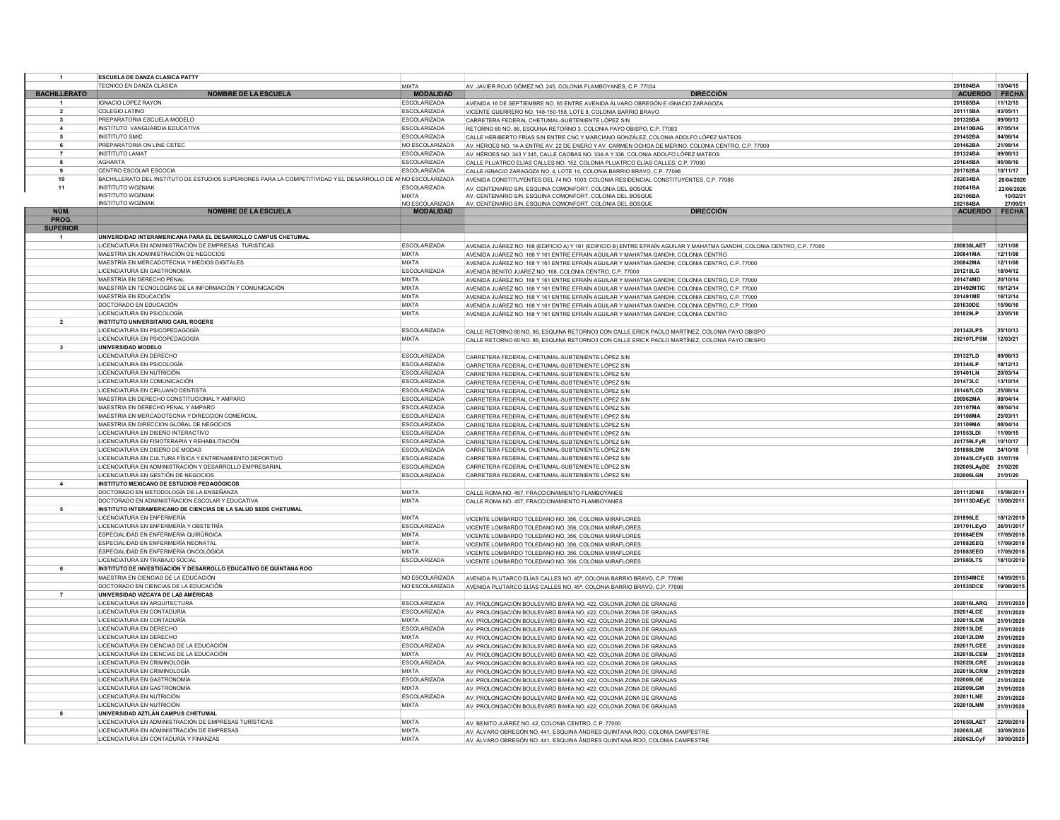| | | | | | |
|---|---|---|---|---|---|
| 1 | ESCUELA DE DANZA CLASICA PATTY | | | | |
| | TECNICO EN DANZA CLÁSICA | MIXTA | AV. JAVIER ROJO GÓMEZ NO. 245, COLONIA FLAMBOYANES, C.P. 77034 | 201504BA | 15/04/15 |
| **BACHILLERATO** | **NOMBRE DE LA ESCUELA** | **MODALIDAD** | **DIRECCIÓN** | **ACUERDO** | **FECHA** |
| 1 | IGNACIO LOPEZ RAYON | ESCOLARIZADA | AVENIDA 16 DE SEPTIEMBRE NO. 65 ENTRE AVENIDA ÁLVARO OBREGÓN E IGNACIO ZARAGOZA | 201585BA | 11/12/15 |
| 2 | COLEGIO LATINO | ESCOLARIZADA | VICENTE GUERRERO NO. 148-150-158, LOTE 8, COLONIA BARRIO BRAVO | 201115BA | 03/05/11 |
| 3 | PREPARATORIA ESCUELA MODELO | ESCOLARIZADA | CARRETERA FEDERAL CHETUMAL-SUBTENIENTE LÓPEZ S/N | 201326BA | 09/08/13 |
| 4 | INSTITUTO VANGUARDIA EDUCATIVA | ESCOLARIZADA | RETORNO 60 NO. 86, ESQUINA RETORNO 3, COLONIA PAYO OBISPO, C.P. 77083 | 201410BAG | 07/05/14 |
| 5 | INSTITUTO SMIC | ESCOLARIZADA | CALLE HERIBERTO FRÍAS S/N ENTRE CNC Y MARCIANO GONZÁLEZ, COLONIA ADOLFO LÓPEZ MATEOS | 201452BA | 04/08/14 |
| 6 | PREPARATORIA ON LINE CETEC | NO ESCOLARIZADA | AV. HÉROES NO. 14-A ENTRE AV. 22 DE ENERO Y AV. CARMEN OCHOA DE MERINO, COLONIA CENTRO, C.P. 77000 | 201462BA | 21/08/14 |
| 7 | INSTITUTO LAMAT | ESCOLARIZADA | AV. HÉROES NO. 343 Y 345, CALLE CAOBAS NO. 334-A Y 336, COLONIA ADOLFO LÓPEZ MATEOS | 201324BA | 09/08/13 |
| 8 | AGHARTA | ESCOLARIZADA | CALLE PLUATRCO ELÍAS CALLES NO. 152, COLONIA PLUATRCO ELÍAS CALLES, C.P. 77090 | 201645BA | 05/08/16 |
| 9 | CENTRO ESCOLAR ESCOCIA | ESCOLARIZADA | CALLE IGNACIO ZARAGOZA NO. 4, LOTE 14, COLONIA BARRIO BRAVO, C.P. 77098 | 201762BA | 10/11/17 |
| 10 | BACHILLERATO DEL INSTITUTO DE ESTUDIOS SUPERIORES PARA LA COMPETITIVIDAD Y EL DESARROLLO DE AI | NO ESCOLARIZADA | AVENIDA CONSTITUYENTES DEL 74 NO. 1003, COLONIA RESIDENCIAL CONSTITUYENTES, C.P. 77086 | 202034BA | 20/04/2020 |
| 11 | INSTITUTO WOZNIAK | ESCOLARIZADA | AV. CENTENARIO S/N, ESQUINA COMONFORT, COLONIA DEL BOSQUE | 202041BA | 22/06/2020 |
| | INSTITUTO WOZNIAK | MIXTA | AV. CENTENARIO S/N, ESQUINA COMONFORT, COLONIA DEL BOSQUE | 202106BA | 10/02/21 |
| | INSTITUTO WOZNIAK | NO ESCOLARIZADA | AV. CENTENARIO S/N, ESQUINA COMONFORT, COLONIA DEL BOSQUE | 202164BA | 27/09/21 |
| **NÚM.** | **NOMBRE DE LA ESCUELA** | **MODALIDAD** | **DIRECCIÓN** | **ACUERDO** | **FECHA** |
| **PROG.** | | | | | |
| **SUPERIOR** | | | | | |
| 1 | UNIVERDIDAD INTERAMERICANA PARA EL DESARROLLO CAMPUS CHETUMAL | | | | |
| | LICENCIATURA EN ADMINISTRACIÓN DE EMPRESAS TURISTICAS | ESCOLARIZADA | AVENIDA JUÁREZ NO. 168 (EDIFICIO A) Y 161 (EDIFICIO B) ENTRE EFRAÍN AGUILAR Y MAHATMA GANDHI, COLONIA CENTRO, C.P. 77000 | 200838LAET | 12/11/08 |
| | MAESTRIA EN ADMINISTRACIÓN DE NEGOCIOS | MIXTA | AVENIDA JUÁREZ NO. 168 Y 161 ENTRE EFRAÍN AGUILAR Y MAHATMA GANDHI, COLONIA CENTRO | 200841MA | 12/11/08 |
| | MAESTRÍA EN MERCADOTECNIA Y MEDIOS DIGITALES | MIXTA | AVENIDA JUÁREZ NO. 168 Y 161 ENTRE EFRAÍN AGUILAR Y MAHATMA GANDHI, COLONIA CENTRO, C.P. 77000 | 200842MA | 12/11/08 |
| | LICENCIATURA EN GASTRONOMÍA | ESCOLARIZADA | AVENIDA BENITO JUÁREZ NO. 168, COLONIA CENTRO, C.P. 77000 | 201218LG | 18/04/12 |
| | MAESTRÍA EN DERECHO PENAL | MIXTA | AVENIDA JUÁREZ NO. 168 Y 161 ENTRE EFRAÍN AGUILAR Y MAHATMA GANDHI, COLONIA CENTRO, C.P. 77000 | 201474MD | 20/10/14 |
| | MAESTRÍA EN TECNOLOGÍAS DE LA INFORMACIÓN Y COMUNICACIÓN | MIXTA | AVENIDA JUÁREZ NO. 168 Y 161 ENTRE EFRAÍN AGUILAR Y MAHATMA GANDHI, COLONIA CENTRO, C.P. 77000 | 201492MTIC | 16/12/14 |
| | MAESTRÍA EN EDUCACIÓN | MIXTA | AVENIDA JUÁREZ NO. 168 Y 161 ENTRE EFRAÍN AGUILAR Y MAHATMA GANDHI, COLONIA CENTRO, C.P. 77000 | 201491ME | 16/12/14 |
| | DOCTORADO EN EDUCACIÓN | MIXTA | AVENIDA JUÁREZ NO. 168 Y 161 ENTRE EFRAÍN AGUILAR Y MAHATMA GANDHI, COLONIA CENTRO, C.P. 77000 | 201630DE | 15/06/16 |
| | LICENCIATURA EN PSICOLOGÍA | MIXTA | AVENIDA JUÁREZ NO. 168 Y 161 ENTRE EFRAÍN AGUILAR Y MAHATMA GANDHI, COLONIA CENTRO | 201829LP | 23/05/18 |
| 2 | INSTITUTO UNIVERSITARIO CARL ROGERS | | | | |
| | LICENCIATURA EN PSICOPEDAGOGÍA | ESCOLARIZADA | CALLE RETORNO 60 NO. 86, ESQUINA RETORNO3 CON CALLE ERICK PAOLO MARTÍNEZ, COLONIA PAYO OBISPO | 201342LPS | 25/10/13 |
| | LICENCIATURA EN PSICOPEDAGOGÍA | MIXTA | CALLE RETORNO 60 NO. 86, ESQUINA RETORNO3 CON CALLE ERICK PAOLO MARTÍNEZ, COLONIA PAYO OBISPO | 202107LPSM | 12/03/21 |
| 3 | UNIVERSIDAD MODELO | | | | |
| | LICENCIATURA EN DERECHO | ESCOLARIZADA | CARRETERA FEDERAL CHETUMAL-SUBTENIENTE LÓPEZ S/N | 201327LD | 09/08/13 |
| | LICENCIATURA EN PSICOLOGÍA | ESCOLARIZADA | CARRETERA FEDERAL CHETUMAL-SUBTENIENTE LÓPEZ S/N | 201344LP | 18/12/13 |
| | LICENCIATURA EN NUTRICIÓN | ESCOLARIZADA | CARRETERA FEDERAL CHETUMAL-SUBTENIENTE LÓPEZ S/N | 201401LN | 20/03/14 |
| | LICENCIATURA EN COMUNICACIÓN | ESCOLARIZADA | CARRETERA FEDERAL CHETUMAL-SUBTENIENTE LÓPEZ S/N | 201473LC | 13/10/14 |
| | LICENCIATURA EN CIRUJANO DENTISTA | ESCOLARIZADA | CARRETERA FEDERAL CHETUMAL-SUBTENIENTE LÓPEZ S/N | 201467LCD | 25/08/14 |
| | MAESTRIA EN DERECHO CONSTITUCIONAL Y AMPARO | ESCOLARIZADA | CARRETERA FEDERAL CHETUMAL-SUBTENIENTE LÓPEZ S/N | 200962MA | 08/04/14 |
| | MAESTRIA EN DERECHO PENAL Y AMPARO | ESCOLARIZADA | CARRETERA FEDERAL CHETUMAL-SUBTENIENTE LÓPEZ S/N | 201107MA | 08/04/14 |
| | MAESTRIA EN MERCADOTECNIA Y DIRECCION COMERCIAL | ESCOLARIZADA | CARRETERA FEDERAL CHETUMAL-SUBTENIENTE LÓPEZ S/N | 201108MA | 25/03/11 |
| | MAESTRIA EN DIRECCION GLOBAL DE NEGOCIOS | ESCOLARIZADA | CARRETERA FEDERAL CHETUMAL-SUBTENIENTE LÓPEZ S/N | 201109MA | 08/04/14 |
| | LICENCIATURA EN DISEÑO INTERACTIVO | ESCOLARIZADA | CARRETERA FEDERAL CHETUMAL-SUBTENIENTE LÓPEZ S/N | 201553LDI | 11/09/15 |
| | LICENCIATURA EN FISIOTERAPIA Y REHABILITACIÓN | ESCOLARIZADA | CARRETERA FEDERAL CHETUMAL-SUBTENIENTE LÓPEZ S/N | 201759LFyR | 10/10/17 |
| | LICENCIATURA EN DISEÑO DE MODAS | ESCOLARIZADA | CARRETERA FEDERAL CHETUMAL-SUBTENIENTE LÓPEZ S/N | 201888LDM | 24/10/18 |
| | LICENCIATURA EN CULTURA FÍSICA Y ENTRENAMIENTO DEPORTIVO | ESCOLARIZADA | CARRETERA FEDERAL CHETUMAL-SUBTENIENTE LÓPEZ S/N | 201945LCFyED | 31/07/19 |
| | LICENCIATURA EN ADMINISTRACIÓN Y DESARROLLO EMPRESARIAL | ESCOLARIZADA | CARRETERA FEDERAL CHETUMAL-SUBTENIENTE LÓPEZ S/N | 202005LAyDE | 21/02/20 |
| | LICENCIATURA EN GESTIÓN DE NEGOCIOS | ESCOLARIZADA | CARRETERA FEDERAL CHETUMAL-SUBTENIENTE LÓPEZ S/N | 202006LGN | 21/01/20 |
| 4 | INSTITUTO MEXICANO DE ESTUDIOS PEDAGÓGICOS | | | | |
| | DOCTORADO EN METODOLOGÍA DE LA ENSEÑANZA | MIXTA | CALLE ROMA NO. 457, FRACCIONAMIENTO FLAMBOYANES | 201112DME | 15/08/2011 |
| | DOCTORADO EN ADMINISTRACION ESCOLAR Y EDUCATIVA | MIXTA | CALLE ROMA NO. 457, FRACCIONAMIENTO FLAMBOYANES | 201113DAEyE | 15/08/2011 |
| 5 | INSTITUTO INTERAMERICANO DE CIENCIAS DE LA SALUD SEDE CHETUMAL | | | | |
| | LICENCIATURA EN ENFERMERÍA | MIXTA | VICENTE LOMBARDO TOLEDANO NO. 356, COLONIA MIRAFLORES | 201896LE | 18/12/2019 |
| | LICENCIATURA EN ENFERMERÍA Y OBSTETRÍA | ESCOLARIZADA | VICENTE LOMBARDO TOLEDANO NO. 356, COLONIA MIRAFLORES | 201701LEyO | 26/01/2017 |
| | ESPECIALIDAD EN ENFERMERÍA QUIRÚRGICA | MIXTA | VICENTE LOMBARDO TOLEDANO NO. 356, COLONIA MIRAFLORES | 201884EEN | 17/09/2018 |
| | ESPECIALIDAD EN ENFERMERÍA NEONATAL | MIXTA | VICENTE LOMBARDO TOLEDANO NO. 356, COLONIA MIRAFLORES | 201882EEQ | 17/09/2018 |
| | ESPECIALIDAD EN ENFERMERÍA ONCOLÓGICA | MIXTA | VICENTE LOMBARDO TOLEDANO NO. 356, COLONIA MIRAFLORES | 201883EEO | 17/09/2018 |
| | LICENCIATURA EN TRABAJO SOCIAL | ESCOLARIZADA | VICENTE LOMBARDO TOLEDANO NO. 356, COLONIA MIRAFLORES | 201980LTS | 18/10/2019 |
| 6 | INSTITUTO DE INVESTIGACIÓN Y DESARROLLO EDUCATIVO DE QUINTANA ROO | | | | |
| | MAESTRIA EN CIENCIAS DE LA EDUCACIÓN | NO ESCOLARIZADA | AVENIDA PLUTARCO ELÍAS CALLES NO. 45ª, COLONIA BARRIO BRAVO, C.P. 77098 | 201554MCE | 14/09/2015 |
| | DOCTORADO EN CIENCIAS DE LA EDUCACIÓN | NO ESCOLARIZADA | AVENIDA PLUTARCO ELÍAS CALLES NO. 45ª, COLONIA BARRIO BRAVO, C.P. 77098 | 201535DCE | 19/08/2015 |
| 7 | UNIVERSIDAD VIZCAYA DE LAS AMÉRICAS | | | | |
| | LICENCIATURA EN ARQUITECTURA | ESCOLARIZADA | AV. PROLONGACIÓN BOULEVARD BAHÍA NO. 422, COLONIA ZONA DE GRANJAS | 202016LARQ | 21/01/2020 |
| | LICENCIATURA EN CONTADURÍA | ESCOLARIZADA | AV. PROLONGACIÓN BOULEVARD BAHÍA NO. 422, COLONIA ZONA DE GRANJAS | 202014LCE | 21/01/2020 |
| | LICENCIATURA EN CONTADURÍA | MIXTA | AV. PROLONGACIÓN BOULEVARD BAHÍA NO. 422, COLONIA ZONA DE GRANJAS | 202015LCM | 21/01/2020 |
| | LICENCIATURA EN DERECHO | ESCOLARIZADA | AV. PROLONGACIÓN BOULEVARD BAHÍA NO. 422, COLONIA ZONA DE GRANJAS | 202013LDE | 21/01/2020 |
| | LICENCIATURA EN DERECHO | MIXTA | AV. PROLONGACIÓN BOULEVARD BAHÍA NO. 422, COLONIA ZONA DE GRANJAS | 202012LDM | 21/01/2020 |
| | LICENCIATURA EN CIENCIAS DE LA EDUCACIÓN | ESCOLARIZADA | AV. PROLONGACIÓN BOULEVARD BAHÍA NO. 422, COLONIA ZONA DE GRANJAS | 202017LCEE | 21/01/2020 |
| | LICENCIATURA EN CIENCIAS DE LA EDUCACIÓN | MIXTA | AV. PROLONGACIÓN BOULEVARD BAHÍA NO. 422, COLONIA ZONA DE GRANJAS | 202018LCEM | 21/01/2020 |
| | LICENCIATURA EN CRIMINOLOGÍA | ESCOLARIZADA. | AV. PROLONGACIÓN BOULEVARD BAHÍA NO. 422, COLONIA ZONA DE GRANJAS | 202020LCRE | 21/01/2020 |
| | LICENCIATURA EN CRIMINOLOGÍA | MIXTA | AV. PROLONGACIÓN BOULEVARD BAHÍA NO. 422, COLONIA ZONA DE GRANJAS | 202019LCRM | 21/01/2020 |
| | LICENCIATURA EN GASTRONOMÍA | ESCOLARIZADA | AV. PROLONGACIÓN BOULEVARD BAHÍA NO. 422, COLONIA ZONA DE GRANJAS | 202008LGE | 21/01/2020 |
| | LICENCIATURA EN GASTRONOMÍA | MIXTA | AV. PROLONGACIÓN BOULEVARD BAHÍA NO. 422, COLONIA ZONA DE GRANJAS | 202009LGM | 21/01/2020 |
| | LICENCIATURA EN NUTRICIÓN | ESCOLARIZADA | AV. PROLONGACIÓN BOULEVARD BAHÍA NO. 422, COLONIA ZONA DE GRANJAS | 202011LNE | 21/01/2020 |
| | LICENCIATURA EN NUTRICIÓN | MIXTA | AV. PROLONGACIÓN BOULEVARD BAHÍA NO. 422, COLONIA ZONA DE GRANJAS | 202010LNM | 21/01/2020 |
| 8 | UNIVERSIDAD AZTLÁN CAMPUS CHETUMAL | | | | |
| | LICENCIATURA EN ADMINISTRACIÓN DE EMPRESAS TURÍSTICAS | MIXTA | AV. BENITO JUÁREZ NO. 42, COLONIA CENTRO, C.P. 77000 | 201650LAET | 22/08/2016 |
| | LICENCIATURA EN ADMINISTRACIÓN DE EMPRESAS | MIXTA | AV. ÁLVARO OBREGÓN NO. 441, ESQUINA ÁNDRES QUINTANA ROO, COLONIA CAMPESTRE | 202063LAE | 30/09/2020 |
| | LICENCIATURA EN CONTADURÍA Y FINANZAS | MIXTA | AV. ÁLVARO OBREGÓN NO. 441, ESQUINA ÁNDRES QUINTANA ROO, COLONIA CAMPESTRE | 202062LCyF | 30/09/2020 |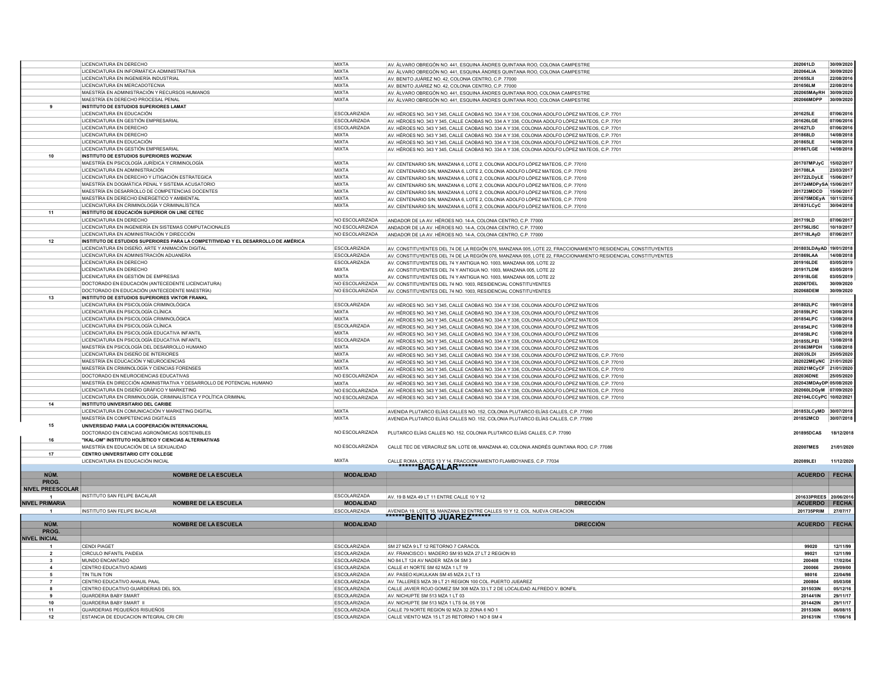| NÚM. PROG. | NOMBRE DE LA ESCUELA | MODALIDAD | DIRECCIÓN | ACUERDO | FECHA |
|---|---|---|---|---|---|
| | LICENCIATURA EN DERECHO | MIXTA | AV. ÁLVARO OBREGÓN NO. 441, ESQUINA ÁNDRES QUINTANA ROO, COLONIA CAMPESTRE | 202061LD | 30/09/2020 |
| | LICENCIATURA EN INFORMÁTICA ADMINISTRATIVA | MIXTA | AV. ÁLVARO OBREGÓN NO. 441, ESQUINA ÁNDRES QUINTANA ROO, COLONIA CAMPESTRE | 202064LIA | 30/09/2020 |
| | LICENCIATURA EN INGENIERÍA INDUSTRIAL | MIXTA | AV. BENITO JUÁREZ NO. 42, COLONIA CENTRO, C.P. 77000 | 201655LII | 22/08/2016 |
| | LICENCIATURA EN MERCADOTECNIA | MIXTA | AV. BENITO JUÁREZ NO. 42, COLONIA CENTRO, C.P. 77000 | 201656LM | 22/08/2016 |
| | MAESTRÍA EN ADMINISTRACIÓN Y RECURSOS HUMANOS | MIXTA | AV. ÁLVARO OBREGÓN NO. 441, ESQUINA ÁNDRES QUINTANA ROO, COLONIA CAMPESTRE | 202065MAyRH | 30/09/2020 |
| | MAESTRÍA EN DERECHO PROCESAL PENAL | MIXTA | AV. ÁLVARO OBREGÓN NO. 441, ESQUINA ÁNDRES QUINTANA ROO, COLONIA CAMPESTRE | 202066MDPP | 30/09/2020 |
| 9 | **INSTITUTO DE ESTUDIOS SUPERIORES LAMAT** | | | | |
| | LICENCIATURA EN EDUCACIÓN | ESCOLARIZADA | AV. HÉROES NO. 343 Y 345, CALLE CAOBAS NO. 334 A Y 336, COLONIA ADOLFO LÓPEZ MATEOS, C.P. 7701 | 201625LE | 07/06/2016 |
| | LICENCIATURA EN GESTIÓN EMPRESARIAL | ESCOLARIZADA | AV. HÉROES NO. 343 Y 345, CALLE CAOBAS NO. 334 A Y 336, COLONIA ADOLFO LÓPEZ MATEOS, C.P. 7701 | 201626LGE | 07/06/2016 |
| | LICENCIATURA EN DERECHO | ESCOLARIZADA | AV. HÉROES NO. 343 Y 345, CALLE CAOBAS NO. 334 A Y 336, COLONIA ADOLFO LÓPEZ MATEOS, C.P. 7701 | 201627LD | 07/06/2016 |
| | LICENCIATURA EN DERECHO | MIXTA | AV. HÉROES NO. 343 Y 345, CALLE CAOBAS NO. 334 A Y 336, COLONIA ADOLFO LÓPEZ MATEOS, C.P. 7701 | 201868LD | 14/08/2018 |
| | LICENCIATURA EN EDUCACIÓN | MIXTA | AV. HÉROES NO. 343 Y 345, CALLE CAOBAS NO. 334 A Y 336, COLONIA ADOLFO LÓPEZ MATEOS, C.P. 7701 | 201865LE | 14/08/2018 |
| | LICENCIATURA EN GESTIÓN EMPRESARIAL | MIXTA | AV. HÉROES NO. 343 Y 345, CALLE CAOBAS NO. 334 A Y 336, COLONIA ADOLFO LÓPEZ MATEOS, C.P. 7701 | 201867LGE | 14/08/2018 |
| 10 | **INSTITUTO DE ESTUDIOS SUPERIORES WOZNIAK** | | | | |
| | MAESTRÍA EN PSICOLOGÍA JURÍDICA Y CRIMINOLOGÍA | MIXTA | AV. CENTENARIO S/N, MANZANA 6, LOTE 2, COLONIA ADOLFO LÓPEZ MATEOS, C.P. 77010 | 201707MPJyC | 15/02/2017 |
| | LICENCIATURA EN ADMINISTRACIÓN | MIXTA | AV. CENTENARIO S/N, MANZANA 6, LOTE 2, COLONIA ADOLFO LÓPEZ MATEOS, C.P. 77010 | 201708LA | 23/03/2017 |
| | LICENCIATURA EN DERECHO Y LITIGACIÓN ESTRATEGICA | MIXTA | AV. CENTENARIO S/N, MANZANA 6, LOTE 2, COLONIA ADOLFO LÓPEZ MATEOS, C.P. 77010 | 201722LDyLE | 15/06/2017 |
| | MAESTRÍA EN DOGMÁTICA PENAL Y SISTEMA ACUSATORIO | MIXTA | AV. CENTENARIO S/N, MANZANA 6, LOTE 2, COLONIA ADOLFO LÓPEZ MATEOS, C.P. 77010 | 201724MDPySA | 15/06/2017 |
| | MAESTRÍA EN DESARROLLO DE COMPETENCIAS DOCENTES | MIXTA | AV. CENTENARIO S/N, MANZANA 6, LOTE 2, COLONIA ADOLFO LÓPEZ MATEOS, C.P. 77010 | 201723MDCD | 15/06/2017 |
| | MAESTÍRA EN DERECHO ENERGETICO Y AMBIENTAL | MIXTA | AV. CENTENARIO S/N, MANZANA 6, LOTE 2, COLONIA ADOLFO LÓPEZ MATEOS, C.P. 77010 | 201675MDEyA | 10/11/2016 |
| | LICENCIATURA EN CRIMINOLOGÍA Y CRIMINALÍSTICA | MIXTA | AV. CENTENARIO S/N, MANZANA 6, LOTE 2, COLONIA ADOLFO LÓPEZ MATEOS, C.P. 77010 | 201831LCyC | 30/04/2018 |
| 11 | **INSTITUTO DE EDUCACIÓN SUPERIOR ON LINE CETEC** | | | | |
| | LICENCIATURA EN DERECHO | NO ESCOLARIZADA | ANDADOR DE LA AV. HÉROES NO. 14-A, COLONIA CENTRO, C.P. 77000 | 201719LD | 07/06/2017 |
| | LICENCIATURA EN INGENIERÍA EN SISTEMAS COMPUTACIONALES | NO ESCOLARIZADA | ANDADOR DE LA AV. HÉROES NO. 14-A, COLONIA CENTRO, C.P. 77000 | 201756LISC | 10/10/2017 |
| | LICENCIATURA EN ADMINISTRACIÓN Y DIRECCIÓN | NO ESCOLARIZADA | ANDADOR DE LA AV. HÉROES NO. 14-A, COLONIA CENTRO, C.P. 77000 | 201718LAyD | 07/06/2017 |
| 12 | **INSTITUTO DE ESTUDIOS SUPERIORES PARA LA COMPETITIVIDAD Y EL DESARROLLO DE AMÉRICA** | | | | |
| | LICENCIATURA EN DISEÑO, ARTE Y ANIMACIÓN DIGITAL | ESCOLARIZADA | AV. CONSTITUYENTES DEL 74 DE LA REGIÓN 076, MANZANA 005, LOTE 22, FRACCIONAMIENTO RESIDENCIAL CONSTITUYENTES | 201803LDAyAD | 19/01/2018 |
| | LICENCIATURA EN ADMINISTRACIÓN ADUANERA | ESCOLARIZADA | AV. CONSTITUYENTES DEL 74 DE LA REGIÓN 076, MANZANA 005, LOTE 22, FRACCIONAMIENTO RESIDENCIAL CONSTITUYENTES | 201869LAA | 14/08/2018 |
| | LICENCIATURA EN DERECHO | ESCOLARIZADA | AV. CONSTITUYENTES DEL 74 Y ANTIGUA NO. 1003, MANZANA 005, LOTE 22 | 201916LDE | 03/05/2019 |
| | LICENCIATURA EN DERECHO | MIXTA | AV. CONSTITUYENTES DEL 74 Y ANTIGUA NO. 1003, MANZANA 005, LOTE 22 | 201917LDM | 03/05/2019 |
| | LICENCIATURA EN GESTIÓN DE EMPRESAS | MIXTA | AV. CONSTITUYENTES DEL 74 Y ANTIGUA NO. 1003, MANZANA 005, LOTE 22 | 201918LGE | 03/05/2019 |
| | DOCTORADO EN EDUCACIÓN (ANTECEDENTE LICENCIATURA) | NO ESCOLARIZADA | AV. CONSTITUYENTES DEL 74 NO. 1003, RESIDENCIAL CONSTITUYENTES | 202067DEL | 30/09/2020 |
| | DOCTORADO EN EDUCACIÓN (ANTECEDENTE MAESTRÍA) | NO ESCOLARIZADA | AV. CONSTITUYENTES DEL 74 NO. 1003, RESIDENCIAL CONSTITUYENTES | 202068DEM | 30/09/2020 |
| 13 | **INSTITUTO DE ESTUDIOS SUPERIORES VIKTOR FRANKL** | | | | |
| | LICENCIATURA EN PSICOLOGÍA CRIMINOLÓGICA | ESCOLARIZADA | AV. HÉROES NO. 343 Y 345, CALLE CAOBAS NO. 334 A Y 336, COLONIA ADOLFO LÓPEZ MATEOS | 201802LPC | 19/01/2018 |
| | LICENCIATURA EN PSICOLOGÍA CLÍNICA | MIXTA | AV. HÉROES NO. 343 Y 345, CALLE CAOBAS NO. 334 A Y 336, COLONIA ADOLFO LÓPEZ MATEOS | 201859LPC | 13/08/2018 |
| | LICENCIATURA EN PSICOLOGÍA CRIMINOLÓGICA | MIXTA | AV. HÉROES NO. 343 Y 345, CALLE CAOBAS NO. 334 A Y 336, COLONIA ADOLFO LÓPEZ MATEOS | 201854LPC | 13/08/2018 |
| | LICENCIATURA EN PSICOLOGÍA CLÍNICA | ESCOLARIZADA | AV. HÉROES NO. 343 Y 345, CALLE CAOBAS NO. 334 A Y 336, COLONIA ADOLFO LÓPEZ MATEOS | 201854LPC | 13/08/2018 |
| | LICENCIATURA EN PSICOLOGÍA EDUCATIVA INFANTIL | MIXTA | AV. HÉROES NO. 343 Y 345, CALLE CAOBAS NO. 334 A Y 336, COLONIA ADOLFO LÓPEZ MATEOS | 201858LPC | 13/08/2018 |
| | LICENCIATURA EN PSICOLOGÍA EDUCATIVA INFANTIL | ESCOLARIZADA | AV. HÉROES NO. 343 Y 345, CALLE CAOBAS NO. 334 A Y 336, COLONIA ADOLFO LÓPEZ MATEOS | 201855LPEI | 13/08/2018 |
| | MAESTRÍA EN PSICOLOGÍA DEL DESARROLLO HUMANO | MIXTA | AV. HÉROES NO. 343 Y 345, CALLE CAOBAS NO. 334 A Y 336, COLONIA ADOLFO LÓPEZ MATEOS | 201863MPDH | 13/08/2018 |
| | LICENCIATURA EN DISEÑO DE INTERIORES | MIXTA | AV. HÉROES NO. 343 Y 345, CALLE CAOBAS NO. 334 A Y 336, COLONIA ADOLFO LÓPEZ MATEOS, C.P. 77010 | 202035LDI | 25/05/2020 |
| | MAESTRÍA EN EDUCACIÓN Y NEUROCIENCIAS | MIXTA | AV. HÉROES NO. 343 Y 345, CALLE CAOBAS NO. 334 A Y 336, COLONIA ADOLFO LÓPEZ MATEOS, C.P. 77010 | 202022MEyNC | 21/01/2020 |
| | MAESTRÍA EN CRIMINOLOGÍA Y CIENCIAS FORENSES | MIXTA | AV. HÉROES NO. 343 Y 345, CALLE CAOBAS NO. 334 A Y 336, COLONIA ADOLFO LÓPEZ MATEOS, C.P. 77010 | 202021MCyCF | 21/01/2020 |
| | DOCTORADO EN NEUROCIENCIAS EDUCATIVAS | NO ESCOLARIZADA | AV. HÉROES NO. 343 Y 345, CALLE CAOBAS NO. 334 A Y 336, COLONIA ADOLFO LÓPEZ MATEOS, C.P. 77010 | 202036DNE | 25/05/2020 |
| | MAESTRÍA EN DIRECCIÓN ADMINISTRATIVA Y DESARROLLO DE POTENCIAL HUMANO | MIXTA | AV. HÉROES NO. 343 Y 345, CALLE CAOBAS NO. 334 A Y 336, COLONIA ADOLFO LÓPEZ MATEOS, C.P. 77010 | 202043MDAyDP | 05/08/2020 |
| | LICENCIATURA EN DISEÑO GRÁFICO Y MARKETING | NO ESCOLARIZADA | AV. HÉROES NO. 343 Y 345, CALLE CAOBAS NO. 334 A Y 336, COLONIA ADOLFO LÓPEZ MATEOS, C.P. 77010 | 202060LDGyM | 07/09/2020 |
| | LICENCIATURA EN CRIMINOLOGÍA, CRIMINALÍSTICA Y POLÍTICA CRIMINAL | NO ESCOLARIZADA | AV. HÉROES NO. 343 Y 345, CALLE CAOBAS NO. 334 A Y 336, COLONIA ADOLFO LÓPEZ MATEOS, C.P. 77010 | 202104LCCyPC | 10/02/2021 |
| 14 | **INSTITUTO UNIVERSITARIO DEL CARIBE** | | | | |
| | LICENCIATURA EN COMUNICACIÓN Y MARKETING DIGITAL | MIXTA | AVENIDA PLUTARCO ELÍAS CALLES NO. 152, COLONIA PLUTARCO ELÍAS CALLES, C.P. 77090 | 201853LCyMD | 30/07/2018 |
| | MAESTRÍA EN COMPETENCIAS DIGITALES | MIXTA | AVENIDA PLUTARCO ELÍAS CALLES NO. 152, COLONIA PLUTARCO ELÍAS CALLES, C.P. 77090 | 201852MCD | 30/07/2018 |
| 15 | **UNIVERSIDAD PARA LA COOPERACIÓN INTERNACIONAL** | | | | |
| | DOCTORADO EN CIENCIAS AGRONÓMICAS SOSTENIBLES | NO ESCOLARIZADA | PLUTARCO ELÍAS CALLES NO. 152, COLONIA PLUTARCO ELÍAS CALLES, C.P. 77090 | 201895DCAS | 18/12/2018 |
| 16 | **"IKAL-OM" INSTITUTO HOLÍSTICO Y CIENCIAS ALTERNATIVAS** | | | | |
| | MAESTRÍA EN EDUCACIÓN DE LA SEXUALIDAD | NO ESCOLARIZADA | CALLE TEC DE VERACRUZ S/N, LOTE 08, MANZANA 40, COLONIA ANDRÉS QUINTANA ROO, C.P. 77086 | 202007MES | 21/01/2020 |
| 17 | **CENTRO UNIVERSITARIO CITY COLLEGE** | | | | |
| | LICENCIATURA EN EDUCACIÓN INICIAL | MIXTA | CALLE ROMA, LOTES 13 Y 14, FRACCIONAMIENTO FLAMBOYANES, C.P. 77034 | 202089LEI | 11/12/2020 |

## ******BACALAR******

| NÚM. PROG. | NOMBRE DE LA ESCUELA | MODALIDAD | DIRECCIÓN | ACUERDO | FECHA |
|---|---|---|---|---|---|
| **NIVEL PREESCOLAR** | | | | | |
| 1 | INSTITUTO SAN FELIPE BACALAR | ESCOLARIZADA | AV. 19 B MZA 49 LT 11 ENTRE CALLE 10 Y 12 | 201633PREES | 20/06/2016 |
| **NIVEL PRIMARIA** | **NOMBRE DE LA ESCUELA** | **MODALIDAD** | **DIRECCIÓN** | **ACUERDO** | **FECHA** |
| 1 | INSTITUTO SAN FELIPE BACALAR | ESCOLARIZADA | AVENIDA 19, LOTE 16, MANZANA 32 ENTRE CALLES 10 Y 12. COL. NUEVA CREACION | 201735PRIM | 27/07/17 |

## ******BENITO JUAREZ******

| NÚM. PROG. | NOMBRE DE LA ESCUELA | MODALIDAD | DIRECCIÓN | ACUERDO | FECHA |
|---|---|---|---|---|---|
| **NIVEL INICIAL** | | | | | |
| 1 | CENDI PIAGET | ESCOLARIZADA | SM 27 MZA 9 LT 12 RETORNO 7 CARACOL | 99020 | 12/11/99 |
| 2 | CIRCULO INFANTIL PAIDEIA | ESCOLARIZADA | AV. FRANCISCO I. MADERO SM 93 MZA 27 LT 2 REGION 93 | 99021 | 12/11/99 |
| 3 | MUNDO ENCANTADO | ESCOLARIZADA | NO 84 LT 124 AV NADER MZA 04 SM 3 | 200408 | 17/02/04 |
| 4 | CENTRO EDUCATIVO ADAMS | ESCOLARIZADA | CALLE 41 NORTE SM 62 MZA 1 LT 19 | 200066 | 29/09/00 |
| 5 | TIN TILIN TON | ESCOLARIZADA | AV. PASEO KUKULKAN SM 45 MZA 2 LT 13 | 98016 | 22/04/98 |
| 7 | CENTRO EDUCATIVO AHAUIL PAAL | ESCOLARIZADA | AV. TALLERES MZA 39 LT 21 REGION 100 COL. PUERTO JUEAREZ | 200804 | 05/03/08 |
| 8 | CENTRO EDUCATIVO GUARDERIAS DEL SOL | ESCOLARIZADA | CALLE JAVIER ROJO GOMEZ SM 308 MZA 33 LT 2 DE LOCALIDAD ALFREDO V. BONFIL | 201503IN | 05/12/16 |
| 9 | GUARDERIA BABY SMART | ESCOLARIZADA | AV. NICHUPTE SM 513 MZA 1 LT 03 | 201441IN | 29/11/17 |
| 10 | GUARDERIA BABY SMART II | ESCOLARIZADA | AV. NICHUPTE SM 513 MZA 1 LTS 04, 05 Y 06 | 201442IN | 29/11/17 |
| 11 | GUARDERIAS PEQUEÑOS RISUEÑOS | ESCOLARIZADA | CALLE 79 NORTE REGION 92 MZA 32 ZONA 6 NO 1 | 201536IN | 06/08/15 |
| 12 | ESTANCIA DE EDUCACION INTEGRAL CRI CRI | ESCOLARIZADA | CALLE VIENTO MZA 15 LT 25 RETORNO 1 NO 8 SM 4 | 201631IN | 17/06/16 |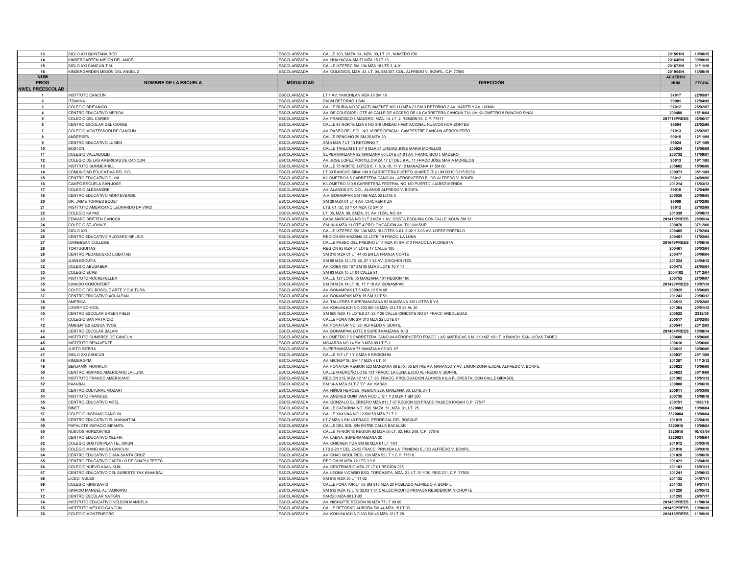| 13 | SIGLO XXI QUINTANA ROO | ESCOLARIZADA | CALLE 103, SMZA. 94, MZA. 09, LT. 01, NÚMERO 230 | 201561IN | 10/08/15 |
|---|---|---|---|---|---|
| 14 | KINDERGARTEN MISION DEL ANGEL | ESCOLARIZADA | AV. HUAYACAN SM 57 MZA 15 LT 13 | 201646IN | 09/08/16 |
| 15 | SIGLO XXI CANCÚN T.M. | ESCOLARIZADA | CALLE IXTEPEC SM 104 MZA 18 LTS 3, 4-01 | 201673IN | 01/11/16 |
| 16 | KINDERGARDEN MISION DEL ANGEL 2 | ESCOLARIZADA | AV. COLEGIOS, MZA. 43, LT. 04, SM 307, COL. ALFREDO V. BONFIL, C.P. 77560 | 201954IN | 13/08/19 |
| **NUM** | | | | **ACUERDO** | |
| **PROG** | **NOMBRE DE LA ESCUELA** | **MODALIDAD** | **DIRECCIÓN** | **NUM** | **FECHA** |
| **NIVEL PREESCOLAR** | | | | | |
| 1 | INSTITUTO CANCUN | ESCOLARIZADA | LT 1 AV. YAXCHILAN MZA 18 SM 18 | 97017 | 22/05/97 |
| 2 | ITZAMNA | ESCOLARIZADA | SM 24 RETORNO 1 S/N | 99001 | 12/04/99 |
| 3 | COLEGIO BRITANICO | ESCOLARIZADA | CALLE RUBIA NO 37 (ACTUAMENTE NO 11) MZA 21 SM 3 RETORNO 2 AV. NADER Y AV. UXMAL | 97012 | 28/02/97 |
| 4 | CENTRO EDUCATIVO MERIDA | ESCOLARIZADA | AV. DE COLEGIOS LOTE 49 CALLE DE ACCESO DE LA CARRETERA CANCUN TULUM KILOMETRO 9 RANCHO SINAI | 200480 | 15/10/04 |
| 5 | COLEGIO DEL CARIBE | ESCOLARIZADA | AV. FRANCISCO I. MADERO, MZA. 14, LT. 2, REGIÓN 93, C.P. 77517 | 201716PREES | 02/06/17 |
| 6 | CENTRO ESCOLAR DEL CARIBE | ESCOLARIZADA | CALLE 93 NORTE MZA 6 NO 319 UNIDAD HABITACIONAL NUEVOS HORIZONTES | 96004 | 28/02/96 |
| 7 | COLEGIO MONTESSORI DE CANCUN | ESCOLARIZADA | AV. PASEO DEL SOL NO 18 RESIDENCIAL CAMPESTRE CANCUN AEROPUERTO | 97013 | 28/02/97 |
| 8 | ANDERSEN | ESCOLARIZADA | CALLE RENO NO 29 SM 20 MZA 20 | 99015 | 12/11/99 |
| 9 | CENTRO EDUCATIVO LUMEN | ESCOLARIZADA | SM 4 MZA 7 LT 13 RETORNO 7 | 99024 | 12/11/99 |
| 10 | BOSTON | ESCOLARIZADA | CALLE TANLUM LT 8 Y 9 MZA 54 UNIDAD JOSE MARIA MORELOS | 200924 | 18/06/09 |
| 11 | COLEGIO VALLADOLID | ESCOLARIZADA | SUPERMANZANA 92 MANZANA 66 LOTE 01-01 AV. FRANCISCO I. MADERO | 200732 | 17/09/07 |
| 12 | COLEGIO DE LAS AMERICAS DE CANCUN | ESCOLARIZADA | AV. JOSE LOPEZ PORTILLO MZA 17 LT DEL 9 AL 11 FRACC JOSE MARIA MORELOS | 95013 | 16/11/95 |
| 13 | INSTITUTO SUMMERHILL | ESCOLARIZADA | CALLE 75 NORTE LOTES 6, 7, 8, 9, 10, 11 Y 12 MANAZANA 14 SM 60 | 200602 | 15/06/06 |
| 14 | COMUNIDAD EDUCATIVA DEL SOL | ESCOLARIZADA | LT 39 RANCHO SINAI KM 9 CARRETERA PUERTO JUAREZ -TULUM D310:D315:D336 | 200971 | 05/11/09 |
| 15 | CENTRO EDUCATIVO DIUNI | ESCOLARIZADA | KILOMETRO 6.5 CARRETERA CANCUN - AEROPUERTO EJIDO ALFREDO V. BONFIL | 96012 | 24/09/96 |
| 16 | CAMPO ESCUELA SAN JOSE | ESCOLARIZADA | KILOMETRO 310.5 CARRETERA FEDERAL NO 180 PUERTO JUAREZ MERIDA | 201214 | 16/03/12 |
| 17 | COLEGIO ALEXANDRE | ESCOLARIZADA | AV. ALAMOS S/N COL. ALAMOS ALFREDO V. BONFIL | 99010 | 12/04/99 |
| 18 | CENTRO EDUCATIVO MONTEVERDE | ESCOLARIZADA | A.V. BONAMPAK SM 10B MZA 02 LOTE 5 | 200530 | 20/09/05 |
| 20 | DR. JAIME TORRES BODET | ESCOLARIZADA | SM 29 MZA 01 LT 4 AV. CHICHEN ITZA | 98009 | 27/02/98 |
| 21 | INSTITUTO AMERICANO LEONARDO DA VINCI | ESCOLARIZADA | LTS. 01, 02, 03 Y 04 MZA 72 SM 51 | 98012 | 27/02/98 |
| 22 | COLEGIO KAYAB | ESCOLARIZADA | LT. 06, MZA. 09, SMZA. 31, AV. ITZAL NO. 84 | 201339 | 09/08/13 |
| 23 | EDWARD BRITTEN CANCÚN | ESCOLARIZADA | CASA MARCADA NO 3 LT 3 MZA 1 AV. COSTA ESQUINA CON CALLE IXCUN SM 32 | 201415PREES | 28/05/14 |
| 24 | COLEGIO ST.JOHN´S | ESCOLARIZADA | SM 10-A MZA 1 LOTE 4 PROLONGACION AV. TULUM SUR | 200070 | 07/12/00 |
| 25 | SIGLO XXI | ESCOLARIZADA | CALLE IXTEPEC SM 104 MZA 18 LOTES 3-01, 3-02 Y 3-03 AV. LOPEZ PORTILLO | 200405 | 17/02/04 |
| 26 | CENTRO EDUCATIVO RUDYARD KIPLING | ESCOLARIZADA | REGION 505 MAZANA 22 LOTE 19 FRACC. LA LUNA | 200401 | 17/02/04 |
| 27 | CARIBBEAN COLLEGE | ESCOLARIZADA | CALLE PASEO DEL FRESNO LT 4 MZA 94 SM 313 FRACC LA FLORESTA | 201649PREES | 10/08/16 |
| 28 | TORTUGUITAS | ESCOLARIZADA | REGION 95 MZA 34 LOTE 17 CALLE 105 | 200461 | 30/03/04 |
| 29 | CENTRO PEDAGOGICO LIBERTAD | ESCOLARIZADA | SM 218 MZA 01 LT 44-03 EN LA FRANJA NORTE | 200477 | 30/06/04 |
| 30 | JUAN ESCUTIA | ESCOLARIZADA | SM 59 MZA 12 LTS 26, 27 Y 28 AV. CHICHEN ITZA | 201224 | 24/04/12 |
| 32 | COLEGIO ABUGABER | ESCOLARIZADA | AV. COBA NO 167 SM 30 MZA 8 LOTE 10 Y 11 | 200475 | 28/05/04 |
| 33 | COLEGIO ECAB | ESCOLARIZADA | SM 93 MZA 15 LT 01 CALLE 91 | 2004102 | 17/12/04 |
| 34 | INSTITUTO ROCKEFELLER | ESCOLARIZADA | CALLE 127 LOTE 05 MANZANA 101 REGION 100 | 200752 | 27/09/07 |
| 35 | IGNACIO COMONFORT | ESCOLARIZADA | SM 74 MZA 14 LT 16, 17 Y 18 AV. BONAMPAK | 201429PREES | 10/07/14 |
| 36 | COLEGIO DEL BOSQUE ARTE Y CULTURA | ESCOLARIZADA | AV. BONAMPAK LT 5 MZA 12 SM 68 | 200925 | 18/06/09 |
| 37 | CENTRO EDUCATIVO XOLALPAN | ESCOLARIZADA | AV. BONAMPAK MZA 15 SM 3 LT 51 | 201243 | 29/06/12 |
| 38 | AMERICA | ESCOLARIZADA | AV. TALLERES SUPERMANZANA 92 MANZANA 120 LOTES 5 Y 6 | 200512 | 28/02/05 |
| 39 | LOWRY SCHOOL | ESCOLARIZADA | AV. KOHUNLICH NO 303 SM 46 MZA 12 LTS 28 AL 30 | 201204 | 20/01/12 |
| 40 | CENTRO ESCOLAR GREEN FIELD | ESCOLARIZADA | SM 500 MZA 13 LOTES 27, 28 Y 29 CALLE CIRICOTE NO 57 FRACC ARBOLEDAS | 200522 | 2312/05 |
| 41 | COLEGIO SAN PATRICIO | ESCOLARIZADA | CALLE FONATUR SM 313 MZA 22 LOTE 07 | 200517 | 28/02/05 |
| 42 | AMBIENTES EDUCATIVOS | ESCOLARIZADA | AV. FONATUR NO. 26 ALFREDO V. BONFIL | 200541 | 23/12/05 |
| 43 | CENTRO ESCOLAR BALAM | ESCOLARIZADA | AV. BONAMPAK LOTE 8 SUPERMANZANA 10-B | 201464PREES | 18/08/14 |
| 44 | INSTITUTO CUMBRES DE CANCUN | ESCOLARIZADA | KILOMETRO 7.5 CARRETERA CANCUN-AEROPUERTO FRACC. LAS AMERICAS S.M. 310 MZ. 08 LT. 3 RANCH. SAN JUDAS TADEO | 200606 | 15/06/06 |
| 45 | INSTITUTO BENAVENTE | ESCOLARIZADA | MOJARRA NO 14 SM 3 MZA 09 LT E-1 | 200610 | 30/06/06 |
| 46 | JUSTO SIERRA | ESCOLARIZADA | SUPERMANZANA 77 MANZANA 05 NO. 07 | 200612 | 30/06/06 |
| 47 | SIGLO XXI CANCÚN | ESCOLARIZADA | CALLE 107 LT 1 Y 2 MZA 9 REGION 94 | 200837 | 20/11/08 |
| 48 | KINDERGYM | ESCOLARIZADA | AV. NICHUPTE, SM 17 MZA 4 LT. 51 | 201287 | 11/12/12 |
| 49 | BENJAMÍN FRANKLIN | ESCOLARIZADA | AV. FONATUR REGION 523 MANZANA 08 ETX. 05 ENTRE AV. NARANJO Y AV. LIMON ZONA EJIDAL ALFREDO V. BONFIL | 200623 | 15/06/06 |
| 50 | CENTRO HISPANO AMERICANO LA LUNA | ESCOLARIZADA | CALLE MADROÑO LOTE 131 FRACC. LA LUNA EJIDO ALFREDO V. BONFIL | 200623 | 30/10/06 |
| 51 | INSTITUTO FRANCO AMERICANO | ESCOLARIZADA | REGION 313, MZA 42 "A" LT. 86 FRACC. PROLOGACION ALAMOS II (LA FLORESTA) CON CALLE GIRASOL | 201302 | 15/01/13 |
| 52 | KAANBAL | ESCOLARIZADA | SM 14-A MZA 3 LT 7 "C" AV. KABAH | 200808 | 19/06/18 |
| 53 | CENTRO CULTURAL MOZART | ESCOLARIZADA | AV. NIÑOS HEROES, REGION 229, MANZANA 30, LOTE 24-1 | 200811 | 05/03/08 |
| 54 | INSTITUTO FRANCES | ESCOLARIZADA | AV. ANDRES QUINTANA ROO LTS 1 Y 2 MZA 1 SM 500 | 200730 | 15/08/16 |
| 55 | CENTRO EDUCATIVO AIFEL | ESCOLARIZADA | AV. GONZALO GUERRERO MZA 01 LT 07 REGION 223 FRACC PASEOS KABAH C.P. 77517 | 200751 | 1508/18 |
| 56 | BINET | ESCOLARIZADA | CALLE CATARINA NO. 398, SMZA. 51, MZA. 31, LT. 25. | 3320002 | 10/08/04 |
| 57 | COLEGIO HISPANO CANCUN | ESCOLARIZADA | CALLE YAXUNA NO 12 SM 59 MZA 7 LT 2 | 3320004 | 10/08/04 |
| 58 | CENTRO EDUCATIVO EL MANANTIAL | ESCOLARIZADA | LT 7 MZA 3 SM 43 FRACC. PEDREGAL DEL BOSQUE | 201019 | 23/04/10 |
| 59 | PAPALOTE ESPACIO INFANTIL | ESCOLARIZADA | CALLE DEL SOL S/N ENTRE CALLE BACALAR | 3320010 | 10/08/04 |
| 60 | NUEVOS HORIZONTES | ESCOLARIZADA | CALLE 79 NORTE REGION 92 MZA 50 LT. 02, NO. 248, C.P. 77516 | 3320018 | 10/'08/04 |
| 61 | CENTRO EDUCATIVO XEL-HA | ESCOLARIZADA | AV. LABNA, SUPERMANZANA 20 | 3320021 | 10/08/04 |
| 62 | COLEGIO BOSTON PLANTEL IXKUN | ESCOLARIZADA | AV. CHICHEN ITZA SM 98 MZA 61 LT 1-01 | 201012 | 03/03/10 |
| 63 | COLEGIO MANO AMIGA CANCUN | ESCOLARIZADA | LTS 2-23 Y DEL 25-32 FRACC. PRIVADA LA TRINIDAD EJIDO ALFREDO V. BONFIL | 201016 | 09/03/10 |
| 64 | CENTRO EDUCATIVO CHAN SANTA CRUZ | ESCOLARIZADA | AV. CHAC MOOL REG. 100 MZA 52 LT 1 C.P. 77518 | 201020 | 03/06/10 |
| 65 | CENTRO EDUCATIVO CASTILLO DE CHAPULTEPEC | ESCOLARIZADA | REGION 96 MZA 12 LTS 3 Y 6 | 201021 | 23/04/10 |
| 66 | COLEGIO NUEVO KAAN KUN | ESCOLARIZADA | AV. CENTENARIO MZA 27 LT 01 REGION 225 | 201101 | 18/01/11 |
| 67 | CENTRO EDUCATIVO DEL SURESTE YAX KAAMBAL | ESCOLARIZADA | AV. LEONA VICARIO ESQ. TORCASITA, MZA. 21, LT. 01 Y 30, REG 231, C.P. 77500 | 201241 | 20/06/12 |
| 68 | LICEO INGLES | ESCOLARIZADA | SM 518 MZA 30 LT 11-02 | 201132 | 04/07/11 |
| 69 | COLEGIO KING DAVID | ESCOLARIZADA | CALLE FONATUR LT 03 SM 313 MZA 20 POBLADO ALFREDO V. BONFIL | 201135 | 19/07/11 |
| 71 | IGNACIO MANUEL ALTAMIRANO | ESCOLARIZADA | SM 512 MZA 12 LTS 02,03 Y 04 CALLECIRCUITO PRIVADA RESIDENCIA NICHUPTE | 201228 | 23/05/12 |
| 72 | CENTRO ESCOLAR NATKÁN | ESCOLARIZADA | SM-320 MZA-80 LT-03 | 201255 | 26/07/17 |
| 74 | INSTITUTO EDUCATIVO NELSON MANDELA | ESCOLARIZADA | AV. NICHUPTE REGION 96 MZA 77 LT 08 09 | 201450PREES | 11/08/14 |
| 75 | INSTITUTO MÉXICO CANCÚN | ESCOLARIZADA | CALLE RETORNO AURORA SM 44 MZA 15 LT 03 | 201459PREES | 19/06/18 |
| 76 | COLEGIO MONTENEGRO | ESCOLARIZADA | AV. KOHUNLICH NO 303 SM 46 MZA 12 LT 28 | 201416PREES | 11/05/16 |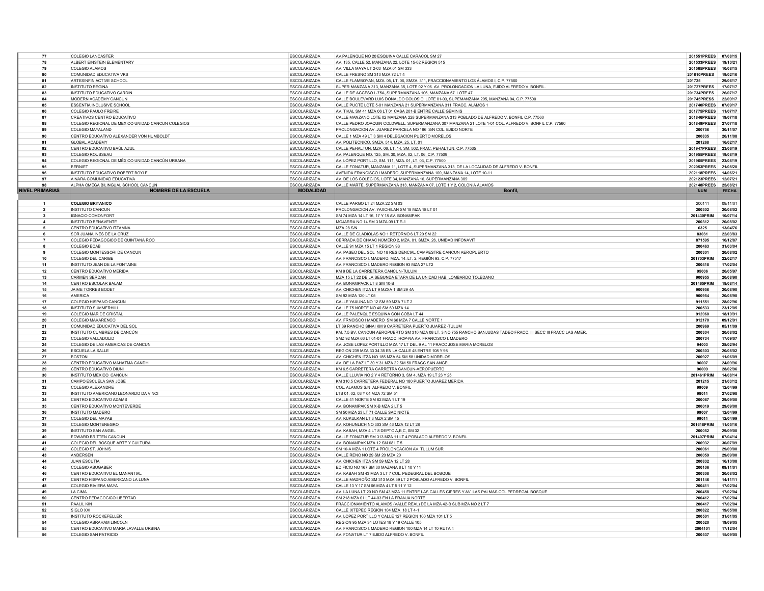| | | | | | |
|---|---|---|---|---|---|
| 77 | COLEGIO LANCASTER | ESCOLARIZADA | AV.PALENQUE NO 20 ESQUINA CALLE CARACOL SM 27 | 201551PREES | 07/08/15 |
| 78 | ALBERT EINSTEIN ELEMENTARY | ESCOLARIZADA | AV. 135, CALLE 52, MANZANA 22, LOTE 15-02 REGION 515 | 201533PREES | 19/10/21 |
| 79 | COLEGIO ALAMOS | ESCOLARIZADA | AV. VILLA MAYA LT 2-03 MZA 01 SM 333 | 201565PREES | 10/08/15 |
| 80 | COMUNIDAD EDUCATIVA VKS | ESCOLARIZADA | CALLE FRESNO SM 313 MZA 72 LT 4 | 201610PREES | 19/02/16 |
| 81 | ARTESINFIN ACTIVE SCHOOL | ESCOLARIZADA | CALLE FLAMBOYAN, MZA. 05, LT. 06, SMZA. 311, FRACCIONAMIENTO LOS ÁLAMOS I, C.P. 77560 | 201725 | 29/06/17 |
| 82 | INSTITUTO REGINA | ESCOLARIZADA | SUPER MANZANA 313, MANZANA 35, LOTE 02 Y 06. AV. PROLONGACION LA LUNA, EJIDO ALFREDO V. BONFIL. | 201727PREES | 17/07/17 |
| 83 | INSTITUTO EDUCATIVO CARDIN | ESCOLARIZADA | CALLE DE ACCESO L-75A, SUPERMANZANA 106, MANZANA 67. LOTE 47 | 201734PREES | 26/07/17 |
| 84 | MODERN ACADEMY CANCUN | ESCOLARIZADA | CALLE BOULEVARD LUIS DONALDO COLOSIO, LOTE 01-03, SUPEMANZANA 295, MANZANA 04, C.P. 77500 | 201745PRESS | 22/09/17 |
| 85 | ESSENTIA INCLUSIVE SCHOOL | ESCOLARIZADA | CALLE PUCTE LOTE 5-01 MANZANA 21 SUPERMANZANA 311 FRACC. ALAMOS 1 | 201740PREES | 07/09/17 |
| 86 | COLEGIO PAULO FREIRE | ESCOLARIZADA | AV. TIKAL SM 41 MZA 06 LT 01 CASA 201-B ENTRE CALLE GEMINIS | 201775PREES | 11/07/17 |
| 87 | CREATIVOS CENTRO EDUCATIVO | ESCOLARIZADA | CALLE MANZANO LOTE 02 MANZANA 228 SUPERMANZANA 313 POBLADO DE ALFREDO V. BONFIL C.P. 77560 | 201846PREES | 19/07/18 |
| 88 | COLEGIO REGIONAL DE MEXICO UNIDAD CANCUN COLEGIOS | ESCOLARIZADA | CALLE PEDRO JOAQUIN COLDWELL, SUPERMANZANA 307 MANZANA 21 LOTE 1-01 COL. ALFREDO V. BONFIL C.P. 77560 | 201849PREES | 27/07/18 |
| 89 | COLEGIO MAYALAND | ESCOLARIZADA | PROLONGACION AV. JUAREZ PARCELA NO 186 S/N COL. EJIDO NORTE | 200756 | 30/11/07 |
| 90 | CENTRO EDUCATIVO ALEXANDER VON HUMBOLDT | ESCOLARIZADA | CALLE 1 MZA 49 LT 3 SM 4 DELEGACION PUERTO MORELOS | 200835 | 20/11/08 |
| 91 | GLOBAL ACADEMY | ESCOLARIZADA | AV. POLITECNICO, SMZA. 514, MZA. 25, LT. 01 | 201268 | 16/02/17 |
| 92 | CENTRO EDUCATIVO BAÚL AZUL | ESCOLARIZADA | CALLE PEHALTUN, MZA. 06, LT. 14, SM. 502, FRAC. PEHALTUN, C.P. 77535 | 201947PREES | 23/06/19 |
| 93 | COLEGIO ROUSSEAU | ESCOLARIZADA | AV. PALENQUE NO. 125, SM. 30, MZA. 02, LT. 06, C.P. 77509 | 201955PREES | 19/08/19 |
| 94 | COLEGIO REGIONAL DE MÉXICO UNIDAD CANCÚN URBANA | ESCOLARIZADA | AV. LÓPEZ PORTILLO, SM. 111, MZA. 01, LT. 03, C.P. 77500 | 201965PREES | 23/08/19 |
| 95 | BERNIET | ESCOLARIZADA | CALLE FONATUR, MANZANA 11, LOTE 4, SUPERMANZANA 313, DE LA LOCALIDAD DE ALFREDO V. BONFIL | 202053PREES | 21/08/20 |
| 96 | INSTITUTO EDUCATIVO ROBERT BOYLE | ESCOLARIZADA | AVENIDA FRANCISCO I MADERO, SUPERMANZANA 100, MANZANA 14, LOTE 10-11 | 202118PREES | 14/06/21 |
| 97 | AINARA COMUNIDAD EDUCATIVA | ESCOLARIZADA | AV. DE LOS COLEGIOS, LOTE 34, MANZANA 16, SUPERMANZANA 309 | 202123PREES | 12/07/21 |
| 98 | ALPHA OMEGA BILINGUAL SCHOOL CANCUN | ESCOLARIZADA | CALLE MARTE, SUPERMANZANA 313, MANZANA 07, LOTE 1 Y 2, COLONIA ÁLAMOS | 202148PREES | 25/08/21 |
| **NIVEL PRIMARIAS** | **NOMBRE DE LA ESCUELA** | **MODALIDAD** | **Bonfil,** | **NUM** | **FECHA** |
| 1 | **COLEGIO BRITANICO** | ESCOLARIZADA | CALLE PARGO LT 24 MZA 22 SM 03 | 200111 | 09/11/01 |
| 2 | INSTITUTO CANCUN | ESCOLARIZADA | PROLONGACION AV. YAXCHILAN SM 18 MZA 18 LT 01 | 200302 | 20/08/02 |
| 3 | IGNACIO COMONFORT | ESCOLARIZADA | SM 74 MZA 14 LT 16, 17 Y 18 AV. BONAMPAK | 201430PRIM | 10/07/14 |
| 4 | INSTITUTO BENAVENTE | ESCOLARIZADA | MOJARRA NO 14 SM 3 MZA 09 LT E-1 | 200312 | 20/08/02 |
| 5 | CENTRO EDUCATIVO ITZAMNA | ESCOLARIZADA | MZA 28 S/N | 6325 | 13/04/76 |
| 6 | SOR JUANA INES DE LA CRUZ | ESCOLARIZADA | CALLE DE GLADIOLAS NO 1 RETORNO 6 LT 20 SM 22 | 83031 | 22/03/83 |
| 7 | COLEGIO PEDAGOGICO DE QUINTANA ROO | ESCOLARIZADA | CERRADA DE CHAAC NÚMERO 2, MZA. 01, SMZA. 26, UNIDAD INFONAVIT | 871595 | 16/12/87 |
| 8 | COLEGIO ECAB | ESCOLARIZADA | CALLE 91 MZA 15 LT 1 REGION 93 | 200463 | 31/03/04 |
| 9 | COLEGIO MONTESSORI DE CANCUN | ESCOLARIZADA | AV. PASEO DEL SOL NO 18 RESIDENCIAL CAMPESTRE CANCUN AEROPUERTO | 200301 | 20/08/02 |
| 10 | COLEGIO DEL CARIBE | ESCOLARIZADA | AV. FRANCISCO I. MADERO, MZA. 14, LT. 2, REGIÓN 93, C.P. 77517 | 201703PRIM | 22/02/17 |
| 11 | INSTITUTO JEAN DE LA FONTAINE | ESCOLARIZADA | AV. FRANCISCO I. MADERO REGION 93 MZA 27 LT2 | 200418 | 17/02/04 |
| 12 | CENTRO EDUCATIVO MERIDA | ESCOLARIZADA | KM 9 DE LA CARRETERA CANCUN-TULUM | 95006 | 26/05/97 |
| 13 | CARMEN SERDAN | ESCOLARIZADA | MZA 15 LT 22 DE LA SEGUNDA ETAPA DE LA UNIDAD HAB. LOMBARDO TOLEDANO | 900955 | 20/08/90 |
| 14 | CENTRO ESCOLAR BALAM | ESCOLARIZADA | AV. BONAMPACK LT 8 SM 10-B | 201465PRIM | 18/08/14 |
| 15 | JAIME TORRES BODET | ESCOLARIZADA | AV. CHICHEN ITZA LT 9 MZXA 1 SM 29 4A | 900956 | 20/08/90 |
| 16 | AMERICA | ESCOLARIZADA | SM 92 MZA 120 LT 05 | 900954 | 20/08/90 |
| 17 | COLEGIO HISPANO CANCUN | ESCOLARIZADA | CALLE YAXUNA NO 12 SM 59 MZA 7 LT 2 | 911551 | 28/02/96 |
| 18 | INSTITUTO SUMMERHILL | ESCOLARIZADA | CALLE 75 NORTE NO 40 SM 60 MZA 14 | 200533 | 23/12/05 |
| 19 | COLEGIO MAR DE CRISTAL | ESCOLARIZADA | CALLE PALENQUE ESQUINA CON COBA LT 44 | 912060 | 18/10/91 |
| 20 | COLEGIO MAKARENCO | ESCOLARIZADA | AV. FRNCISCO I MADERO SM 66 MZA 7 CALLE NORTE 1 | 912170 | 09/12/91 |
| 21 | COMUNIDAD EDUCATIVA DEL SOL | ESCOLARIZADA | LT 39 RANCHO SINAI KM 9 CARRETERA PUERTO JUAREZ -TULUM | 200969 | 05/11/09 |
| 22 | INSTITUTO CUMBRES DE CANCÚN | ESCOLARIZADA | KM. 7,5 BV. CANCUN AEROPUERTO SM 310 MZA 08 LT. 3 NO 755 RANCHO SANJUDAS TADEO FRACC. III SECC III FRACC LAS AMER. | 200304 | 20/08/02 |
| 23 | COLEGIO VALLADOLID | ESCOLARIZADA | SMZ 92 MZA 66 LT 01-01 FRACC. HOP-NA AV. FRANCISCO I. MADERO | 200734 | 17/09/07 |
| 24 | COLEGIO DE LAS AMERICAS DE CANCUN | ESCOLARIZADA | AV. JOSE LOPEZ PORTILLO MZA 17 LT DEL 9 AL 11 FRACC JOSE MARIA MORELOS | 94003 | 28/02/94 |
| 26 | ESCUELA LA SALLE | ESCOLARIZADA | REGION 239 MZA 33 34 35 EN LA CALLE 48 ENTRE 108 Y 98 | 200303 | 20/08/02 |
| 27 | BOSTON | ESCOLARIZADA | AV. CHICHEN ITZA NO 185 MZA 54 SM 58 UNIDAD MORELOS | 200927 | 11/06/09 |
| 28 | CENTRO EDUCATIVO MAHATMA GANDHI | ESCOLARIZADA | AV. DE LA PAZ LT 30 Y 31 MZA 22 SM 50 FRACC SAN ANGEL | 96007 | 24/09/96 |
| 29 | CENTRO EDUCATIVO DIUNI | ESCOLARIZADA | KM 6.5 CARRETERA CARRETRA CANCUN-AEROPUERTO | 96009 | 28/02/96 |
| 30 | INSTITUTO MEXICO CANCUN | ESCOLARIZADA | CALLE LLUVIA NO 2 Y 4 RETORNO 3, SM 4, MZA 19 LT 23 Y 25 | 201461PRIM | 14/08/14 |
| 31 | CAMPO ESCUELA SAN JOSE | ESCOLARIZADA | KM 310.5 CARRETERA FEDERAL NO 180 PUERTO JUAREZ MERIDA | 201215 | 21/03/12 |
| 32 | COLEGIO ALEXANDRE | ESCOLARIZADA | COL. ALAMOS S/N ALFREDO V. BONFIL | 99009 | 12/04/99 |
| 33 | INSTITUTO AMERICANO LEONARDO DA VINCI | ESCOLARIZADA | LTS 01, 02, 03 Y 04 MZA 72 SM 51 | 98011 | 27/02/98 |
| 34 | CENTRO EDUCATIVO ADAMS | ESCOLARIZADA | CALLE 41 NORTE SM 62 MZA 1 LT 19 | 200067 | 29/09/00 |
| 35 | CENTRO EDUCATIVO MONTEVERDE | ESCOLARIZADA | AV. BONAMPAK SM X-B MZA 2 LT 5 | 200019 | 29/09/00 |
| 36 | INSTITUTO MADERO | ESCOLARIZADA | SM 50 MZA 23 LT 71 CALLE SAC NICTE | 99007 | 12/04/99 |
| 37 | COLEGIO DEL MAYAB | ESCOLARIZADA | AV. KUKULKAN LT 3 MZA 2 SM 45 | 99011 | 12/04/99 |
| 38 | COLEGIO MONTENEGRO | ESCOLARIZADA | AV. KOHUNLICH NO 303 SM 46 MZA 12 LT 28 | 201618PRIM | 11/05/16 |
| 39 | INSTITUTO SAN ANGEL | ESCOLARIZADA | AV. KABAH, MZA 4 LT 8 DEPTO A,B,C, SM 32 | 200052 | 29/09/00 |
| 40 | EDWARD BRITTEN CANCUN | ESCOLARIZADA | CALLE FONATUR SM 313 MZA 11 LT 4 POBLADO ALFREDO V. BONFIL | 201407PRIM | 07/04/14 |
| 41 | COLEGIO DEL BOSQUE ARTE Y CULTURA | ESCOLARIZADA | AV. BONAMPAK MZA 12 SM 68 LT 5 | 200932 | 30/07/09 |
| 42 | COLEGIO ST. JOHN'S | ESCOLARIZADA | SM 10-A MZA 1 LOTE 4 PROLONGACION AV. TULUM SUR | 200061 | 29/09/00 |
| 43 | ANDERSEN | ESCOLARIZADA | CALLE RENO NO 29 SM 20 MZA 20 | 200059 | 29/09/00 |
| 44 | JUAN ESCUTIA | ESCOLARIZADA | AV. CHICHEN ITZA SM 59 MZA 12 LT 28 | 200832 | 16/10/08 |
| 45 | COLEGIO ABUGABER | ESCOLARIZADA | EDIFICIO NO 167 SM 30 MAZANA 8 LT 10 Y 11 | 200106 | 09/11/01 |
| 46 | CENTRO EDUCATIVO EL MANANTIAL | ESCOLARIZADA | AV. KABAH SM 43 MZA 3 LT 7 COL. PEDEGRAL DEL BOSQUE | 200308 | 20/08/02 |
| 47 | CENTRO HISPANO AMERICANO LA LUNA | ESCOLARIZADA | CALLE MADROÑO SM 313 MZA 59 LT 2 POBLADO ALFREDO V. BONFIL | 201146 | 14/11/11 |
| 48 | COLEGIO RIVIERA MAYA | ESCOLARIZADA | CALLE 13 Y 17 SM 66 MZA 4 LT 5 11 Y 12 | 200411 | 17/02/04 |
| 49 | LA CIMA | ESCOLARIZADA | AV. LA LUNA LT 20 NO SM 43 MZA 11 ENTRE LAS CALLES CIPRES Y AV. LAS PALMAS COL PEDREGAL BOSQUE | 200458 | 17/02/04 |
| 50 | CENTRO PEDAGOGICO LIBERTAD | ESCOLARIZADA | SM 218 MZA 01 LT 44-03 EN LA FRANJA NORTE | 200412 | 17/02/04 |
| 51 | PAALIL KIN | ESCOLARIZADA | FRACCIONAMIENTO ALAMOS (VALLE REAL) DE LA MZA 42-B SUB MZA NO 2 LT 7 | 200417 | 17/02/04 |
| 52 | SIGLO XXI | ESCOLARIZADA | CALLE IXTEPEC REGION 104 MZA 18 LT 4-1 | 200822 | 19/05/08 |
| 53 | INSTITUTO ROCKEFELLER | ESCOLARIZADA | AV. LOPEZ PORTILLO Y CALLE 127 REGION 100 MZA 101 LT 5 | 200501 | 31/01/05 |
| 54 | COLEGIO ABRAHAM LINCOLN | ESCOLARIZADA | REGION 95 MZA 34 LOTES 18 Y 19 CALLE 105 | 200520 | 19/09/05 |
| 55 | CENTRO EDUCATIVO MARIA LAVALLE URBINA | ESCOLARIZADA | AV. FRANCISCO I. MADERO REGION 100 MZA 14 LT 10 RUTA 4 | 2004101 | 17/12/04 |
| 56 | COLEGIO SAN PATRICIO | ESCOLARIZADA | AV. FONATUR LT 7 EJIDO ALFREDO V. BONFIL | 200537 | 15/09/05 |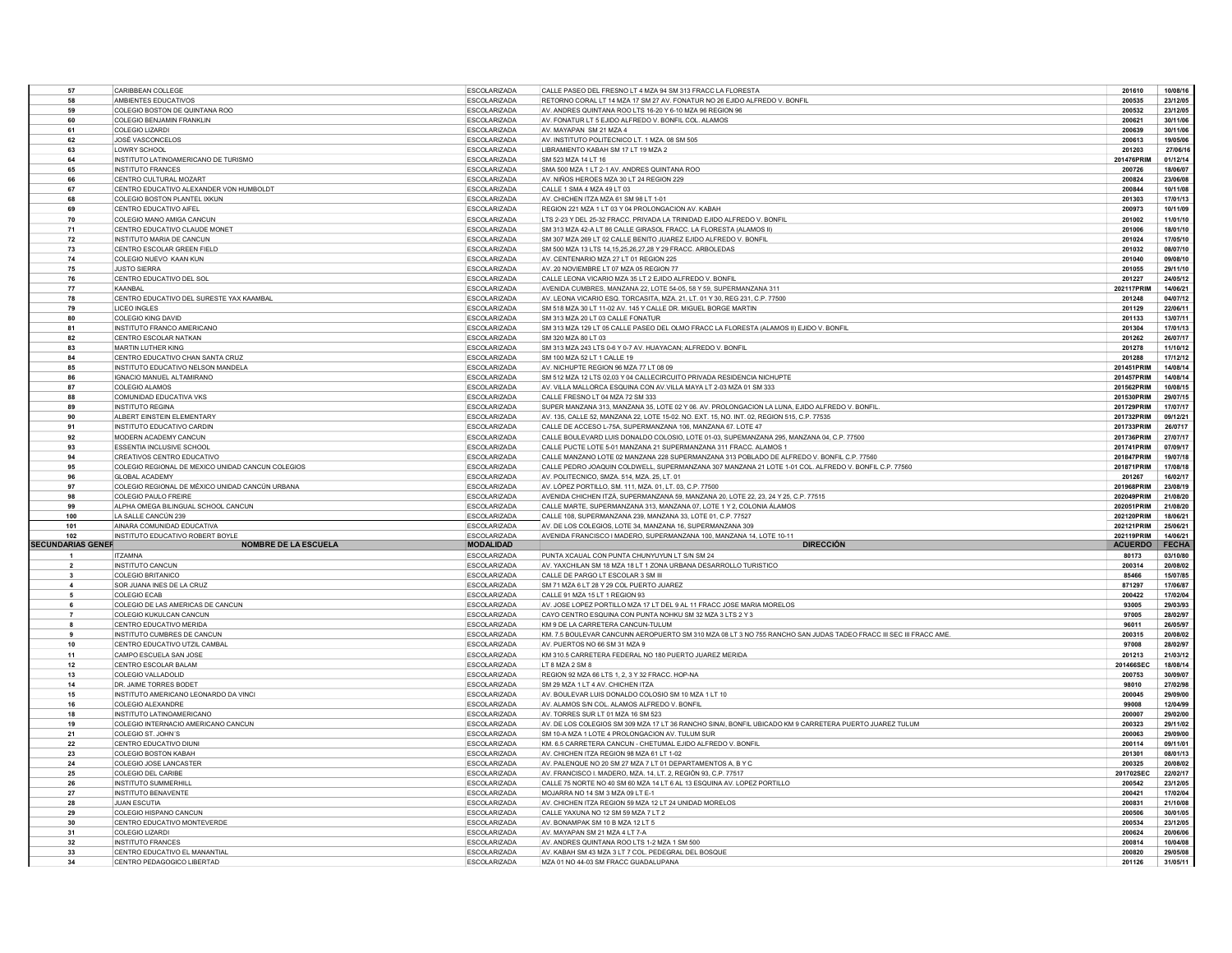| | | | | | |
|---|---|---|---|---|---|
| 57 | CARIBBEAN COLLEGE | ESCOLARIZADA | CALLE PASEO DEL FRESNO LT 4 MZA 94 SM 313 FRACC LA FLORESTA | 201610 | 10/08/16 |
| 58 | AMBIENTES EDUCATIVOS | ESCOLARIZADA | RETORNO CORAL LT 14 MZA 17 SM 27 AV. FONATUR NO 26 EJIDO ALFREDO V. BONFIL | 200535 | 23/12/05 |
| 59 | COLEGIO BOSTON DE QUINTANA ROO | ESCOLARIZADA | AV. ANDRES QUINTANA ROO LTS 16-20 Y 6-10 MZA 96 REGION 96 | 200532 | 23/12/05 |
| 60 | COLEGIO BENJAMIN FRANKLIN | ESCOLARIZADA | AV. FONATUR LT 5 EJIDO ALFREDO V. BONFIL COL. ALAMOS | 200621 | 30/11/06 |
| 61 | COLEGIO LIZARDI | ESCOLARIZADA | AV. MAYAPAN SM 21 MZA 4 | 200639 | 30/11/06 |
| 62 | JOSÉ VASCONCELOS | ESCOLARIZADA | AV. INSTITUTO POLITECNICO LT. 1 MZA. 08 SM 505 | 200613 | 19/05/06 |
| 63 | LOWRY SCHOOL | ESCOLARIZADA | LIBRAMIENTO KABAH SM 17 LT 19 MZA 2 | 201203 | 27/06/16 |
| 64 | INSTITUTO LATINOAMERICANO DE TURISMO | ESCOLARIZADA | SM 523 MZA 14 LT 16 | 201476PRIM | 01/12/14 |
| 65 | INSTITUTO FRANCES | ESCOLARIZADA | SMA 500 MZA 1 LT 2-1 AV. ANDRES QUINTANA ROO | 200726 | 18/06/07 |
| 66 | CENTRO CULTURAL MOZART | ESCOLARIZADA | AV. NIÑOS HEROES MZA 30 LT 24 REGION 229 | 200824 | 23/06/08 |
| 67 | CENTRO EDUCATIVO ALEXANDER VON HUMBOLDT | ESCOLARIZADA | CALLE 1 SMA 4 MZA 49 LT 03 | 200844 | 10/11/08 |
| 68 | COLEGIO BOSTON PLANTEL IXKUN | ESCOLARIZADA | AV. CHICHEN ITZA MZA 61 SM 98 LT 1-01 | 201303 | 17/01/13 |
| 69 | CENTRO EDUCATIVO AIFEL | ESCOLARIZADA | REGION 221 MZA 1 LT 03 Y 04 PROLONGACION AV. KABAH | 200973 | 10/11/09 |
| 70 | COLEGIO MANO AMIGA CANCUN | ESCOLARIZADA | LTS 2-23 Y DEL 25-32 FRACC. PRIVADA LA TRINIDAD EJIDO ALFREDO V. BONFIL | 201002 | 11/01/10 |
| 71 | CENTRO EDUCATIVO CLAUDE MONET | ESCOLARIZADA | SM 313 MZA 42-A LT 86 CALLE GIRASOL FRACC. LA FLORESTA (ALAMOS II) | 201006 | 18/01/10 |
| 72 | INSTITUTO MARIA DE CANCUN | ESCOLARIZADA | SM 307 MZA 269 LT 02 CALLE BENITO JUAREZ EJIDO ALFREDO V. BONFIL | 201024 | 17/05/10 |
| 73 | CENTRO ESCOLAR GREEN FIELD | ESCOLARIZADA | SM 500 MZA 13 LTS 14,15,25,26,27,28 Y 29 FRACC. ARBOLEDAS | 201032 | 08/07/10 |
| 74 | COLEGIO NUEVO KAAN KUN | ESCOLARIZADA | AV. CENTENARIO MZA 27 LT 01 REGION 225 | 201040 | 09/08/10 |
| 75 | JUSTO SIERRA | ESCOLARIZADA | AV. 20 NOVIEMBRE LT 07 MZA 05 REGION 77 | 201055 | 29/11/10 |
| 76 | CENTRO EDUCATIVO DEL SOL | ESCOLARIZADA | CALLE LEONA VICARIO MZA 35 LT 2 EJIDO ALFREDO V. BONFIL | 201227 | 24/05/12 |
| 77 | KAANBAL | ESCOLARIZADA | AVENIDA CUMBRES, MANZANA 22, LOTE 54-05, 58 Y 59, SUPERMANZANA 311 | 202117PRIM | 14/06/21 |
| 78 | CENTRO EDUCATIVO DEL SURESTE YAX KAAMBAL | ESCOLARIZADA | AV. LEONA VICARIO ESQ. TORCASITA, MZA. 21, LT. 01 Y 30, REG 231, C.P. 77500 | 201248 | 04/07/12 |
| 79 | LICEO INGLES | ESCOLARIZADA | SM 518 MZA 30 LT 11-02 AV. 145 Y CALLE DR. MIGUEL BORGE MARTIN | 201129 | 22/06/11 |
| 80 | COLEGIO KING DAVID | ESCOLARIZADA | SM 313 MZA 20 LT 03 CALLE FONATUR | 201133 | 13/07/11 |
| 81 | INSTITUTO FRANCO AMERICANO | ESCOLARIZADA | SM 313 MZA 129 LT 05 CALLE PASEO DEL OLMO FRACC LA FLORESTA (ALAMOS II) EJIDO V. BONFIL | 201304 | 17/01/13 |
| 82 | CENTRO ESCOLAR NATKAN | ESCOLARIZADA | SM 320 MZA 80 LT 03 | 201262 | 26/07/17 |
| 83 | MARTIN LUTHER KING | ESCOLARIZADA | SM 313 MZA 243 LTS 0-6 Y 0-7 AV. HUAYACAN; ALFREDO V. BONFIL | 201278 | 11/10/12 |
| 84 | CENTRO EDUCATIVO CHAN SANTA CRUZ | ESCOLARIZADA | SM 100 MZA 52 LT 1 CALLE 19 | 201288 | 17/12/12 |
| 85 | INSTITUTO EDUCATIVO NELSON MANDELA | ESCOLARIZADA | AV. NICHUPTE REGION 96 MZA 77 LT 08 09 | 201451PRIM | 14/08/14 |
| 86 | IGNACIO MANUEL ALTAMIRANO | ESCOLARIZADA | SM 512 MZA 12 LTS 02,03 Y 04 CALLECIRCUITO PRIVADA RESIDENCIA NICHUPTE | 201457PRIM | 14/08/14 |
| 87 | COLEGIO ALAMOS | ESCOLARIZADA | AV. VILLA MALLORCA ESQUINA CON AV.VILLA MAYA LT 2-03 MZA 01 SM 333 | 201562PRIM | 10/08/15 |
| 88 | COMUNIDAD EDUCATIVA VKS | ESCOLARIZADA | CALLE FRESNO LT 04 MZA 72 SM 333 | 201530PRIM | 29/07/15 |
| 89 | INSTITUTO REGINA | ESCOLARIZADA | SUPER MANZANA 313, MANZANA 35, LOTE 02 Y 06. AV. PROLONGACION LA LUNA, EJIDO ALFREDO V. BONFIL. | 201729PRIM | 17/07/17 |
| 90 | ALBERT EINSTEIN ELEMENTARY | ESCOLARIZADA | AV. 135, CALLE 52, MANZANA 22, LOTE 15-02. NO. EXT. 15, NO. INT. 02, REGION 515, C.P. 77535 | 201732PRIM | 09/12/21 |
| 91 | INSTITUTO EDUCATIVO CARDIN | ESCOLARIZADA | CALLE DE ACCESO L-75A, SUPERMANZANA 106, MANZANA 67, LOTE 47 | 201733PRIM | 26/07/17 |
| 92 | MODERN ACADEMY CANCUN | ESCOLARIZADA | CALLE BOULEVARD LUIS DONALDO COLOSIO, LOTE 01-03, SUPEMANZANA 295, MANZANA 04, C.P. 77500 | 201736PRIM | 27/07/17 |
| 93 | ESSENTIA INCLUSIVE SCHOOL | ESCOLARIZADA | CALLE PUCTE LOTE 5-01 MANZANA 21 SUPERMANZANA 311 FRACC. ALAMOS 1 | 201741PRIM | 07/09/17 |
| 94 | CREATIVOS CENTRO EDUCATIVO | ESCOLARIZADA | CALLE MANZANO LOTE 02 MANZANA 228 SUPERMANZANA 313 POBLADO DE ALFREDO V. BONFIL C.P. 77560 | 201847PRIM | 19/07/18 |
| 95 | COLEGIO REGIONAL DE MEXICO UNIDAD CANCUN COLEGIOS | ESCOLARIZADA | CALLE PEDRO JOAQUIN COLDWELL, SUPERMANZANA 307 MANZANA 21 LOTE 1-01 COL. ALFREDO V. BONFIL C.P. 77560 | 201871PRIM | 17/08/18 |
| 96 | GLOBAL ACADEMY | ESCOLARIZADA | AV. POLITECNICO, SMZA. 514, MZA. 25, LT. 01 | 201267 | 16/02/17 |
| 97 | COLEGIO REGIONAL DE MÉXICO UNIDAD CANCÚN URBANA | ESCOLARIZADA | AV. LÓPEZ PORTILLO, SM. 111, MZA. 01, LT. 03, C.P. 77500 | 201968PRIM | 23/08/19 |
| 98 | COLEGIO PAULO FREIRE | ESCOLARIZADA | AVENIDA CHICHEN ITZÁ, SUPERMANZANA 59, MANZANA 20, LOTE 22, 23, 24 Y 25, C.P. 77515 | 202049PRIM | 21/08/20 |
| 99 | ALPHA OMEGA BILINGUAL SCHOOL CANCUN | ESCOLARIZADA | CALLE MARTE, SUPERMANZANA 313, MANZANA 07, LOTE 1 Y 2, COLONIA ÁLAMOS | 202051PRIM | 21/08/20 |
| 100 | LA SALLE CANCÚN 239 | ESCOLARIZADA | CALLE 108, SUPERMANZANA 239, MANZANA 33, LOTE 01, C.P. 77527 | 202120PRIM | 18/06/21 |
| 101 | AINARA COMUNIDAD EDUCATIVA | ESCOLARIZADA | AV. DE LOS COLEGIOS, LOTE 34, MANZANA 16, SUPERMANZANA 309 | 202121PRIM | 25/06/21 |
| 102 | INSTITUTO EDUCATIVO ROBERT BOYLE | ESCOLARIZADA | AVENIDA FRANCISCO I MADERO, SUPERMANZANA 100, MANZANA 14, LOTE 10-11 | 202119PRIM | 14/06/21 |
| **SECUNDARIAS GENER** | **NOMBRE DE LA ESCUELA** | **MODALIDAD** | **DIRECCIÓN** | **ACUERDO** | **FECHA** |
| 1 | ITZAMNA | ESCOLARIZADA | PUNTA XCAUAL CON PUNTA CHUNYUYUN LT S/N SM 24 | 80173 | 03/10/80 |
| 2 | INSTITUTO CANCUN | ESCOLARIZADA | AV. YAXCHILAN SM 18 MZA 18 LT 1 ZONA URBANA DESARROLLO TURISTICO | 200314 | 20/08/02 |
| 3 | COLEGIO BRITANICO | ESCOLARIZADA | CALLE DE PARGO LT ESCOLAR 3 SM III | 85466 | 15/07/85 |
| 4 | SOR JUANA INES DE LA CRUZ | ESCOLARIZADA | SM 71 MZA 6 LT 28 Y 29 COL PUERTO JUAREZ | 871297 | 17/06/87 |
| 5 | COLEGIO ECAB | ESCOLARIZADA | CALLE 91 MZA 15 LT 1 REGION 93 | 200422 | 17/02/04 |
| 6 | COLEGIO DE LAS AMERICAS DE CANCUN | ESCOLARIZADA | AV. JOSE LOPEZ PORTILLO MZA 17 LT DEL 9 AL 11 FRACC JOSE MARIA MORELOS | 93005 | 29/03/93 |
| 7 | COLEGIO KUKULCAN CANCUN | ESCOLARIZADA | CAYO CENTRO ESQUINA CON PUNTA NOHKU SM 32 MZA 3 LTS 2 Y 3 | 97005 | 28/02/97 |
| 8 | CENTRO EDUCATIVO MERIDA | ESCOLARIZADA | KM 9 DE LA CARRETERA CANCUN-TULUM | 96011 | 26/05/97 |
| 9 | INSTITUTO CUMBRES DE CANCUN | ESCOLARIZADA | KM. 7.5 BOULEVAR CANCUNN AEROPUERTO SM 310 MZA 08 LT 3 NO 755 RANCHO SAN JUDAS TADEO FRACC III SEC III FRACC AME. | 200315 | 20/08/02 |
| 10 | CENTRO EDUCATIVO UTZIL CAMBAL | ESCOLARIZADA | AV. PUERTOS NO 66 SM 31 MZA 9 | 97008 | 28/02/97 |
| 11 | CAMPO ESCUELA SAN JOSE | ESCOLARIZADA | KM 310.5 CARRETERA FEDERAL NO 180 PUERTO JUAREZ MERIDA | 201213 | 21/03/12 |
| 12 | CENTRO ESCOLAR BALAM | ESCOLARIZADA | LT 8 MZA 2 SM 8 | 201466SEC | 18/08/14 |
| 13 | COLEGIO VALLADOLID | ESCOLARIZADA | REGION 92 MZA 66 LTS 1, 2, 3 Y 32 FRACC. HOP-NA | 200753 | 30/09/07 |
| 14 | DR. JAIME TORRES BODET | ESCOLARIZADA | SM 29 MZA 1 LT 4 AV. CHICHEN ITZA | 98010 | 27/02/98 |
| 15 | INSTITUTO AMERICANO LEONARDO DA VINCI | ESCOLARIZADA | AV. BOULEVAR LUIS DONALDO COLOSIO SM 10 MZA 1 LT 10 | 200045 | 29/09/00 |
| 16 | COLEGIO ALEXANDRE | ESCOLARIZADA | AV. ALAMOS S/N COL. ALAMOS ALFREDO V. BONFIL | 99008 | 12/04/99 |
| 18 | INSTITUTO LATINOAMERICANO | ESCOLARIZADA | AV. TORRES SUR LT 01 MZA 16 SM 523 | 200007 | 29/02/00 |
| 19 | COLEGIO INTERNACIO AMERICANO CANCUN | ESCOLARIZADA | AV. DE LOS COLEGIOS SM 309 MZA 17 LT 36 RANCHO SINAI, BONFIL UBICADO KM 9 CARRETERA PUERTO JUAREZ TULUM | 200323 | 29/11/02 |
| 21 | COLEGIO ST. JOHN´S | ESCOLARIZADA | SM 10-A MZA 1 LOTE 4 PROLONGACION AV. TULUM SUR | 200063 | 29/09/00 |
| 22 | CENTRO EDUCATIVO DIUNI | ESCOLARIZADA | KM. 6.5 CARRETERA CANCUN - CHETUMAL EJIDO ALFREDO V. BONFIL | 200114 | 09/11/01 |
| 23 | COLEGIO BOSTON KABAH | ESCOLARIZADA | AV. CHICHEN ITZA REGION 98 MZA 61 LT 1-02 | 201301 | 08/01/13 |
| 24 | COLEGIO JOSE LANCASTER | ESCOLARIZADA | AV. PALENQUE NO 20 SM 27 MZA 7 LT 01 DEPARTAMENTOS A, B Y C | 200325 | 20/08/02 |
| 25 | COLEGIO DEL CARIBE | ESCOLARIZADA | AV. FRANCISCO I. MADERO, MZA. 14, LT. 2, REGIÓN 93, C.P. 77517 | 201702SEC | 22/02/17 |
| 26 | INSTITUTO SUMMERHILL | ESCOLARIZADA | CALLE 75 NORTE NO 40 SM 60 MZA 14 LT 6 AL 13 ESQUINA AV. LOPEZ PORTILLO | 200542 | 23/12/05 |
| 27 | INSTITUTO BENAVENTE | ESCOLARIZADA | MOJARRA NO 14 SM 3 MZA 09 LT E-1 | 200421 | 17/02/04 |
| 28 | JUAN ESCUTIA | ESCOLARIZADA | AV. CHICHEN ITZA REGION 59 MZA 12 LT 24 UNIDAD MORELOS | 200831 | 21/10/08 |
| 29 | COLEGIO HISPANO CANCUN | ESCOLARIZADA | CALLE YAXUNA NO 12 SM 59 MZA 7 LT 2 | 200506 | 30/01/05 |
| 30 | CENTRO EDUCATIVO MONTEVERDE | ESCOLARIZADA | AV. BONAMPAK SM 10 B MZA 12 LT 5 | 200534 | 23/12/05 |
| 31 | COLEGIO LIZARDI | ESCOLARIZADA | AV. MAYAPAN SM 21 MZA 4 LT 7-A | 200624 | 20/06/06 |
| 32 | INSTITUTO FRANCES | ESCOLARIZADA | AV. ANDRES QUINTANA ROO LTS 1-2 MZA 1 SM 500 | 200814 | 10/04/08 |
| 33 | CENTRO EDUCATIVO EL MANANTIAL | ESCOLARIZADA | AV. KABAH SM 43 MZA 3 LT 7 COL. PEDEGRAL DEL BOSQUE | 200820 | 29/05/08 |
| 34 | CENTRO PEDAGOGICO LIBERTAD | ESCOLARIZADA | MZA 01 NO 44-03 SM FRACC GUADALUPANA | 201126 | 31/05/11 |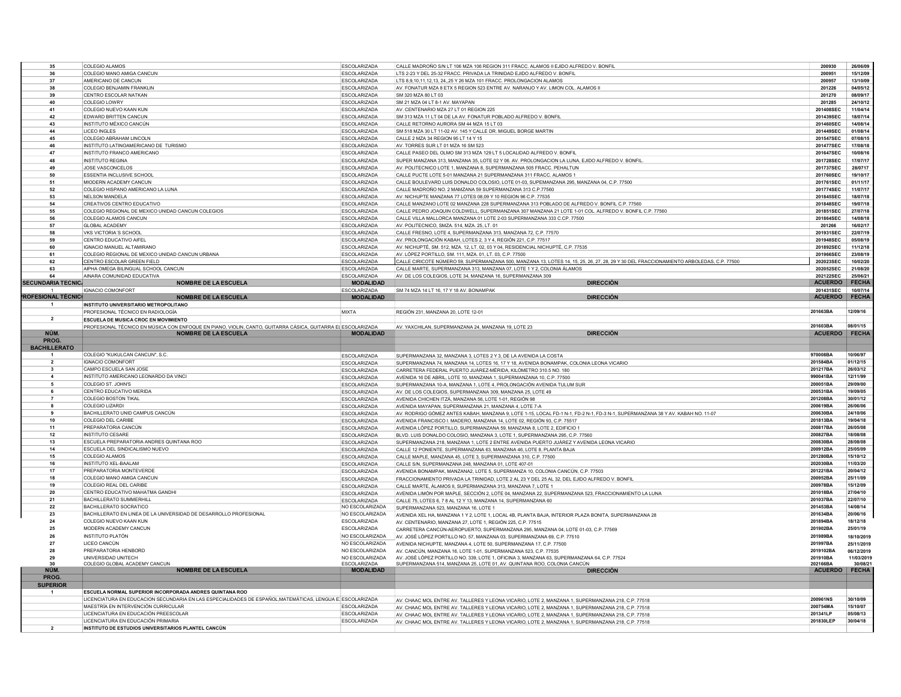| NÚM. | NOMBRE DE LA ESCUELA | MODALIDAD | DIRECCIÓN | ACUERDO | FECHA |
|---|---|---|---|---|---|
| 35 | COLEGIO ALAMOS | ESCOLARIZADA | CALLE MADROÑO S/N LT 106 MZA 106 REGION 311 FRACC. ALAMOS II EJIDO ALFREDO V. BONFIL | 200930 | 26/06/09 |
| 36 | COLEGIO MANO AMIGA CANCUN | ESCOLARIZADA | LTS 2-23 Y DEL 25-32 FRACC. PRIVADA LA TRINIDAD EJIDO ALFREDO V. BONFIL | 200951 | 15/12/09 |
| 37 | AMERICANO DE CANCUN | ESCOLARIZADA | LTS 8,9,10,11,12,13, 24,,25 Y 26 MZA 101 FRACC. PROLONGACION ALAMOS | 200957 | 13/10/09 |
| 38 | COLEGIO BENJAMIN FRANKLIN | ESCOLARIZADA | AV. FONATUR MZA 8 ETX 5 REGION 523 ENTRE AV. NARANJO Y AV. LIMON COL. ALAMOS II | 201226 | 04/05/12 |
| 39 | CENTRO ESCOLAR NATKAN | ESCOLARIZADA | SM 320 MZA 80 LT 03 | 201270 | 08/09/17 |
| 40 | COLEGIO LOWRY | ESCOLARIZADA | SM 21 MZA 04 LT 8-1 AV. MAYAPAN | 201285 | 24/10/12 |
| 41 | COLEGIO NUEVO KAAN KUN | ESCOLARIZADA | AV. CENTENARIO MZA 27 LT 01 REGION 225 | 2014085EC | 11/04/14 |
| 42 | EDWARD BRITTEN CANCUN | ESCOLARIZADA | SM 313 MZA 11 LT 04 DE LA AV. FONATUR POBLADO ALFREDO V. BONFIL | 201439SEC | 18/07/14 |
| 43 | INSTITUTO MÉXICO CANCÚN | ESCOLARIZADA | CALLE RETORNO AURORA SM 44 MZA 15 LT 03 | 201460SEC | 14/08/14 |
| 44 | LICEO INGLES | ESCOLARIZADA | SM 518 MZA 30 LT 11-02 AV. 145 Y CALLE DR. MIGUEL BORGE MARTIN | 201449SEC | 01/08/14 |
| 45 | COLEGIO ABRAHAM LINCOLN | ESCOLARIZADA | CALLE 2 MZA 34 REGION 95 LT 14 Y 15 | 201547SEC | 07/08/15 |
| 46 | INSTITUTO LATINOAMERICANO DE TURISMO | ESCOLARIZADA | AV. TORRES SUR LT 01 MZA 16 SM 523 | 201477SEC | 17/08/18 |
| 47 | INSTITUTO FRANCO AMERICANO | ESCOLARIZADA | CALLE PASEO DEL OLMO SM 313 MZA 129 LT 5 LOCALIDAD ALFREDO V. BONFIL | 201647SEC | 10/08/16 |
| 48 | INSTITUTO REGINA | ESCOLARIZADA | SUPER MANZANA 313, MANZANA 35, LOTE 02 Y 06. AV. PROLONGACION LA LUNA, EJIDO ALFREDO V. BONFIL. | 201728SEC | 17/07/17 |
| 49 | JOSE VASCONCELOS | ESCOLARIZADA | AV. POLITECNICO LOTE 1, MANZANA 8, SUPERMANZANA 505 FRACC. PEHALTUN | 201737SEC | 28/07/17 |
| 50 | ESSENTIA INCLUSIVE SCHOOL | ESCOLARIZADA | CALLE PUCTE LOTE 5-01 MANZANA 21 SUPERMANZANA 311 FRACC. ALAMOS 1 | 201760SEC | 19/10/17 |
| 51 | MIODERN ACADEMY CANCUN | ESCOLARIZADA | CALLE BOULEVARD LUIS DONALDO COLOSIO, LOTE 01-03, SUPEMANZANA 295, MANZANA 04, C.P. 77500 | 201761SEC | 01/11/17 |
| 52 | COLEGIO HISPANO AMERICANO LA LUNA | ESCOLARIZADA | CALLE MADROÑO NO. 2 MAMZANA 59 SUPERMANZANA 313 C.P.77560 | 201774SEC | 11/07/17 |
| 53 | NELSON MANDELA | ESCOLARIZADA | AV. NICHUPTE MANZANA 77 LOTES 08,09 Y 10 REGION 96 C.P. 77535 | 201845SEC | 18/07/18 |
| 54 | CREATIVOS CENTRO EDUCATIVO | ESCOLARIZADA | CALLE MANZANO LOTE 02 MANZANA 228 SUPERMANZANA 313 POBLADO DE ALFREDO V. BONFIL C.P. 77560 | 201848SEC | 19/07/18 |
| 55 | COLEGIO REGIONAL DE MEXICO UNIDAD CANCUN COLEGIOS | ESCOLARIZADA | CALLE PEDRO JOAQUIN COLDWELL, SUPERMANZANA 307 MANZANA 21 LOTE 1-01 COL. ALFREDO V. BONFIL C.P. 77560 | 201851SEC | 27/07/18 |
| 56 | COLEGIO ALAMOS CANCUN | ESCOLARIZADA | CALLE VILLA MALLORCA MANZANA 01 LOTE 2-03 SUPERMANZANA 333 C.P. 77500 | 201864SEC | 14/08/18 |
| 57 | GLOBAL ACADEMY | ESCOLARIZADA | AV. POLITECNICO, SMZA. 514, MZA. 25, LT. 01 | 201266 | 16/02/17 |
| 58 | VKS VICTORIA´S SCHOOL | ESCOLARIZADA | CALLE FRESNO, LOTE 4, SUPERMANZANA 313, MANZANA 72, C.P. 77570 | 201931SEC | 22/07/19 |
| 59 | CENTRO EDUCATIVO AIFEL | ESCOLARIZADA | AV. PROLONGACIÓN KABAH, LOTES 2, 3 Y 4, REGIÓN 221, C.P. 77517 | 201948SEC | 05/08/19 |
| 60 | IGNACIO MANUEL ALTAMIRANO | ESCOLARIZADA | AV. NICHUPTÉ, SM. 512, MZA. 12, LT. 02, 03 Y 04, RESIDENCIAL NICHUPTÉ, C.P. 77535 | 201892SEC | 11/12/18 |
| 61 | COLEGIO REGIONAL DE MEXICO UNIDAD CANCUN URBANA | ESCOLARIZADA | AV. LÓPEZ PORTILLO, SM. 111, MZA. 01, LT. 03, C.P. 77500 | 201966SEC | 23/08/19 |
| 62 | CENTRO ESCOLAR GREEN FIELD | ESCOLARIZADA | CALLE CIRICOTE NÚMERO 59, SUPERMANZANA 500, MANZANA 13, LOTES 14, 15, 25, 26, 27, 28, 29 Y 30 DEL FRACCIONAMIENTO ARBOLEDAS, C.P. 77500 | 202023SEC | 10/02/20 |
| 63 | AIPHA OMEGA BILINGUAL SCHOOL CANCUN | ESCOLARIZADA | CALLE MARTE, SUPERMANZANA 313, MANZANA 07, LOTE 1 Y 2, COLONIA ÁLAMOS | 202052SEC | 21/08/20 |
| 64 | AINARA COMUNIDAD EDUCATIVA | ESCOLARIZADA | AV. DE LOS COLEGIOS, LOTE 34, MANZANA 16, SUPERMANZANA 309 | 202122SEC | 25/06/21 |
| **SECUNDARIA TECNICA** | **NOMBRE DE LA ESCUELA** | **MODALIDAD** | **DIRECCIÓN** | **ACUERDO** | **FECHA** |
| 1 | IGNACIO COMONFORT | ESCOLARIZADA | SM 74 MZA 14 LT 16, 17 Y 18 AV. BONAMPAK | 201431SEC | 10/07/14 |
| **PROFESIONAL TÉCNICO** | **NOMBRE DE LA ESCUELA** | **MODALIDAD** | **DIRECCIÓN** | **ACUERDO** | **FECHA** |
| 1 | **INSTITUTO UNIVERSITARIO METROPOLITANO** | | | | |
| | PROFESIONAL TÉCNICO EN RADIOLOGÍA | MIXTA | REGIÓN 231, MANZANA 20, LOTE 12-01 | 201663BA | 12/09/16 |
| 2 | **ESCUELA DE MUSICA CROC EN MOVIMIENTO** | | | | |
| | PROFESIONAL TÉCNICO EN MÚSICA CON ENFOQUE EN PIANO, VIOLIN, CANTO, GUITARRA CÁSICA, GUITARRA EL | ESCOLARIZADA | AV. YAXCHILAN, SUPERMANZANA 24, MANZANA 19, LOTE 23 | 201603BA | 08/01/15 |
| **NÚM. PROG. BACHILLERATO** | **NOMBRE DE LA ESCUELA** | **MODALIDAD** | **DIRECCIÓN** | **ACUERDO** | **FECHA** |
| 1 | COLEGIO "KUKULCAN CANCUN", S.C. | ESCOLARIZADA | SUPERMANZANA 32, MANZANA 3, LOTES 2 Y 3, DE LA AVENIDA LA COSTA | 970008BA | 10/06/97 |
| 2 | IGNACIO COMONFORT | ESCOLARIZADA | SUPERMANZANA 74, MANZANA 14, LOTES 16, 17 Y 18, AVENIDA BONAMPAK, COLONIA LEONA VICARIO | 201584BA | 01/12/15 |
| 3 | CAMPO ESCUELA SAN JOSE | ESCOLARIZADA | CARRETERA FEDERAL PUERTO JUÁREZ-MÉRIDA, KILÓMETRO 310.5 NO. 180 | 201217BA | 26/03/12 |
| 4 | INSTITUTO AMERICANO LEONARDO DA VINCI | ESCOLARIZADA | AVENIDA 16 DE ABRIL, LOTE 10, MANZANA 1, SUPERMANZANA 10, C.P. 77500 | 990041BA | 12/11/99 |
| 5 | COLEGIO ST. JOHN'S | ESCOLARIZADA | SUPERMANZANA 10-A, MANZANA 1, LOTE 4, PROLONGACIÓN AVENIDA TULUM SUR | 200051BA | 29/09/00 |
| 6 | CENTRO EDUCATIVO MERIDA | ESCOLARIZADA | AV. DE LOS COLEGIOS, SUPERMANZANA 309, MANZANA 25, LOTE 49 | 200531BA | 19/09/05 |
| 7 | COLEGIO BOSTON TIKAL | ESCOLARIZADA | AVENIDA CHICHEN ITZÁ, MANZANA 56, LOTE 1-01, REGIÓN 98 | 201208BA | 30/01/12 |
| 8 | COLEGIO LIZARDI | ESCOLARIZADA | AVENIDA MAYAPAN, SUPERMANZANA 21, MANZANA 4, LOTE 7-A | 200619BA | 26/06/06 |
| 9 | BACHILLERATO UNID CAMPUS CANCÚN | ESCOLARIZADA | AV. RODRIGO GÓMEZ ANTES KABAH, MANZANA 9, LOTE 1-15, LOCAL FD-1 N-1, FD-2 N-1, FD-3 N-1, SUPERMANZANA 38 Y AV. KABAH NO. 11-07 | 200630BA | 24/10/06 |
| 10 | COLEGIO DEL CARIBE | ESCOLARIZADA | AVENIDA FRANCISCO I. MADERO, MANZANA 14, LOTE 02, REGIÓN 93, C.P. 77517 | 201813BA | 19/04/18 |
| 11 | PREPARATORIA CANCÚN | ESCOLARIZADA | AVENIDA LÓPEZ PORTILLO, SUPERMANZANA 59, MANZANA 8, LOTE 2, EDIFICIO 1 | 200817BA | 26/05/08 |
| 12 | INSTITUTO CESARE | ESCOLARIZADA | BLVD. LUIS DONALDO COLOSIO, MANZANA 3, LOTE 1, SUPERMANZANA 295, C.P. 77560 | 200827BA | 18/08/08 |
| 13 | ESCUELA PREPARATORIA ANDRES QUINTANA ROO | ESCOLARIZADA | SUPERMANZANA 218, MANZANA 1, LOTE 2 ENTRE AVENIDA PUERTO JUÁREZ Y AVENIDA LEONA VICARIO | 200830BA | 28/08/08 |
| 14 | ESCUELA DEL SINDICALISMO NUEVO | ESCOLARIZADA | CALLE 12 PONIENTE, SUPERMANZANA 63, MANZANA 46, LOTE 8, PLANTA BAJA | 200912BA | 25/05/09 |
| 15 | COLEGIO ALAMOS | ESCOLARIZADA | CALLE MAPLE, MANZANA 45, LOTE 3, SUPERMANZANA 310, C.P. 77500 | 201280BA | 15/10/12 |
| 16 | INSTITUTO XEL-BAALAM | ESCOLARIZADA | CALLE S/N, SUPERMANZANA 248, MANZANA 01, LOTE 407-01 | 202030BA | 11/03/20 |
| 17 | PREPARATORIA MONTEVERDE | ESCOLARIZADA | AVENIDA BONAMPAK, MANZANA2, LOTE 5, SUPERMANZA 10, COLONIA CANCÚN, C.P. 77503 | 201221BA | 20/04/12 |
| 18 | COLEGIO MANO AMIGA CANCUN | ESCOLARIZADA | FRACCIONAMIENTO PRIVADA LA TRINIDAD, LOTE 2 AL 23 Y DEL 25 AL 32, DEL EJIDO ALFREDO V. BONFIL | 200952BA | 25/11/09 |
| 19 | COLEGIO REAL DEL CARIBE | ESCOLARIZADA | CALLE MARTE, ÁLAMOS II, SUPERMANZANA 313, MANZANA 7, LOTE 1 | 200978BA | 15/12/09 |
| 20 | CENTRO EDUCATIVO MAHATMA GANDHI | ESCOLARIZADA | AVENIDA LIMÓN POR MAPLE, SECCIÓN 2, LOTE 04, MANZANA 22, SUPERMANZANA 523, FRACCIONAMIENTO LA LUNA | 201018BA | 27/04/10 |
| 21 | BACHILLERATO SUMMERHILL | ESCOLARIZADA | CALLE 75, LOTES 6, 7 8 AL 12 Y 13, MANZANA 14, SUPERMANZANA 60 | 201037BA | 22/07/10 |
| 22 | BACHILLERATO SOCRATICO | NO ESCOLARIZADA | SUPERMANZANA 523, MANZANA 16, LOTE 1 | 201453BA | 14/08/14 |
| 23 | BACHILLERATO EN LÍNEA DE LA UNIVERSIDAD DE DESARROLLO PROFESIONAL | NO ESCOLARIZADA | AVENIDA XEL HA, MANZANA 1 Y 2, LOTE 1, LOCAL 4B, PLANTA BAJA, INTERIOR PLAZA BONITA, SUPERMANZANA 28 | 201634BA | 20/06/16 |
| 24 | COLEGIO NUEVO KAAN KUN | ESCOLARIZADA | AV. CENTENARIO, MANZANA 27, LOTE 1, REGIÓN 225, C.P. 77515 | 201894BA | 18/12/18 |
| 25 | MODERN ACADEMY CANCUN | ESCOLARIZADA | CARRETERA CANCÚN-AEROPUERTO, SUPERMANZANA 295, MANZANA 04, LOTE 01-03, C.P. 77569 | 201902BA | 25/01/19 |
| 26 | INSTITUTO PLATÓN | NO ESCOLARIZADA | AV. JOSÉ LÓPEZ PORTILLO NO. 57, MANZANA 03, SUPERMANZANA 69, C.P. 77510 | 201989BA | 18/10/2019 |
| 27 | LICEO CANCÚN | NO ESCOLARIZADA | AVENIDA NICHUPTE, MANZANA 4, LOTE 50, SUPERMANZANA 17, C.P. 77500 | 201997BA | 25/11/2019 |
| 28 | PREPARATORIA HENBORD | NO ESCOLARIZADA | AV. CANCÚN, MANZANA 16, LOTE 1-01, SUPERMANZANA 523, C.P. 77535 | 2019102BA | 06/12/2019 |
| 29 | UNIVERSIDAD UNITECH | NO ESCOLARIZADA | AV. JOSÉ LÓPEZ PORTILLO NO. 339, LOTE 1, OFICINA 3, MANZANA 63, SUPERMANZANA 64, C.P. 77524 | 201910BA | 11/03/2019 |
| 30 | COLEGIO GLOBAL ACADEMY CANCUN | ESCOLARIZADA | SUPERMANZANA 514, MANZANA 25, LOTE 01, AV. QUINTANA ROO, COLONIA CANCÚN | 202166BA | 30/08/21 |
| **NÚM. PROG. SUPERIOR** | **NOMBRE DE LA ESCUELA** | **MODALIDAD** | **DIRECCIÓN** | **ACUERDO** | **FECHA** |
| 1 | **ESCUELA NORMAL SUPERIOR INCORPORADA ANDRES QUINTANA ROO** | | | | |
| | LICENCIATURA EN EDUCACION SECUNDARIA EN LAS ESPECIALIDADES DE ESPAÑOL,MATEMÁTICAS, LENGUA E | ESCOLARIZADA | AV. CHAAC MOL ENTRE AV. TALLERES Y LEONA VICARIO, LOTE 2, MANZANA 1, SUPERMANZANA 218, C.P. 77518 | 200961NS | 30/10/09 |
| | MAESTRÍA EN INTERVENCIÓN CURRICULAR | ESCOLARIZADA | AV. CHAAC MOL ENTRE AV. TALLERES Y LEONA VICARIO, LOTE 2, MANZANA 1, SUPERMANZANA 218, C.P. 77518 | 200754MA | 15/10/07 |
| | LICENCIATURA EN EDUCACIÓN PREESCOLAR | ESCOLARIZADA | AV. CHAAC MOL ENTRE AV. TALLERES Y LEONA VICARIO, LOTE 2, MANZANA 1, SUPERMANZANA 218, C.P. 77518 | 201341LP | 05/08/13 |
| | LICENCIATURA EN EDUCACIÓN PRIMARIA | ESCOLARIZADA | AV. CHAAC MOL ENTRE AV. TALLERES Y LEONA VICARIO, LOTE 2, MANZANA 1, SUPERMANZANA 218, C.P. 77518 | 201830LEP | 30/04/18 |
| 2 | **INSTITUTO DE ESTUDIOS UNIVERSITARIOS PLANTEL CANCÚN** | | | | |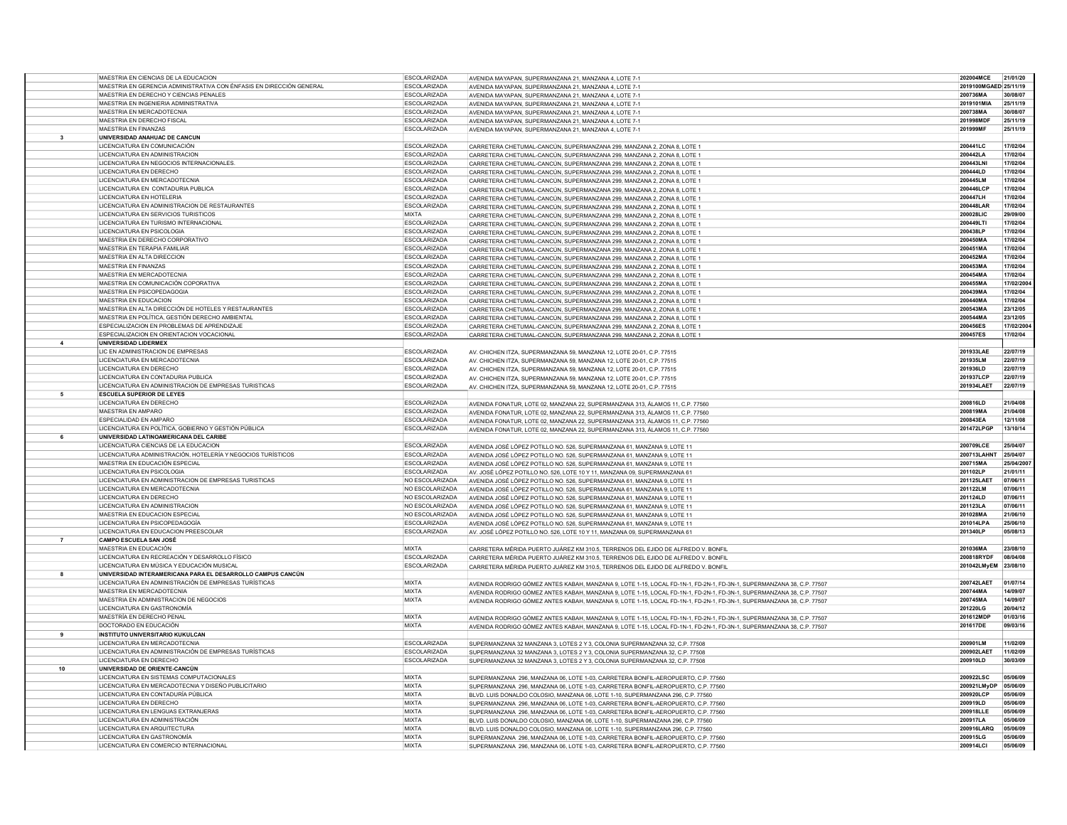| | | | | | |
|---|---|---|---|---|---|
| | MAESTRIA EN CIENCIAS DE LA EDUCACION | ESCOLARIZADA | AVENIDA MAYAPAN, SUPERMANZANA 21, MANZANA 4, LOTE 7-1 | 202004MCE | 21/01/20 |
| | MAESTRIA EN GERENCIA ADMINISTRATIVA CON ÉNFASIS EN DIRECCIÓN GENERAL | ESCOLARIZADA | AVENIDA MAYAPAN, SUPERMANZANA 21, MANZANA 4, LOTE 7-1 | 2019100MGAED | 25/11/19 |
| | MAESTRIA EN DERECHO Y CIENCIAS PENALES | ESCOLARIZADA | AVENIDA MAYAPAN, SUPERMANZANA 21, MANZANA 4, LOTE 7-1 | 200736MA | 30/08/07 |
| | MAESTRIA EN INGENIERIA ADMINISTRATIVA | ESCOLARIZADA | AVENIDA MAYAPAN, SUPERMANZANA 21, MANZANA 4, LOTE 7-1 | 2019101MIA | 25/11/19 |
| | MAESTRIA EN MERCADOTECNIA | ESCOLARIZADA | AVENIDA MAYAPAN, SUPERMANZANA 21, MANZANA 4, LOTE 7-1 | 200738MA | 30/08/07 |
| | MAESTRIA EN DERECHO FISCAL | ESCOLARIZADA | AVENIDA MAYAPAN, SUPERMANZANA 21, MANZANA 4, LOTE 7-1 | 201998MDF | 25/11/19 |
| | MAESTRIA EN FINANZAS | ESCOLARIZADA | AVENIDA MAYAPAN, SUPERMANZANA 21, MANZANA 4, LOTE 7-1 | 201999MF | 25/11/19 |
| **3** | **UNIVERSIDAD ANAHUAC DE CANCUN** | | | | |
| | LICENCIATURA EN COMUNICACIÓN | ESCOLARIZADA | CARRETERA CHETUMAL-CANCÚN, SUPERMANZANA 299, MANZANA 2, ZONA 8, LOTE 1 | 200441LC | 17/02/04 |
| | LICENCIATURA EN ADMINISTRACION | ESCOLARIZADA | CARRETERA CHETUMAL-CANCÚN, SUPERMANZANA 299, MANZANA 2, ZONA 8, LOTE 1 | 200442LA | 17/02/04 |
| | LICENCIATURA EN NEGOCIOS INTERNACIONALES. | ESCOLARIZADA | CARRETERA CHETUMAL-CANCÚN, SUPERMANZANA 299, MANZANA 2, ZONA 8, LOTE 1 | 200443LNI | 17/02/04 |
| | LICENCIATURA EN DERECHO | ESCOLARIZADA | CARRETERA CHETUMAL-CANCÚN, SUPERMANZANA 299, MANZANA 2, ZONA 8, LOTE 1 | 200444LD | 17/02/04 |
| | LICENCIATURA EN MERCADOTECNIA | ESCOLARIZADA | CARRETERA CHETUMAL-CANCÚN, SUPERMANZANA 299, MANZANA 2, ZONA 8, LOTE 1 | 200445LM | 17/02/04 |
| | LICENCIATURA EN CONTADURIA PUBLICA | ESCOLARIZADA | CARRETERA CHETUMAL-CANCÚN, SUPERMANZANA 299, MANZANA 2, ZONA 8, LOTE 1 | 200446LCP | 17/02/04 |
| | LICENCIATURA EN HOTELERIA | ESCOLARIZADA | CARRETERA CHETUMAL-CANCÚN, SUPERMANZANA 299, MANZANA 2, ZONA 8, LOTE 1 | 200447LH | 17/02/04 |
| | LICENCIATURA EN ADMINISTRACION DE HOTELES Y RESTAURANTES | ESCOLARIZADA | CARRETERA CHETUMAL-CANCÚN, SUPERMANZANA 299, MANZANA 2, ZONA 8, LOTE 1 | 200448LAR | 17/02/04 |
| | LICENCIATURA EN SERVICIOS TURISTICOS | MIXTA | CARRETERA CHETUMAL-CANCÚN, SUPERMANZANA 299, MANZANA 2, ZONA 8, LOTE 1 | 200028LIC | 29/09/00 |
| | LICENCIATURA EN TURISMO INTERNACIONAL | ESCOLARIZADA | CARRETERA CHETUMAL-CANCÚN, SUPERMANZANA 299, MANZANA 2, ZONA 8, LOTE 1 | 200449LTI | 17/02/04 |
| | LICENCIATURA EN PSICOLOGIA | ESCOLARIZADA | CARRETERA CHETUMAL-CANCÚN, SUPERMANZANA 299, MANZANA 2, ZONA 8, LOTE 1 | 200438LP | 17/02/04 |
| | MAESTRIA EN DERECHO CORPORATIVO | ESCOLARIZADA | CARRETERA CHETUMAL-CANCÚN, SUPERMANZANA 299, MANZANA 2, ZONA 8, LOTE 1 | 200450MA | 17/02/04 |
| | MAESTRIA EN TERAPIA FAMILIAR | ESCOLARIZADA | CARRETERA CHETUMAL-CANCÚN, SUPERMANZANA 299, MANZANA 2, ZONA 8, LOTE 1 | 200451MA | 17/02/04 |
| | MAESTRIA EN ALTA DIRECCION | ESCOLARIZADA | CARRETERA CHETUMAL-CANCÚN, SUPERMANZANA 299, MANZANA 2, ZONA 8, LOTE 1 | 200452MA | 17/02/04 |
| | MAESTRIA EN FINANZAS | ESCOLARIZADA | CARRETERA CHETUMAL-CANCÚN, SUPERMANZANA 299, MANZANA 2, ZONA 8, LOTE 1 | 200453MA | 17/02/04 |
| | MAESTRIA EN MERCADOTECNIA | ESCOLARIZADA | CARRETERA CHETUMAL-CANCÚN, SUPERMANZANA 299, MANZANA 2, ZONA 8, LOTE 1 | 200454MA | 17/02/04 |
| | MAESTRIA EN COMUNICACIÓN COPORATIVA | ESCOLARIZADA | CARRETERA CHETUMAL-CANCÚN, SUPERMANZANA 299, MANZANA 2, ZONA 8, LOTE 1 | 200455MA | 17/02/2004 |
| | MAESTRIA EN PSICOPEDAGOGIA | ESCOLARIZADA | CARRETERA CHETUMAL-CANCÚN, SUPERMANZANA 299, MANZANA 2, ZONA 8, LOTE 1 | 200439MA | 17/02/04 |
| | MAESTRIA EN EDUCACION | ESCOLARIZADA | CARRETERA CHETUMAL-CANCÚN, SUPERMANZANA 299, MANZANA 2, ZONA 8, LOTE 1 | 200440MA | 17/02/04 |
| | MAESTRIA EN ALTA DIRECCIÓN DE HOTELES Y RESTAURANTES | ESCOLARIZADA | CARRETERA CHETUMAL-CANCÚN, SUPERMANZANA 299, MANZANA 2, ZONA 8, LOTE 1 | 200543MA | 23/12/05 |
| | MAESTRIA EN POLÍTICA, GESTIÓN DERECHO AMBIENTAL | ESCOLARIZADA | CARRETERA CHETUMAL-CANCÚN, SUPERMANZANA 299, MANZANA 2, ZONA 8, LOTE 1 | 200544MA | 23/12/05 |
| | ESPECIALIZACION EN PROBLEMAS DE APRENDIZAJE | ESCOLARIZADA | CARRETERA CHETUMAL-CANCÚN, SUPERMANZANA 299, MANZANA 2, ZONA 8, LOTE 1 | 200456ES | 17/02/2004 |
| | ESPECIALIZACION EN ORIENTACION VOCACIONAL | ESCOLARIZADA | CARRETERA CHETUMAL-CANCÚN, SUPERMANZANA 299, MANZANA 2, ZONA 8, LOTE 1 | 200457ES | 17/02/04 |
| **4** | **UNIVERSIDAD LIDERMEX** | | | | |
| | LIC EN ADMINISTRACION DE EMPRESAS | ESCOLARIZADA | AV. CHICHEN ITZA, SUPERMANZANA 59, MANZANA 12, LOTE 20-01, C.P. 77515 | 201933LAE | 22/07/19 |
| | LICENCIATURA EN MERCADOTECNIA | ESCOLARIZADA | AV. CHICHEN ITZA, SUPERMANZANA 59, MANZANA 12, LOTE 20-01, C.P. 77515 | 201935LM | 22/07/19 |
| | LICENCIATURA EN DERECHO | ESCOLARIZADA | AV. CHICHEN ITZA, SUPERMANZANA 59, MANZANA 12, LOTE 20-01, C.P. 77515 | 201936LD | 22/07/19 |
| | LICENCIATURA EN CONTADURIA PUBLICA | ESCOLARIZADA | AV. CHICHEN ITZA, SUPERMANZANA 59, MANZANA 12, LOTE 20-01, C.P. 77515 | 201937LCP | 22/07/19 |
| | LICENCIATURA EN ADMINISTRACION DE EMPRESAS TURISTICAS | ESCOLARIZADA | AV. CHICHEN ITZA, SUPERMANZANA 59, MANZANA 12, LOTE 20-01, C.P. 77515 | 201934LAET | 22/07/19 |
| **5** | **ESCUELA SUPERIOR DE LEYES** | | | | |
| | LICENCIATURA EN DERECHO | ESCOLARIZADA | AVENIDA FONATUR, LOTE 02, MANZANA 22, SUPERMANZANA 313, ÁLAMOS 11, C.P. 77560 | 200816LD | 21/04/08 |
| | MAESTRIA EN AMPARO | ESCOLARIZADA | AVENIDA FONATUR, LOTE 02, MANZANA 22, SUPERMANZANA 313, ÁLAMOS 11, C.P. 77560 | 200819MA | 21/04/08 |
| | ESPECIALIDAD EN AMPARO | ESCOLARIZADA | AVENIDA FONATUR, LOTE 02, MANZANA 22, SUPERMANZANA 313, ÁLAMOS 11, C.P. 77560 | 200843EA | 12/11/08 |
| | LICENCIATURA EN POLÍTICA, GOBIERNO Y GESTIÓN PÚBLICA | ESCOLARIZADA | AVENIDA FONATUR, LOTE 02, MANZANA 22, SUPERMANZANA 313, ÁLAMOS 11, C.P. 77560 | 201472LPGP | 13/10/14 |
| **6** | **UNIVERSIDAD LATINOAMERICANA DEL CARIBE** | | | | |
| | LICENCIATURA CIENCIAS DE LA EDUCACION | ESCOLARIZADA | AVENIDA JOSÉ LÓPEZ POTILLO NO. 526, SUPERMANZANA 61, MANZANA 9, LOTE 11 | 200709LCE | 25/04/07 |
| | LICENCIATURA ADMINISTRACIÓN, HOTELERÍA Y NEGOCIOS TURÍSTICOS | ESCOLARIZADA | AVENIDA JOSÉ LÓPEZ POTILLO NO. 526, SUPERMANZANA 61, MANZANA 9, LOTE 11 | 200713LAHNT | 25/04/07 |
| | MAESTRIA EN EDUCACIÓN ESPECIAL | ESCOLARIZADA | AVENIDA JOSÉ LÓPEZ POTILLO NO. 526, SUPERMANZANA 61, MANZANA 9, LOTE 11 | 200715MA | 25/04/2007 |
| | LICENCIATURA EN PSICOLOGIA | ESCOLARIZADA | AV. JOSÉ LÓPEZ POTILLO NO. 526, LOTE 10 Y 11, MANZANA 09, SUPERMANZANA 61 | 201102LP | 21/01/11 |
| | LICENCIATURA EN ADMINISTRACION DE EMPRESAS TURISTICAS | NO ESCOLARIZADA | AVENIDA JOSÉ LÓPEZ POTILLO NO. 526, SUPERMANZANA 61, MANZANA 9, LOTE 11 | 201125LAET | 07/06/11 |
| | LICENCIATURA EN MERCADOTECNIA | NO ESCOLARIZADA | AVENIDA JOSÉ LÓPEZ POTILLO NO. 526, SUPERMANZANA 61, MANZANA 9, LOTE 11 | 201122LM | 07/06/11 |
| | LICENCIATURA EN DERECHO | NO ESCOLARIZADA | AVENIDA JOSÉ LÓPEZ POTILLO NO. 526, SUPERMANZANA 61, MANZANA 9, LOTE 11 | 201124LD | 07/06/11 |
| | LICENCIATURA EN ADMINISTRACION | NO ESCOLARIZADA | AVENIDA JOSÉ LÓPEZ POTILLO NO. 526, SUPERMANZANA 61, MANZANA 9, LOTE 11 | 201123LA | 07/06/11 |
| | MAESTRIA EN EDUCACION ESPECIAL | NO ESCOLARIZADA | AVENIDA JOSÉ LÓPEZ POTILLO NO. 526, SUPERMANZANA 61, MANZANA 9, LOTE 11 | 201028MA | 21/06/10 |
| | LICENCIATURA EN PSICOPEDAGOGÍA | ESCOLARIZADA | AVENIDA JOSÉ LÓPEZ POTILLO NO. 526, SUPERMANZANA 61, MANZANA 9, LOTE 11 | 201014LPA | 25/06/10 |
| | LICENCIATURA EN EDUCACION PREESCOLAR | ESCOLARIZADA | AV. JOSÉ LÓPEZ POTILLO NO. 526, LOTE 10 Y 11, MANZANA 09, SUPERMANZANA 61 | 201340LP | 05/08/13 |
| **7** | **CAMPO ESCUELA SAN JOSÉ** | | | | |
| | MAESTRIA EN EDUCACIÓN | MIXTA | CARRETERA MÉRIDA PUERTO JUÁREZ KM 310.5, TERRENOS DEL EJIDO DE ALFREDO V. BONFIL | 201036MA | 23/08/10 |
| | LICENCIATURA EN RECREACIÓN Y DESARROLLO FÍSICO | ESCOLARIZADA | CARRETERA MÉRIDA PUERTO JUÁREZ KM 310.5, TERRENOS DEL EJIDO DE ALFREDO V. BONFIL | 200818RYDF | 08/04/08 |
| | LICENCIATURA EN MÚSICA Y EDUCACIÓN MUSICAL | ESCOLARIZADA | CARRETERA MÉRIDA PUERTO JUÁREZ KM 310.5, TERRENOS DEL EJIDO DE ALFREDO V. BONFIL | 201042LMyEM | 23/08/10 |
| **8** | **UNIVERSIDAD INTERAMERICANA PARA EL DESARROLLO CAMPUS CANCÚN** | | | | |
| | LICENCIATURA EN ADMINISTRACIÓN DE EMPRESAS TURÍSTICAS | MIXTA | AVENIDA RODRIGO GÓMEZ ANTES KABAH, MANZANA 9, LOTE 1-15, LOCAL FD-1N-1, FD-2N-1, FD-3N-1, SUPERMANZANA 38, C.P. 77507 | 200742LAET | 01/07/14 |
| | MAESTRIA EN MERCADOTECNIA | MIXTA | AVENIDA RODRIGO GÓMEZ ANTES KABAH, MANZANA 9, LOTE 1-15, LOCAL FD-1N-1, FD-2N-1, FD-3N-1, SUPERMANZANA 38, C.P. 77507 | 200744MA | 14/09/07 |
| | MAESTRIA EN ADMINISTRACION DE NEGOCIOS | MIXTA | AVENIDA RODRIGO GÓMEZ ANTES KABAH, MANZANA 9, LOTE 1-15, LOCAL FD-1N-1, FD-2N-1, FD-3N-1, SUPERMANZANA 38, C.P. 77507 | 200745MA | 14/09/07 |
| | LICENCIATURA EN GASTRONOMÍA | | | 201220LG | 20/04/12 |
| | MAESTRÍA EN DERECHO PENAL | MIXTA | AVENIDA RODRIGO GÓMEZ ANTES KABAH, MANZANA 9, LOTE 1-15, LOCAL FD-1N-1, FD-2N-1, FD-3N-1, SUPERMANZANA 38, C.P. 77507 | 201612MDP | 01/03/16 |
| | DOCTORADO EN EDUCACIÓN | MIXTA | AVENIDA RODRIGO GÓMEZ ANTES KABAH, MANZANA 9, LOTE 1-15, LOCAL FD-1N-1, FD-2N-1, FD-3N-1, SUPERMANZANA 38, C.P. 77507 | 201617DE | 09/03/16 |
| **9** | **INSTITUTO UNIVERSITARIO KUKULCAN** | | | | |
| | LICENCIATURA EN MERCADOTECNIA | ESCOLARIZADA | SUPERMANZANA 32 MANZANA 3, LOTES 2 Y 3, COLONIA SUPERMANZANA 32, C.P. 77508 | 200901LM | 11/02/09 |
| | LICENCIATURA EN ADMINISTRACIÓN DE EMPRESAS TURÍSTICAS | ESCOLARIZADA | SUPERMANZANA 32 MANZANA 3, LOTES 2 Y 3, COLONIA SUPERMANZANA 32, C.P. 77508 | 200902LAET | 11/02/09 |
| | LICENCIATURA EN DERECHO | ESCOLARIZADA | SUPERMANZANA 32 MANZANA 3, LOTES 2 Y 3, COLONIA SUPERMANZANA 32, C.P. 77508 | 200910LD | 30/03/09 |
| **10** | **UNIVERSIDAD DE ORIENTE-CANCÚN** | | | | |
| | LICENCIATURA EN SISTEMAS COMPUTACIONALES | MIXTA | SUPERMANZANA 296, MANZANA 06, LOTE 1-03, CARRETERA BONFIL-AEROPUERTO, C.P. 77560 | 200922LSC | 05/06/09 |
| | LICENCIATURA EN MERCADOTECNIA Y DISEÑO PUBLICITARIO | MIXTA | SUPERMANZANA 296, MANZANA 06, LOTE 1-03, CARRETERA BONFIL-AEROPUERTO, C.P. 77560 | 200921LMyDP | 05/06/09 |
| | LICENCIATURA EN CONTADURÍA PÚBLICA | MIXTA | BLVD. LUIS DONALDO COLOSIO, MANZANA 06, LOTE 1-10, SUPERMANZANA 296, C.P. 77560 | 200920LCP | 05/06/09 |
| | LICENCIATURA EN DERECHO | MIXTA | SUPERMANZANA 296, MANZANA 06, LOTE 1-03, CARRETERA BONFIL-AEROPUERTO, C.P. 77560 | 200919LD | 05/06/09 |
| | LICENCIATURA EN LENGUAS EXTRANJERAS | MIXTA | SUPERMANZANA 296, MANZANA 06, LOTE 1-03, CARRETERA BONFIL-AEROPUERTO, C.P. 77560 | 200918LLE | 05/06/09 |
| | LICENCIATURA EN ADMINISTRACIÓN | MIXTA | BLVD. LUIS DONALDO COLOSIO, MANZANA 06, LOTE 1-10, SUPERMANZANA 296, C.P. 77560 | 200917LA | 05/06/09 |
| | LICENCIATURA EN ARQUITECTURA | MIXTA | BLVD. LUIS DONALDO COLOSIO, MANZANA 06, LOTE 1-10, SUPERMANZANA 296, C.P. 77560 | 200916LARQ | 05/06/09 |
| | LICENCIATURA EN GASTRONOMÍA | MIXTA | SUPERMANZANA 296, MANZANA 06, LOTE 1-03, CARRETERA BONFIL-AEROPUERTO, C.P. 77560 | 200915LG | 05/06/09 |
| | LICENCIATURA EN COMERCIO INTERNACIONAL | MIXTA | SUPERMANZANA 296, MANZANA 06, LOTE 1-03, CARRETERA BONFIL-AEROPUERTO, C.P. 77560 | 200914LCI | 05/06/09 |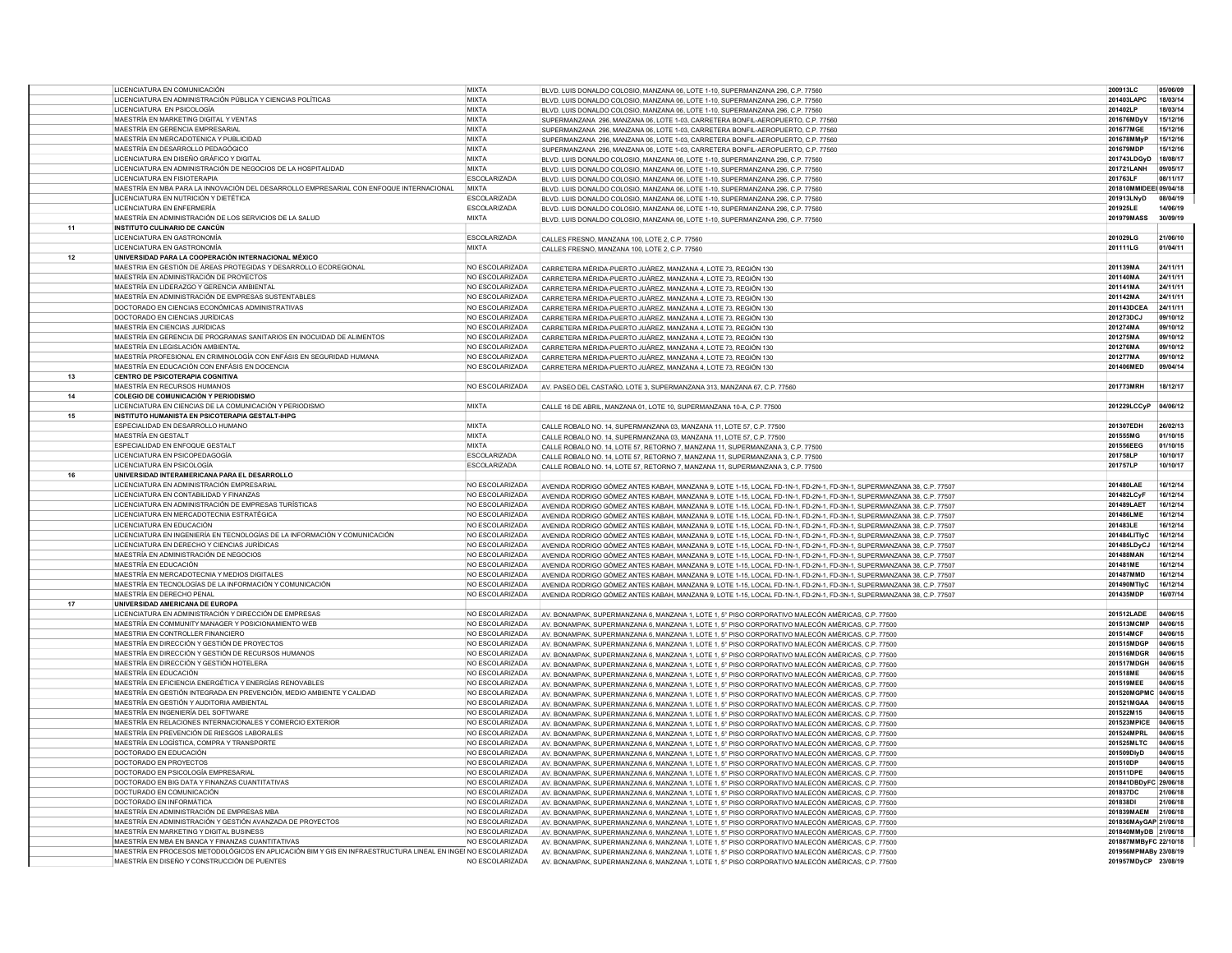| | | | | | |
|---|---|---|---|---|---|
| | LICENCIATURA EN COMUNICACIÓN | MIXTA | BLVD. LUIS DONALDO COLOSIO, MANZANA 06, LOTE 1-10, SUPERMANZANA 296, C.P. 77560 | 200913LC | 05/06/09 |
| | LICENCIATURA EN ADMINISTRACIÓN PÚBLICA Y CIENCIAS POLÍTICAS | MIXTA | BLVD. LUIS DONALDO COLOSIO, MANZANA 06, LOTE 1-10, SUPERMANZANA 296, C.P. 77560 | 201403LAPC | 18/03/14 |
| | LICENCIATURA EN PSICOLOGÍA | MIXTA | BLVD. LUIS DONALDO COLOSIO, MANZANA 06, LOTE 1-10, SUPERMANZANA 296, C.P. 77560 | 201402LP | 18/03/14 |
| | MAESTRÍA EN MARKETING DIGITAL Y VENTAS | MIXTA | SUPERMANZANA 296, MANZANA 06, LOTE 1-03, CARRETERA BONFIL-AEROPUERTO, C.P. 77560 | 201676MDyV | 15/12/16 |
| | MAESTRÍA EN GERENCIA EMPRESARIAL | MIXTA | SUPERMANZANA 296, MANZANA 06, LOTE 1-03, CARRETERA BONFIL-AEROPUERTO, C.P. 77560 | 201677MGE | 15/12/16 |
| | MAESTRÍA EN MERCADOTENIA Y PUBLICIDAD | MIXTA | SUPERMANZANA 296, MANZANA 06, LOTE 1-03, CARRETERA BONFIL-AEROPUERTO, C.P. 77560 | 201678MMyP | 15/12/16 |
| | MAESTRÍA EN DESARROLLO PEDAGÓGICO | MIXTA | SUPERMANZANA 296, MANZANA 06, LOTE 1-03, CARRETERA BONFIL-AEROPUERTO, C.P. 77560 | 201679MDP | 15/12/16 |
| | LICENCIATURA EN DISEÑO GRÁFICO Y DIGITAL | MIXTA | BLVD. LUIS DONALDO COLOSIO, MANZANA 06, LOTE 1-10, SUPERMANZANA 296, C.P. 77560 | 201743LDGyD | 18/08/17 |
| | LICENCIATURA EN ADMINISTRACIÓN DE NEGOCIOS DE LA HOSPITALIDAD | MIXTA | BLVD. LUIS DONALDO COLOSIO, MANZANA 06, LOTE 1-10, SUPERMANZANA 296, C.P. 77560 | 201721LANH | 09/05/17 |
| | LICENCIATURA EN FISIOTERAPIA | ESCOLARIZADA | BLVD. LUIS DONALDO COLOSIO, MANZANA 06, LOTE 1-10, SUPERMANZANA 296, C.P. 77560 | 201763LF | 08/11/17 |
| | MAESTRÍA EN MBA PARA LA INNOVACIÓN DEL DESARROLLO EMPRESARIAL CON ENFOQUE INTERNACIONAL | MIXTA | BLVD. LUIS DONALDO COLOSIO, MANZANA 06, LOTE 1-10, SUPERMANZANA 296, C.P. 77560 | 201810MMIDEEI | 09/04/18 |
| | LICENCIATURA EN NUTRICIÓN Y DIETÉTICA | ESCOLARIZADA | BLVD. LUIS DONALDO COLOSIO, MANZANA 06, LOTE 1-10, SUPERMANZANA 296, C.P. 77560 | 201913LNyD | 08/04/19 |
| | LICENCIATURA EN ENFERMERÍA | ESCOLARIZADA | BLVD. LUIS DONALDO COLOSIO, MANZANA 06, LOTE 1-10, SUPERMANZANA 296, C.P. 77560 | 201925LE | 14/06/19 |
| | MAESTRÍA EN ADMINISTRACIÓN DE LOS SERVICIOS DE LA SALUD | MIXTA | BLVD. LUIS DONALDO COLOSIO, MANZANA 06, LOTE 1-10, SUPERMANZANA 296, C.P. 77560 | 201979MASS | 30/09/19 |
| 11 | **INSTITUTO CULINARIO DE CANCÚN** | | | | |
| | LICENCIATURA EN GASTRONOMÍA | ESCOLARIZADA | CALLES FRESNO, MANZANA 100, LOTE 2, C.P. 77560 | 201029LG | 21/06/10 |
| | LICENCIATURA EN GASTRONOMÍA | MIXTA | CALLES FRESNO, MANZANA 100, LOTE 2, C.P. 77560 | 201111LG | 01/04/11 |
| 12 | **UNIVERSIDAD PARA LA COOPERACIÓN INTERNACIONAL MÉXICO** | | | | |
| | MAESTRIA EN GESTIÓN DE ÁREAS PROTEGIDAS Y DESARROLLO ECOREGIONAL | NO ESCOLARIZADA | CARRETERA MÉRIDA-PUERTO JUÁREZ, MANZANA 4, LOTE 73, REGIÓN 130 | 201139MA | 24/11/11 |
| | MAESTRÍA EN ADMINISTRACIÓN DE PROYECTOS | NO ESCOLARIZADA | CARRETERA MÉRIDA-PUERTO JUÁREZ, MANZANA 4, LOTE 73, REGIÓN 130 | 201140MA | 24/11/11 |
| | MAESTRÍA EN LIDERAZGO Y GERENCIA AMBIENTAL | NO ESCOLARIZADA | CARRETERA MÉRIDA-PUERTO JUÁREZ, MANZANA 4, LOTE 73, REGIÓN 130 | 201141MA | 24/11/11 |
| | MAESTRÍA EN ADMINISTRACIÓN DE EMPRESAS SUSTENTABLES | NO ESCOLARIZADA | CARRETERA MÉRIDA-PUERTO JUÁREZ, MANZANA 4, LOTE 73, REGIÓN 130 | 201142MA | 24/11/11 |
| | DOCTORADO EN CIENCIAS ECONÓMICAS ADMINISTRATIVAS | NO ESCOLARIZADA | CARRETERA MÉRIDA-PUERTO JUÁREZ, MANZANA 4, LOTE 73, REGIÓN 130 | 201143DCEA | 24/11/11 |
| | DOCTORADO EN CIENCIAS JURÍDICAS | NO ESCOLARIZADA | CARRETERA MÉRIDA-PUERTO JUÁREZ, MANZANA 4, LOTE 73, REGIÓN 130 | 201273DCJ | 09/10/12 |
| | MAESTRÍA EN CIENCIAS JURÍDICAS | NO ESCOLARIZADA | CARRETERA MÉRIDA-PUERTO JUÁREZ, MANZANA 4, LOTE 73, REGIÓN 130 | 201274MA | 09/10/12 |
| | MAESTRÍA EN GERENCIA DE PROGRAMAS SANITARIOS EN INOCUIDAD DE ALIMENTOS | NO ESCOLARIZADA | CARRETERA MÉRIDA-PUERTO JUÁREZ, MANZANA 4, LOTE 73, REGIÓN 130 | 201275MA | 09/10/12 |
| | MAESTRÍA EN LEGISLACIÓN AMBIENTAL | NO ESCOLARIZADA | CARRETERA MÉRIDA-PUERTO JUÁREZ, MANZANA 4, LOTE 73, REGIÓN 130 | 201276MA | 09/10/12 |
| | MAESTRÍA PROFESIONAL EN CRIMINOLOGÍA CON ENFÁSIS EN SEGURIDAD HUMANA | NO ESCOLARIZADA | CARRETERA MÉRIDA-PUERTO JUÁREZ, MANZANA 4, LOTE 73, REGIÓN 130 | 201277MA | 09/10/12 |
| | MAESTRÍA EN EDUCACIÓN CON ENFÁSIS EN DOCENCIA | NO ESCOLARIZADA | CARRETERA MÉRIDA-PUERTO JUÁREZ, MANZANA 4, LOTE 73, REGIÓN 130 | 201406MED | 09/04/14 |
| 13 | **CENTRO DE PSICOTERAPIA COGNITIVA** | | | | |
| | MAESTRÍA EN RECURSOS HUMANOS | NO ESCOLARIZADA | AV. PASEO DEL CASTAÑO, LOTE 3, SUPERMANZANA 313, MANZANA 67, C.P. 77560 | 201773MRH | 18/12/17 |
| 14 | **COLEGIO DE COMUNICACIÓN Y PERIODISMO** | | | | |
| | LICENCIATURA EN CIENCIAS DE LA COMUNICACIÓN Y PERIODISMO | MIXTA | CALLE 16 DE ABRIL, MANZANA 01, LOTE 10, SUPERMANZANA 10-A, C.P. 77500 | 201229LCCyP | 04/06/12 |
| 15 | **INSTITUTO HUMANISTA EN PSICOTERAPIA GESTALT-IHPG** | | | | |
| | ESPECIALIDAD EN DESARROLLO HUMANO | MIXTA | CALLE ROBALO NO. 14, SUPERMANZANA 03, MANZANA 11, LOTE 57, C.P. 77500 | 201307EDH | 26/02/13 |
| | MAESTRÍA EN GESTALT | MIXTA | CALLE ROBALO NO. 14, SUPERMANZANA 03, MANZANA 11, LOTE 57, C.P. 77500 | 201555MG | 01/10/15 |
| | ESPECIALIDAD EN ENFOQUE GESTALT | MIXTA | CALLE ROBALO NO. 14, LOTE 57, RETORNO 7, MANZANA 11, SUPERMANZANA 3, C.P. 77500 | 201556EEG | 01/10/15 |
| | LICENCIATURA EN PSICOPEDAGOGÍA | ESCOLARIZADA | CALLE ROBALO NO. 14, LOTE 57, RETORNO 7, MANZANA 11, SUPERMANZANA 3, C.P. 77500 | 201758LP | 10/10/17 |
| | LICENCIATURA EN PSICOLOGÍA | ESCOLARIZADA | CALLE ROBALO NO. 14, LOTE 57, RETORNO 7, MANZANA 11, SUPERMANZANA 3, C.P. 77500 | 201757LP | 10/10/17 |
| 16 | **UNIVERSIDAD INTERAMERICANA PARA EL DESARROLLO** | | | | |
| | LICENCIATURA EN ADMINISTRACIÓN EMPRESARIAL | NO ESCOLARIZADA | AVENIDA RODRIGO GÓMEZ ANTES KABAH, MANZANA 9, LOTE 1-15, LOCAL FD-1N-1, FD-2N-1, FD-3N-1, SUPERMANZANA 38, C.P. 77507 | 201480LAE | 16/12/14 |
| | LICENCIATURA EN CONTABILIDAD Y FINANZAS | NO ESCOLARIZADA | AVENIDA RODRIGO GÓMEZ ANTES KABAH, MANZANA 9, LOTE 1-15, LOCAL FD-1N-1, FD-2N-1, FD-3N-1, SUPERMANZANA 38, C.P. 77507 | 201482LCyF | 16/12/14 |
| | LICENCIATURA EN ADMINISTRACIÓN DE EMPRESAS TURÍSTICAS | NO ESCOLARIZADA | AVENIDA RODRIGO GÓMEZ ANTES KABAH, MANZANA 9, LOTE 1-15, LOCAL FD-1N-1, FD-2N-1, FD-3N-1, SUPERMANZANA 38, C.P. 77507 | 201489LAET | 16/12/14 |
| | LICENCIATURA EN MERCADOTECNIA ESTRATÉGICA | NO ESCOLARIZADA | AVENIDA RODRIGO GÓMEZ ANTES KABAH, MANZANA 9, LOTE 1-15, LOCAL FD-1N-1, FD-2N-1, FD-3N-1, SUPERMANZANA 38, C.P. 77507 | 201486LME | 16/12/14 |
| | LICENCIATURA EN EDUCACIÓN | NO ESCOLARIZADA | AVENIDA RODRIGO GÓMEZ ANTES KABAH, MANZANA 9, LOTE 1-15, LOCAL FD-1N-1, FD-2N-1, FD-3N-1, SUPERMANZANA 38, C.P. 77507 | 201483LE | 16/12/14 |
| | LICENCIATURA EN INGENIERÍA EN TECNOLOGÍAS DE LA INFORMACIÓN Y COMUNICACIÓN | NO ESCOLARIZADA | AVENIDA RODRIGO GÓMEZ ANTES KABAH, MANZANA 9, LOTE 1-15, LOCAL FD-1N-1, FD-2N-1, FD-3N-1, SUPERMANZANA 38, C.P. 77507 | 201484LITIyC | 16/12/14 |
| | LICENCIATURA EN DERECHO Y CIENCIAS JURÍDICAS | NO ESCOLARIZADA | AVENIDA RODRIGO GÓMEZ ANTES KABAH, MANZANA 9, LOTE 1-15, LOCAL FD-1N-1, FD-2N-1, FD-3N-1, SUPERMANZANA 38, C.P. 77507 | 201485LDyCJ | 16/12/14 |
| | MAESTRÍA EN ADMINISTRACIÓN DE NEGOCIOS | NO ESCOLARIZADA | AVENIDA RODRIGO GÓMEZ ANTES KABAH, MANZANA 9, LOTE 1-15, LOCAL FD-1N-1, FD-2N-1, FD-3N-1, SUPERMANZANA 38, C.P. 77507 | 201488MAN | 16/12/14 |
| | MAESTRÍA EN EDUCACIÓN | NO ESCOLARIZADA | AVENIDA RODRIGO GÓMEZ ANTES KABAH, MANZANA 9, LOTE 1-15, LOCAL FD-1N-1, FD-2N-1, FD-3N-1, SUPERMANZANA 38, C.P. 77507 | 201481ME | 16/12/14 |
| | MAESTRÍA EN MERCADOTECNIA Y MEDIOS DIGITALES | NO ESCOLARIZADA | AVENIDA RODRIGO GÓMEZ ANTES KABAH, MANZANA 9, LOTE 1-15, LOCAL FD-1N-1, FD-2N-1, FD-3N-1, SUPERMANZANA 38, C.P. 77507 | 201487MMD | 16/12/14 |
| | MAESTRÍA EN TECNOLOGÍAS DE LA INFORMACIÓN Y COMUNICACIÓN | NO ESCOLARIZADA | AVENIDA RODRIGO GÓMEZ ANTES KABAH, MANZANA 9, LOTE 1-15, LOCAL FD-1N-1, FD-2N-1, FD-3N-1, SUPERMANZANA 38, C.P. 77507 | 201490MTIyC | 16/12/14 |
| | MAESTRÍA EN DERECHO PENAL | NO ESCOLARIZADA | AVENIDA RODRIGO GÓMEZ ANTES KABAH, MANZANA 9, LOTE 1-15, LOCAL FD-1N-1, FD-2N-1, FD-3N-1, SUPERMANZANA 38, C.P. 77507 | 201435MDP | 16/07/14 |
| 17 | **UNIVERSIDAD AMERICANA DE EUROPA** | | | | |
| | LICENCIATURA EN ADMINISTRACIÓN Y DIRECCIÓN DE EMPRESAS | NO ESCOLARIZADA | AV. BONAMPAK, SUPERMANZANA 6, MANZANA 1, LOTE 1, 5° PISO CORPORATIVO MALECÓN AMÉRICAS, C.P. 77500 | 201512LADE | 04/06/15 |
| | MAESTRÍA EN COMMUNITY MANAGER Y POSICIONAMIENTO WEB | NO ESCOLARIZADA | AV. BONAMPAK, SUPERMANZANA 6, MANZANA 1, LOTE 1, 5° PISO CORPORATIVO MALECÓN AMÉRICAS, C.P. 77500 | 201513MCMP | 04/06/15 |
| | MAESTRIA EN CONTROLLER FINANCIERO | NO ESCOLARIZADA | AV. BONAMPAK, SUPERMANZANA 6, MANZANA 1, LOTE 1, 5° PISO CORPORATIVO MALECÓN AMÉRICAS, C.P. 77500 | 201514MCF | 04/06/15 |
| | MAESTRÍA EN DIRECCIÓN Y GESTIÓN DE PROYECTOS | NO ESCOLARIZADA | AV. BONAMPAK, SUPERMANZANA 6, MANZANA 1, LOTE 1, 5° PISO CORPORATIVO MALECÓN AMÉRICAS, C.P. 77500 | 201515MDGP | 04/06/15 |
| | MAESTRÍA EN DIRECCIÓN Y GESTIÓN DE RECURSOS HUMANOS | NO ESCOLARIZADA | AV. BONAMPAK, SUPERMANZANA 6, MANZANA 1, LOTE 1, 5° PISO CORPORATIVO MALECÓN AMÉRICAS, C.P. 77500 | 201516MDGR | 04/06/15 |
| | MAESTRÍA EN DIRECCIÓN Y GESTIÓN HOTELERA | NO ESCOLARIZADA | AV. BONAMPAK, SUPERMANZANA 6, MANZANA 1, LOTE 1, 5° PISO CORPORATIVO MALECÓN AMÉRICAS, C.P. 77500 | 201517MDGH | 04/06/15 |
| | MAESTRÍA EN EDUCACIÓN | NO ESCOLARIZADA | AV. BONAMPAK, SUPERMANZANA 6, MANZANA 1, LOTE 1, 5° PISO CORPORATIVO MALECÓN AMÉRICAS, C.P. 77500 | 201518ME | 04/06/15 |
| | MAESTRÍA EN EFICIENCIA ENERGÉTICA Y ENERGÍAS RENOVABLES | NO ESCOLARIZADA | AV. BONAMPAK, SUPERMANZANA 6, MANZANA 1, LOTE 1, 5° PISO CORPORATIVO MALECÓN AMÉRICAS, C.P. 77500 | 201519MEE | 04/06/15 |
| | MAESTRÍA EN GESTIÓN INTEGRADA EN PREVENCIÓN, MEDIO AMBIENTE Y CALIDAD | NO ESCOLARIZADA | AV. BONAMPAK, SUPERMANZANA 6, MANZANA 1, LOTE 1, 5° PISO CORPORATIVO MALECÓN AMÉRICAS, C.P. 77500 | 201520MGPMC | 04/06/15 |
| | MAESTRÍA EN GESTIÓN Y AUDITORIA AMBIENTAL | NO ESCOLARIZADA | AV. BONAMPAK, SUPERMANZANA 6, MANZANA 1, LOTE 1, 5° PISO CORPORATIVO MALECÓN AMÉRICAS, C.P. 77500 | 201521MGAA | 04/06/15 |
| | MAESTRÍA EN INGENIERÍA DEL SOFTWARE | NO ESCOLARIZADA | AV. BONAMPAK, SUPERMANZANA 6, MANZANA 1, LOTE 1, 5° PISO CORPORATIVO MALECÓN AMÉRICAS, C.P. 77500 | 201522M15 | 04/06/15 |
| | MAESTRÍA EN RELACIONES INTERNACIONALES Y COMERCIO EXTERIOR | NO ESCOLARIZADA | AV. BONAMPAK, SUPERMANZANA 6, MANZANA 1, LOTE 1, 5° PISO CORPORATIVO MALECÓN AMÉRICAS, C.P. 77500 | 201523MPICE | 04/06/15 |
| | MAESTRÍA EN PREVENCIÓN DE RIESGOS LABORALES | NO ESCOLARIZADA | AV. BONAMPAK, SUPERMANZANA 6, MANZANA 1, LOTE 1, 5° PISO CORPORATIVO MALECÓN AMÉRICAS, C.P. 77500 | 201524MPRL | 04/06/15 |
| | MAESTRÍA EN LOGÍSTICA, COMPRA Y TRANSPORTE | NO ESCOLARIZADA | AV. BONAMPAK, SUPERMANZANA 6, MANZANA 1, LOTE 1, 5° PISO CORPORATIVO MALECÓN AMÉRICAS, C.P. 77500 | 201525MLTC | 04/06/15 |
| | DOCTORADO EN EDUCACIÓN | NO ESCOLARIZADA | AV. BONAMPAK, SUPERMANZANA 6, MANZANA 1, LOTE 1, 5° PISO CORPORATIVO MALECÓN AMÉRICAS, C.P. 77500 | 201509DIyD | 04/06/15 |
| | DOCTORADO EN PROYECTOS | NO ESCOLARIZADA | AV. BONAMPAK, SUPERMANZANA 6, MANZANA 1, LOTE 1, 5° PISO CORPORATIVO MALECÓN AMÉRICAS, C.P. 77500 | 201510DP | 04/06/15 |
| | DOCTORADO EN PSICOLOGÍA EMPRESARIAL | NO ESCOLARIZADA | AV. BONAMPAK, SUPERMANZANA 6, MANZANA 1, LOTE 1, 5° PISO CORPORATIVO MALECÓN AMÉRICAS, C.P. 77500 | 201511DPE | 04/06/15 |
| | DOCTORADO EN BIG DATA Y FINANZAS CUANTITATIVAS | NO ESCOLARIZADA | AV. BONAMPAK, SUPERMANZANA 6, MANZANA 1, LOTE 1, 5° PISO CORPORATIVO MALECÓN AMÉRICAS, C.P. 77500 | 201841DBDyFC | 29/06/18 |
| | DOCTURADO EN COMUNICACIÓN | NO ESCOLARIZADA | AV. BONAMPAK, SUPERMANZANA 6, MANZANA 1, LOTE 1, 5° PISO CORPORATIVO MALECÓN AMÉRICAS, C.P. 77500 | 201837DC | 21/06/18 |
| | DOCTORADO EN INFORMÁTICA | NO ESCOLARIZADA | AV. BONAMPAK, SUPERMANZANA 6, MANZANA 1, LOTE 1, 5° PISO CORPORATIVO MALECÓN AMÉRICAS, C.P. 77500 | 201838DI | 21/06/18 |
| | MAESTRÍA EN ADMINISTRACIÓN DE EMPRESAS MBA | NO ESCOLARIZADA | AV. BONAMPAK, SUPERMANZANA 6, MANZANA 1, LOTE 1, 5° PISO CORPORATIVO MALECÓN AMÉRICAS, C.P. 77500 | 201839MAEM | 21/06/18 |
| | MAESTRÍA EN ADMINISTRACIÓN Y GESTIÓN AVANZADA DE PROYECTOS | NO ESCOLARIZADA | AV. BONAMPAK, SUPERMANZANA 6, MANZANA 1, LOTE 1, 5° PISO CORPORATIVO MALECÓN AMÉRICAS, C.P. 77500 | 201836MAyGAP | 21/06/18 |
| | MAESTRÍA EN MARKETING Y DIGITAL BUSINESS | NO ESCOLARIZADA | AV. BONAMPAK, SUPERMANZANA 6, MANZANA 1, LOTE 1, 5° PISO CORPORATIVO MALECÓN AMÉRICAS, C.P. 77500 | 201840MMyDB | 21/06/18 |
| | MAESTRÍA EN MBA EN BANCA Y FINANZAS CUANTITATIVAS | NO ESCOLARIZADA | AV. BONAMPAK, SUPERMANZANA 6, MANZANA 1, LOTE 1, 5° PISO CORPORATIVO MALECÓN AMÉRICAS, C.P. 77500 | 201887MMByFC | 22/10/18 |
| | MAESTRÍA EN PROCESOS METODOLÓGICOS EN APLICACIÓN BIM Y GIS EN INFRAESTRUCTURA LINEAL EN INGE | NO ESCOLARIZADA | AV. BONAMPAK, SUPERMANZANA 6, MANZANA 1, LOTE 1, 5° PISO CORPORATIVO MALECÓN AMÉRICAS, C.P. 77500 | 201956MPMABy | 23/08/19 |
| | MAESTRÍA EN DISEÑO Y CONSTRUCCIÓN DE PUENTES | NO ESCOLARIZADA | AV. BONAMPAK, SUPERMANZANA 6, MANZANA 1, LOTE 1, 5° PISO CORPORATIVO MALECÓN AMÉRICAS, C.P. 77500 | 201957MDyCP | 23/08/19 |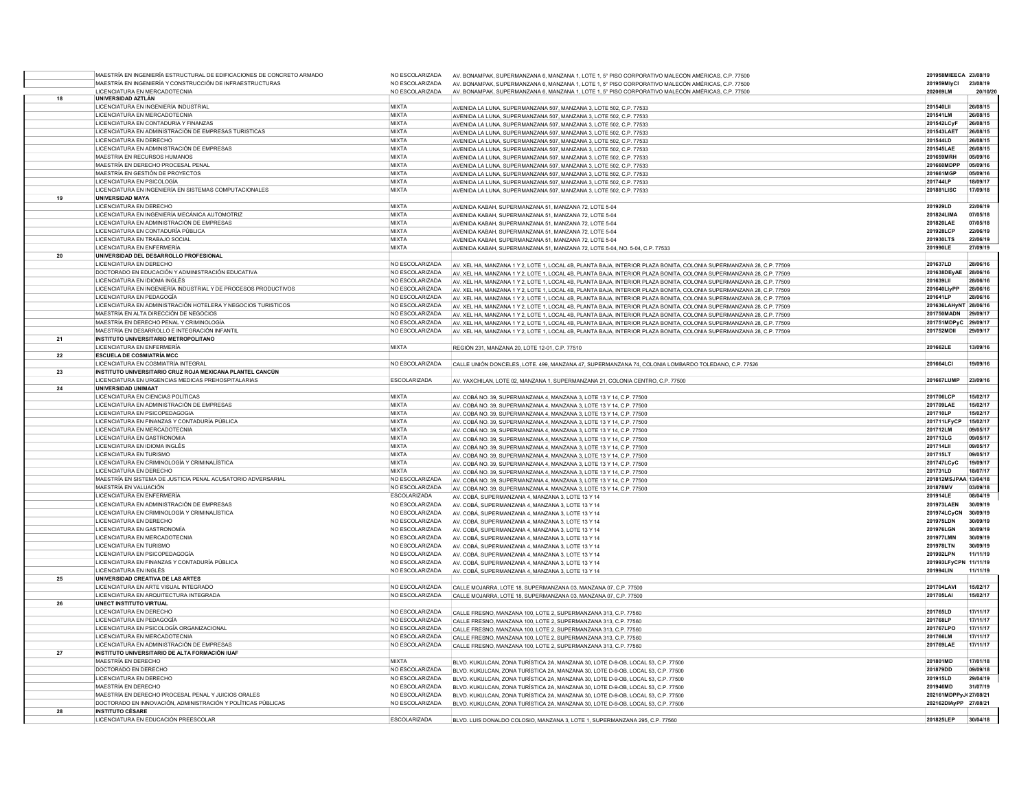| | | | | | |
|---|---|---|---|---|---|
| | MAESTRÍA EN INGENIERÍA ESTRUCTURAL DE EDIFICACIONES DE CONCRETO ARMADO | NO ESCOLARIZADA | AV. BONAMPAK, SUPERMANZANA 6, MANZANA 1, LOTE 1, 5° PISO CORPORATIVO MALECÓN AMÉRICAS, C.P. 77500 | 201958MIEECA | 23/08/19 |
| | MAESTRÍA EN INGENIERÍA Y CONSTRUCCIÓN DE INFRAESTRUCTURAS | NO ESCOLARIZADA | AV. BONAMPAK, SUPERMANZANA 6, MANZANA 1, LOTE 1, 5° PISO CORPORATIVO MALECÓN AMÉRICAS, C.P. 77500 | 201959MIyCI | 23/08/19 |
| | LICENCIATURA EN MERCADOTECNIA | NO ESCOLARIZADA | AV. BONAMPAK, SUPERMANZANA 6, MANZANA 1, LOTE 1, 5° PISO CORPORATIVO MALECÓN AMÉRICAS, C.P. 77500 | 202069LM | 20/10/20 |
| 18 | **UNIVERSIDAD AZTLÁN** | | | | |
| | LICENCIATURA EN INGENIERÍA INDUSTRIAL | MIXTA | AVENIDA LA LUNA, SUPERMANZANA 507, MANZANA 3, LOTE 502, C.P. 77533 | 201540LII | 26/08/15 |
| | LICENCIATURA EN MERCADOTECNIA | MIXTA | AVENIDA LA LUNA, SUPERMANZANA 507, MANZANA 3, LOTE 502, C.P. 77533 | 201541LM | 26/08/15 |
| | LICENCIATURA EN CONTADURIA Y FINANZAS | MIXTA | AVENIDA LA LUNA, SUPERMANZANA 507, MANZANA 3, LOTE 502, C.P. 77533 | 201542LCyF | 26/08/15 |
| | LICENCIATURA EN ADMINISTRACIÓN DE EMPRESAS TURISTICAS | MIXTA | AVENIDA LA LUNA, SUPERMANZANA 507, MANZANA 3, LOTE 502, C.P. 77533 | 201543LAET | 26/08/15 |
| | LICENCIATURA EN DERECHO | MIXTA | AVENIDA LA LUNA, SUPERMANZANA 507, MANZANA 3, LOTE 502, C.P. 77533 | 201544LD | 26/08/15 |
| | LICENCIATURA EN ADMINISTRACIÓN DE EMPRESAS | MIXTA | AVENIDA LA LUNA, SUPERMANZANA 507, MANZANA 3, LOTE 502, C.P. 77533 | 201545LAE | 26/08/15 |
| | MAESTRIA EN RECURSOS HUMANOS | MIXTA | AVENIDA LA LUNA, SUPERMANZANA 507, MANZANA 3, LOTE 502, C.P. 77533 | 201659MRH | 05/09/16 |
| | MAESTRÍA EN DERECHO PROCESAL PENAL | MIXTA | AVENIDA LA LUNA, SUPERMANZANA 507, MANZANA 3, LOTE 502, C.P. 77533 | 201660MDPP | 05/09/16 |
| | MAESTRÍA EN GESTIÓN DE PROYECTOS | MIXTA | AVENIDA LA LUNA, SUPERMANZANA 507, MANZANA 3, LOTE 502, C.P. 77533 | 201661MGP | 05/09/16 |
| | LICENCIATURA EN PSICOLOGÍA | MIXTA | AVENIDA LA LUNA, SUPERMANZANA 507, MANZANA 3, LOTE 502, C.P. 77533 | 201744LP | 18/09/17 |
| | LICENCIATURA EN INGENIERÍA EN SISTEMAS COMPUTACIONALES | MIXTA | AVENIDA LA LUNA, SUPERMANZANA 507, MANZANA 3, LOTE 502, C.P. 77533 | 201881LISC | 17/09/18 |
| 19 | **UNIVERSIDAD MAYA** | | | | |
| | LICENCIATURA EN DERECHO | MIXTA | AVENIDA KABAH, SUPERMANZANA 51, MANZANA 72, LOTE 5-04 | 201929LD | 22/06/19 |
| | LICENCIATURA EN INGENIERÍA MECÁNICA AUTOMOTRIZ | MIXTA | AVENIDA KABAH, SUPERMANZANA 51, MANZANA 72, LOTE 5-04 | 201824LIMA | 07/05/18 |
| | LICENCIATURA EN ADMINISTRACIÓN DE EMPRESAS | MIXTA | AVENIDA KABAH, SUPERMANZANA 51, MANZANA 72, LOTE 5-04 | 201820LAE | 07/05/18 |
| | LICENCIATURA EN CONTADURÍA PÚBLICA | MIXTA | AVENIDA KABAH, SUPERMANZANA 51, MANZANA 72, LOTE 5-04 | 201928LCP | 22/06/19 |
| | LICENCIATURA EN TRABAJO SOCIAL | MIXTA | AVENIDA KABAH, SUPERMANZANA 51, MANZANA 72, LOTE 5-04 | 201930LTS | 22/06/19 |
| | LICENCIATURA EN ENFERMERÍA | MIXTA | AVENIDA KABAH, SUPERMANZANA 51, MANZANA 72, LOTE 5-04, NO. 5-04, C.P. 77533 | 201990LE | 27/09/19 |
| 20 | **UNIVERSIDAD DEL DESARROLLO PROFESIONAL** | | | | |
| | LICENCIATURA EN DERECHO | NO ESCOLARIZADA | AV. XEL HA, MANZANA 1 Y 2, LOTE 1, LOCAL 4B, PLANTA BAJA, INTERIOR PLAZA BONITA, COLONIA SUPERMANZANA 28, C.P. 77509 | 201637LD | 28/06/16 |
| | DOCTORADO EN EDUCACIÓN Y ADMINISTRACIÓN EDUCATIVA | NO ESCOLARIZADA | AV. XEL HA, MANZANA 1 Y 2, LOTE 1, LOCAL 4B, PLANTA BAJA, INTERIOR PLAZA BONITA, COLONIA SUPERMANZANA 28, C.P. 77509 | 201638DEyAE | 28/06/16 |
| | LICENCIATURA EN IDIOMA INGLÉS | NO ESCOLARIZADA | AV. XEL HA, MANZANA 1 Y 2, LOTE 1, LOCAL 4B, PLANTA BAJA, INTERIOR PLAZA BONITA, COLONIA SUPERMANZANA 28, C.P. 77509 | 201639LII | 28/06/16 |
| | LICENCIATURA EN INGENIERÍA INDUSTRIAL Y DE PROCESOS PRODUCTIVOS | NO ESCOLARIZADA | AV. XEL HA, MANZANA 1 Y 2, LOTE 1, LOCAL 4B, PLANTA BAJA, INTERIOR PLAZA BONITA, COLONIA SUPERMANZANA 28, C.P. 77509 | 201640LIyPP | 28/06/16 |
| | LICENCIATURA EN PEDAGOGÍA | NO ESCOLARIZADA | AV. XEL HA, MANZANA 1 Y 2, LOTE 1, LOCAL 4B, PLANTA BAJA, INTERIOR PLAZA BONITA, COLONIA SUPERMANZANA 28, C.P. 77509 | 201641LP | 28/06/16 |
| | LICENCIATURA EN ADMINISTRACIÓN HOTELERA Y NEGOCIOS TURISTICOS | NO ESCOLARIZADA | AV. XEL HA, MANZANA 1 Y 2, LOTE 1, LOCAL 4B, PLANTA BAJA, INTERIOR PLAZA BONITA, COLONIA SUPERMANZANA 28, C.P. 77509 | 201636LAHyNT | 28/06/16 |
| | MAESTRÍA EN ALTA DIRECCIÓN DE NEGOCIOS | NO ESCOLARIZADA | AV. XEL HA, MANZANA 1 Y 2, LOTE 1, LOCAL 4B, PLANTA BAJA, INTERIOR PLAZA BONITA, COLONIA SUPERMANZANA 28, C.P. 77509 | 201750MADN | 29/09/17 |
| | MAESTRÍA EN DERECHO PENAL Y CRIMINOLOGÍA | NO ESCOLARIZADA | AV. XEL HA, MANZANA 1 Y 2, LOTE 1, LOCAL 4B, PLANTA BAJA, INTERIOR PLAZA BONITA, COLONIA SUPERMANZANA 28, C.P. 77509 | 201751MDPyC | 29/09/17 |
| | MAESTRÍA EN DESARROLLO E INTEGRACIÓN INFANTIL | NO ESCOLARIZADA | AV. XEL HA, MANZANA 1 Y 2, LOTE 1, LOCAL 4B, PLANTA BAJA, INTERIOR PLAZA BONITA, COLONIA SUPERMANZANA 28, C.P. 77509 | 201752MDII | 29/09/17 |
| 21 | **INSTITUTO UNIVERSITARIO METROPOLITANO** | | | | |
| | LICENCIATURA EN ENFERMERÍA | MIXTA | REGIÓN 231, MANZANA 20, LOTE 12-01, C.P. 77510 | 201662LE | 13/09/16 |
| 22 | **ESCUELA DE COSMIATRÍA MCC** | | | | |
| | LICENCIATURA EN COSMIATRÍA INTEGRAL | NO ESCOLARIZADA | CALLE UNIÓN DONCELES, LOTE. 499, MANZANA 47, SUPERMANZANA 74, COLONIA LOMBARDO TOLEDANO, C.P. 77526 | 201664LCI | 19/09/16 |
| 23 | **INSTITUTO UNIVERSITARIO CRUZ ROJA MEXICANA PLANTEL CANCÚN** | | | | |
| | LICENCIATURA EN URGENCIAS MEDICAS PREHOSPITALARIAS | ESCOLARIZADA | AV. YAXCHILAN, LOTE 02, MANZANA 1, SUPERMANZANA 21, COLONIA CENTRO, C.P. 77500 | 201667LUMP | 23/09/16 |
| 24 | **UNIVERSIDAD UNIMAAT** | | | | |
| | LICENCIATURA EN CIENCIAS POLÍTICAS | MIXTA | AV. COBÁ NO. 39, SUPERMANZANA 4, MANZANA 3, LOTE 13 Y 14, C.P. 77500 | 201706LCP | 15/02/17 |
| | LICENCIATURA EN ADMINISTRACIÓN DE EMPRESAS | MIXTA | AV. COBÁ NO. 39, SUPERMANZANA 4, MANZANA 3, LOTE 13 Y 14, C.P. 77500 | 201709LAE | 15/02/17 |
| | LICENCIATURA EN PSICOPEDAGOGIA | MIXTA | AV. COBÁ NO. 39, SUPERMANZANA 4, MANZANA 3, LOTE 13 Y 14, C.P. 77500 | 201710LP | 15/02/17 |
| | LICENCIATURA EN FINANZAS Y CONTADURÍA PÚBLICA | MIXTA | AV. COBÁ NO. 39, SUPERMANZANA 4, MANZANA 3, LOTE 13 Y 14, C.P. 77500 | 201711LFyCP | 15/02/17 |
| | LICENCIATURA EN MERCADOTECNIA | MIXTA | AV. COBÁ NO. 39, SUPERMANZANA 4, MANZANA 3, LOTE 13 Y 14, C.P. 77500 | 201712LM | 09/05/17 |
| | LICENCIATURA EN GASTRONOMIA | MIXTA | AV. COBÁ NO. 39, SUPERMANZANA 4, MANZANA 3, LOTE 13 Y 14, C.P. 77500 | 201713LG | 09/05/17 |
| | LICENCIATURA EN IDIOMA INGLÉS | MIXTA | AV. COBÁ NO. 39, SUPERMANZANA 4, MANZANA 3, LOTE 13 Y 14, C.P. 77500 | 201714LII | 09/05/17 |
| | LICENCIATURA EN TURISMO | MIXTA | AV. COBÁ NO. 39, SUPERMANZANA 4, MANZANA 3, LOTE 13 Y 14, C.P. 77500 | 201715LT | 09/05/17 |
| | LICENCIATURA EN CRIMINOLOGÍA Y CRIMINALÍSTICA | MIXTA | AV. COBÁ NO. 39, SUPERMANZANA 4, MANZANA 3, LOTE 13 Y 14, C.P. 77500 | 201747LCyC | 19/09/17 |
| | LICENCIATURA EN DERECHO | MIXTA | AV. COBÁ NO. 39, SUPERMANZANA 4, MANZANA 3, LOTE 13 Y 14, C.P. 77500 | 201731LD | 18/07/17 |
| | MAESTRÍA EN SISTEMA DE JUSTICIA PENAL ACUSATORIO ADVERSARIAL | NO ESCOLARIZADA | AV. COBÁ NO. 39, SUPERMANZANA 4, MANZANA 3, LOTE 13 Y 14, C.P. 77500 | 201812MSJPAA | 13/04/18 |
| | MAESTRÍA EN VALUACIÓN | NO ESCOLARIZADA | AV. COBÁ NO. 39, SUPERMANZANA 4, MANZANA 3, LOTE 13 Y 14, C.P. 77500 | 201878MV | 03/09/18 |
| | LICENCIATURA EN ENFERMERÍA | ESCOLARIZADA | AV. COBÁ, SUPERMANZANA 4, MANZANA 3, LOTE 13 Y 14 | 201914LE | 08/04/19 |
| | LICENCIATURA EN ADMINISTRACIÓN DE EMPRESAS | NO ESCOLARIZADA | AV. COBÁ, SUPERMANZANA 4, MANZANA 3, LOTE 13 Y 14 | 201973LAEN | 30/09/19 |
| | LICENCIATURA EN CRIMINOLOGÍA Y CRIMINALÍSTICA | NO ESCOLARIZADA | AV. COBÁ, SUPERMANZANA 4, MANZANA 3, LOTE 13 Y 14 | 201974LCyCN | 30/09/19 |
| | LICENCIATURA EN DERECHO | NO ESCOLARIZADA | AV. COBÁ, SUPERMANZANA 4, MANZANA 3, LOTE 13 Y 14 | 201975LDN | 30/09/19 |
| | LICENCIATURA EN GASTRONOMÍA | NO ESCOLARIZADA | AV. COBÁ, SUPERMANZANA 4, MANZANA 3, LOTE 13 Y 14 | 201976LGN | 30/09/19 |
| | LICENCIATURA EN MERCADOTECNIA | NO ESCOLARIZADA | AV. COBÁ, SUPERMANZANA 4, MANZANA 3, LOTE 13 Y 14 | 201977LMN | 30/09/19 |
| | LICENCIATURA EN TURISMO | NO ESCOLARIZADA | AV. COBÁ, SUPERMANZANA 4, MANZANA 3, LOTE 13 Y 14 | 201978LTN | 30/09/19 |
| | LICENCIATURA EN PSICOPEDAGOGÍA | NO ESCOLARIZADA | AV. COBÁ, SUPERMANZANA 4, MANZANA 3, LOTE 13 Y 14 | 201992LPN | 11/11/19 |
| | LICENCIATURA EN FINANZAS Y CONTADURÍA PÚBLICA | NO ESCOLARIZADA | AV. COBÁ, SUPERMANZANA 4, MANZANA 3, LOTE 13 Y 14 | 201993LFyCPN | 11/11/19 |
| | LICENCIATURA EN INGLÉS | NO ESCOLARIZADA | AV. COBÁ, SUPERMANZANA 4, MANZANA 3, LOTE 13 Y 14 | 201994LIN | 11/11/19 |
| 25 | **UNIVERSIDAD CREATIVA DE LAS ARTES** | | | | |
| | LICENCIATURA EN ARTE VISUAL INTEGRADO | NO ESCOLARIZADA | CALLE MOJARRA, LOTE 18, SUPERMANZANA 03, MANZANA 07, C.P. 77500 | 201704LAVI | 15/02/17 |
| | LICENCIATURA EN ARQUITECTURA INTEGRADA | NO ESCOLARIZADA | CALLE MOJARRA, LOTE 18, SUPERMANZANA 03, MANZANA 07, C.P. 77500 | 201705LAI | 15/02/17 |
| 26 | **UNECT INSTITUTO VIRTUAL** | | | | |
| | LICENCIATURA EN DERECHO | NO ESCOLARIZADA | CALLE FRESNO, MANZANA 100, LOTE 2, SUPERMANZANA 313, C.P. 77560 | 201765LD | 17/11/17 |
| | LICENCIATURA EN PEDAGOGÍA | NO ESCOLARIZADA | CALLE FRESNO, MANZANA 100, LOTE 2, SUPERMANZANA 313, C.P. 77560 | 201768LP | 17/11/17 |
| | LICENCIATURA EN PSICOLOGÍA ORGANIZACIONAL | NO ESCOLARIZADA | CALLE FRESNO, MANZANA 100, LOTE 2, SUPERMANZANA 313, C.P. 77560 | 201767LPO | 17/11/17 |
| | LICENCIATURA EN MERCADOTECNIA | NO ESCOLARIZADA | CALLE FRESNO, MANZANA 100, LOTE 2, SUPERMANZANA 313, C.P. 77560 | 201766LM | 17/11/17 |
| | LICENCIATURA EN ADMINISTRACIÓN DE EMPRESAS | NO ESCOLARIZADA | CALLE FRESNO, MANZANA 100, LOTE 2, SUPERMANZANA 313, C.P. 77560 | 201769LAE | 17/11/17 |
| 27 | **INSTITUTO UNIVERSITARIO DE ALTA FORMACIÓN IUAF** | | | | |
| | MAESTRÍA EN DERECHO | MIXTA | BLVD. KUKULCAN, ZONA TURÍSTICA 2A, MANZANA 30, LOTE D-9-OB, LOCAL 53, C.P. 77500 | 201801MD | 17/01/18 |
| | DOCTORADO EN DERECHO | NO ESCOLARIZADA | BLVD. KUKULCAN, ZONA TURÍSTICA 2A, MANZANA 30, LOTE D-9-OB, LOCAL 53, C.P. 77500 | 201879DD | 09/09/18 |
| | LICENCIATURA EN DERECHO | NO ESCOLARIZADA | BLVD. KUKULCAN, ZONA TURÍSTICA 2A, MANZANA 30, LOTE D-9-OB, LOCAL 53, C.P. 77500 | 201915LD | 29/04/19 |
| | MAESTRÍA EN DERECHO | NO ESCOLARIZADA | BLVD. KUKULCAN, ZONA TURÍSTICA 2A, MANZANA 30, LOTE D-9-OB, LOCAL 53, C.P. 77500 | 201946MD | 31/07/19 |
| | MAESTRÍA EN DERECHO PROCESAL PENAL Y JUICIOS ORALES | NO ESCOLARIZADA | BLVD. KUKULCAN, ZONA TURÍSTICA 2A, MANZANA 30, LOTE D-9-OB, LOCAL 53, C.P. 77500 | 202161MDPPyJO | 27/08/21 |
| | DOCTORADO EN INNOVACIÓN, ADMINISTRACIÓN Y POLÍTICAS PÚBLICAS | NO ESCOLARIZADA | BLVD. KUKULCAN, ZONA TURÍSTICA 2A, MANZANA 30, LOTE D-9-OB, LOCAL 53, C.P. 77500 | 202162DIAyPP | 27/08/21 |
| 28 | **INSTITUTO CÉSARE** | | | | |
| | LICENCIATURA EN EDUCACIÓN PREESCOLAR | ESCOLARIZADA | BLVD. LUIS DONALDO COLOSIO, MANZANA 3, LOTE 1, SUPERMANZANA 295, C.P. 77560 | 201825LEP | 30/04/18 |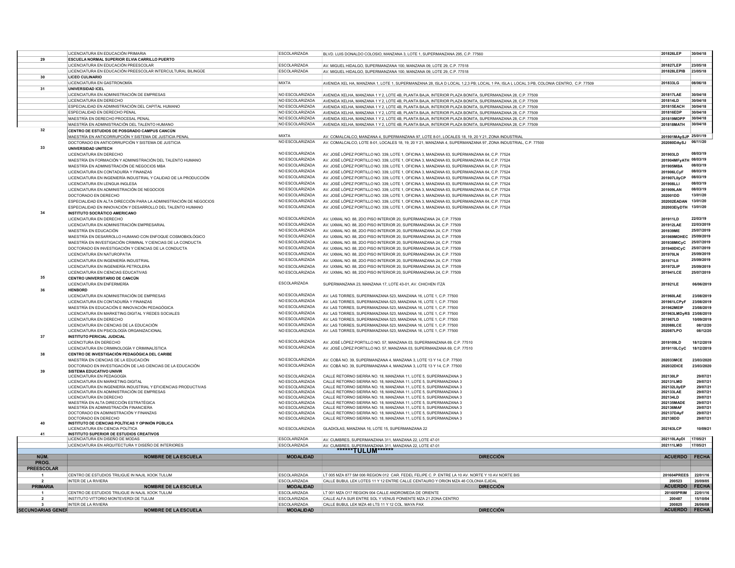| | | | | | |
|---|---|---|---|---|---|
| | LICENCIATURA EN EDUCACIÓN PRIMARIA | ESCOLARIZADA | BLVD. LUIS DONALDO COLOSIO, MANZANA 3, LOTE 1, SUPERMANZANA 295, C.P. 77560 | 201826LEP | 30/04/18 |
| 29 | **ESCUELA NORMAL SUPERIOR ELVIA CARRILLO PUERTO** | | | | |
| | LICENCIATURA EN EDUCACIÓN PREESCOLAR | ESCOLARIZADA | AV. MIGUEL HIDALGO, SUPERMANZANA 100, MANZANA 09, LOTE 29, C.P. 77518 | 201827LEP | 23/05/18 |
| | LICENCIATURA EN EDUCACIÓN PREESCOLAR INTERCULTURAL BILINGÜE | ESCOLARIZADA | AV. MIGUEL HIDALGO, SUPERMANZANA 100, MANZANA 09, LOTE 29, C.P. 77518 | 201828LEPIB | 23/05/18 |
| 30 | **LICEO CULINARIO** | | | | |
| | LICENCIATURA EN GASTRONOMÍA | MIXTA | AVENIDA XEL HA, MANZANA 1, LOTE 1, SUPERMANZANA 28, ISLA D LOCAL 1,2,3 PB; LOCAL 1 PA; ISLA L LOCAL 3 PB, COLONIA CENTRO, C.P. 77509 | 201833LG | 08/06/18 |
| 31 | **UNIVERSIDAD ICEL** | | | | |
| | LICENCIATURA EN ADMINISTRACIÓN DE EMPRESAS | NO ESCOLARIZADA | AVENIDA XELHA, MANZANA 1 Y 2, LOTE 4B, PLANTA BAJA, INTERIOR PLAZA BONITA, SUPERMANZANA 28, C.P. 77509 | 201817LAE | 30/04/18 |
| | LICENCIATURA EN DERECHO | NO ESCOLARIZADA | AVENIDA XELHA, MANZANA 1 Y 2, LOTE 4B, PLANTA BAJA, INTERIOR PLAZA BONITA, SUPERMANZANA 28, C.P. 77509 | 201814LD | 30/04/18 |
| | ESPECIALIDAD EN ADMINISTRACIÓN DEL CAPITAL HUMANO | NO ESCOLARIZADA | AVENIDA XELHA, MANZANA 1 Y 2, LOTE 4B, PLANTA BAJA, INTERIOR PLAZA BONITA, SUPERMANZANA 28, C.P. 77509 | 201815EACH | 30/04/18 |
| | ESPECIALIDAD EN DERECHO PENAL | NO ESCOLARIZADA | AVENIDA XELHA, MANZANA 1 Y 2, LOTE 4B, PLANTA BAJA, INTERIOR PLAZA BONITA, SUPERMANZANA 28, C.P. 77509 | 201816EDP | 30/04/18 |
| | MAESTRÍA EN DERECHO PROCESAL PENAL | NO ESCOLARIZADA | AVENIDA XELHA, MANZANA 1 Y 2, LOTE 4B, PLANTA BAJA, INTERIOR PLAZA BONITA, SUPERMANZANA 28, C.P. 77509 | 201819MDPP | 30/04/18 |
| | MAESTRÍA EN ADMINISTRACIÓN DEL TALENTO HUMANO | NO ESCOLARIZADA | AVENIDA XELHA, MANZANA 1 Y 2, LOTE 4B, PLANTA BAJA, INTERIOR PLAZA BONITA, SUPERMANZANA 28, C.P. 77509 | 201818MATH | 30/04/18 |
| 32 | **CENTRO DE ESTUDIOS DE POSGRADO CAMPUS CANCÚN** | | | | |
| | MAESTRÍA EN ANTICORRUPCIÓN Y SISTEMA DE JUSTICIA PENAL | MIXTA | AV. COMALCALCO, MANZANA 4, SUPERMANZANA 97, LOTE 8-01, LOCALES 18, 19, 20 Y 21, ZONA INDUSTRIAL | 201901MAySJP | 25/01/19 |
| | DOCTORADO EN ANTICORRUPCIÓN Y SISTEMA DE JUSTICIA | NO ESCOLARIZADA | AV. COMALCALCO, LOTE 8-01, LOCALES 18, 19, 20 Y 21, MANZANA 4, SUPERMANZANA 97, ZONA INDUSTRIAL, C.P. 77500 | 202080DAySJ | 06/11/20 |
| 33 | **UNIVERSIDAD UNITECH** | | | | |
| | LICENCIATURA EN DERECHO | NO ESCOLARIZADA | AV. JOSÉ LÓPEZ PORTILLO NO. 339, LOTE 1, OFICINA 3, MANZANA 63, SUPERMANZANA 64, C.P. 77524 | 201903LD | 08/03/19 |
| | MAESTRÍA EN FORMACIÓN Y ADMINISTRACIÓN DEL TALENTO HUMANO | NO ESCOLARIZADA | AV. JOSÉ LÓPEZ PORTILLO NO. 339, LOTE 1, OFICINA 3, MANZANA 63, SUPERMANZANA 64, C.P. 77524 | 201904MFyATH | 08/03/19 |
| | MAESTRÍA EN ADMINISTRACIÓN DE NEGOCIOS MBA | NO ESCOLARIZADA | AV. JOSÉ LÓPEZ PORTILLO NO. 339, LOTE 1, OFICINA 3, MANZANA 63, SUPERMANZANA 64, C.P. 77524 | 201905MBA | 08/03/19 |
| | LICENCIATURA EN CONTADURÍA Y FINANZAS | NO ESCOLARIZADA | AV. JOSÉ LÓPEZ PORTILLO NO. 339, LOTE 1, OFICINA 3, MANZANA 63, SUPERMANZANA 64, C.P. 77524 | 201906LCyF | 08/03/19 |
| | LICENCIATURA EN INGENIERÍA INDUSTRIAL Y CALIDAD DE LA PRODUCCIÓN | NO ESCOLARIZADA | AV. JOSÉ LÓPEZ PORTILLO NO. 339, LOTE 1, OFICINA 3, MANZANA 63, SUPERMANZANA 64, C.P. 77524 | 201907LIIyCP | 08/03/19 |
| | LICENCIATURA EN LENGUA INGLESA | NO ESCOLARIZADA | AV. JOSÉ LÓPEZ PORTILLO NO. 339, LOTE 1, OFICINA 3, MANZANA 63, SUPERMANZANA 64, C.P. 77524 | 201908LLI | 08/03/19 |
| | LICENCIATURA EN ADMINISTRACIÓN DE NEGOCIOS | NO ESCOLARIZADA | AV. JOSÉ LÓPEZ PORTILLO NO. 339, LOTE 1, OFICINA 3, MANZANA 63, SUPERMANZANA 64, C.P. 77524 | 201909LAN | 08/03/19 |
| | DOCTORADO EN DERECHO | NO ESCOLARIZADA | AV. JOSÉ LÓPEZ PORTILLO NO. 339, LOTE 1, OFICINA 3, MANZANA 63, SUPERMANZANA 64, C.P. 77524 | 202001DD | 13/01/20 |
| | ESPECIALIDAD EN ALTA DIRECCIÓN PARA LA ADMINISTRACIÓN DE NEGOCIOS | NO ESCOLARIZADA | AV. JOSÉ LÓPEZ PORTILLO NO. 339, LOTE 1, OFICINA 3, MANZANA 63, SUPERMANZANA 64, C.P. 77524 | 202002EADAN | 13/01/20 |
| | ESPECIALIDAD EN INNOVACIÓN Y DESARROLLO DEL TALENTO HUMANO | NO ESCOLARIZADA | AV. JOSÉ LÓPEZ PORTILLO NO. 339, LOTE 1, OFICINA 3, MANZANA 63, SUPERMANZANA 64, C.P. 77524 | 202003EIyDTH | 13/01/20 |
| 34 | **INSTITUTO SOCRÁTICO AMERICANO** | | | | |
| | LICENCIATURA EN DERECHO | NO ESCOLARIZADA | AV. UXMAL NO. 88, 2DO PISO INTERIOR 20, SUPERMANZANA 24, C.P. 77509 | 201911LD | 22/03/19 |
| | LICENCIATURA EN ADMINISTRACIÓN EMPRESARIAL | NO ESCOLARIZADA | AV. UXMAL NO. 88, 2DO PISO INTERIOR 20, SUPERMANZANA 24, C.P. 77509 | 201912LAE | 22/03/2019 |
| | MAESTRÍA EN EDUCACIÓN | NO ESCOLARIZADA | AV. UXMAL NO. 88, 2DO PISO INTERIOR 20, SUPERMANZANA 24, C.P. 77509 | 201939ME | 25/07/2019 |
| | MAESTRÍA EN DESARROLLO HUMANO CON ENFOQUE COSMOBIOLÓGICO | NO ESCOLARIZADA | AV. UXMAL NO. 88, 2DO PISO INTERIOR 20, SUPERMANZANA 24, C.P. 77509 | 201969MDHEC | 25/09/2019 |
| | MAESTRÍA EN INVESTIGACIÓN CRIMINAL Y CIENCIAS DE LA CONDUCTA | NO ESCOLARIZADA | AV. UXMAL NO. 88, 2DO PISO INTERIOR 20, SUPERMANZANA 24, C.P. 77509 | 201938MICyC | 25/07/2019 |
| | DOCTORADO EN INVESTIGACIÓN Y CIENCIAS DE LA CONDUCTA | NO ESCOLARIZADA | AV. UXMAL NO. 88, 2DO PISO INTERIOR 20, SUPERMANZANA 24, C.P. 77509 | 201940DICyC | 25/07/2019 |
| | LICENCIATURA EN NATUROPATIA | NO ESCOLARIZADA | AV. UXMAL NO. 88, 2DO PISO INTERIOR 20, SUPERMANZANA 24, C.P. 77509 | 201970LN | 25/09/2019 |
| | LICENCIATURA EN INGENIERÍA INDUSTRIAL | NO ESCOLARIZADA | AV. UXMAL NO. 88, 2DO PISO INTERIOR 20, SUPERMANZANA 24, C.P. 77509 | 201971LII | 25/09/2019 |
| | LICENCIATURA EN INGENIERÍA PETROLERA | NO ESCOLARIZADA | AV. UXMAL NO. 88, 2DO PISO INTERIOR 20, SUPERMANZANA 24, C.P. 77509 | 201972LIP | 25/09/2019 |
| | LICENCIATURA EN CIENCIAS EDUCATIVAS | NO ESCOLARIZADA | AV. UXMAL NO. 88, 2DO PISO INTERIOR 20, SUPERMANZANA 24, C.P. 77509 | 201941LCE | 25/07/2019 |
| 35 | **CENTRO UNIVERSITARIO DE CANCÚN** | | | | |
| | LICENCIATURA EN ENFERMERÍA | ESCOLARIZADA | SUPERMANZANA 23, MANZANA 17, LOTE 43-01, AV. CHICHEN ITZÁ | 201921LE | 06/06/2019 |
| 36 | **HENBORD** | | | | |
| | LICENCIATURA EN ADMINISTRACIÓN DE EMPRESAS | NO ESCOLARIZADA | AV. LAS TORRES, SUPERMANZANA 523, MANZANA 16, LOTE 1, C.P. 77500 | 201960LAE | 23/08/2019 |
| | LICENCIATURA EN CONTADURÍA Y FINANZAS | NO ESCOLARIZADA | AV. LAS TORRES, SUPERMANZANA 523, MANZANA 16, LOTE 1, C.P. 77500 | 201961LCPyF | 23/08/2019 |
| | MAESTRÍA EN EDUCACIÓN E INNOVACIÓN PEDAGÓGICA | NO ESCOLARIZADA | AV. LAS TORRES, SUPERMANZANA 523, MANZANA 16, LOTE 1, C.P. 77500 | 201962MEIP | 23/08/2019 |
| | LICENCIATURA EN MARKETING DIGITAL Y REDES SOCIALES | NO ESCOLARIZADA | AV. LAS TORRES, SUPERMANZANA 523, MANZANA 16, LOTE 1, C.P. 77500 | 201963LMDyRS | 23/08/2019 |
| | LICENCIATURA EN DERECHO | NO ESCOLARIZADA | AV. LAS TORRES, SUPERMANZANA 523, MANZANA 16, LOTE 1, C.P. 77500 | 201967LD | 10/09/2019 |
| | LICENCIATURA EN CIENCIAS DE LA EDUCACIÓN | NO ESCOLARIZADA | AV. LAS TORRES, SUPERMANZANA 523, MANZANA 16, LOTE 1, C.P. 77500 | 202088LCE | 08/12/20 |
| | LICENCIATURA EN PSICOLOGÍA ORGANIZACIONAL | NO ESCOLARIZADA | AV. LAS TORRES, SUPERMANZANA 523, MANZANA 16, LOTE 1, C.P. 77500 | 202087LPO | 08/12/20 |
| 37 | **INSTITUTO PERICIAL JUDICIAL** | | | | |
| | LICENCITURA EN DERECHO | NO ESCOLARIZADA | AV. JOSÉ LÓPEZ PORTILLO NO. 57, MANZANA 03, SUPERMANZANA 69, C.P. 77510 | 2019109LD | 18/12/2019 |
| | LICENCIATURA EN CRIMINOLOGÍA Y CRIMINALÍSTICA | NO ESCOLARIZADA | AV. JOSÉ LÓPEZ PORTILLO NO. 57, MANZANA 03, SUPERMANZANA 69, C.P. 77510 | 2019110LCyC | 18/12/2019 |
| 38 | **CENTRO DE INVESTIGACIÓN PEDAGÓGICA DEL CARIBE** | | | | |
| | MAESTRÍA EN CIENCIAS DE LA EDUCACIÓN | NO ESCOLARIZADA | AV. COBÁ NO. 39, SUPERMANZANA 4, MANZANA 3, LOTE 13 Y 14, C.P. 77500 | 202033MCE | 23/03/2020 |
| | DOCTORADO EN INVESTIGACIÓN DE LAS CIENCIAS DE LA EDUCACIÓN | NO ESCOLARIZADA | AV. COBÁ NO. 39, SUPERMANZANA 4, MANZANA 3, LOTE 13 Y 14, C.P. 77500 | 202032DICE | 23/03/2020 |
| 39 | **SISTEMA EDUCATIVO UNIVIR** | | | | |
| | LICENCIATURA EN PEDAGOGÍA | NO ESCOLARIZADA | CALLE RETORNO SIERRA NO. 18, MANZANA 11, LOTE 5, SUPERMANZANA 3 | 202130LP | 29/07/21 |
| | LICENCIATURA EN MARKETING DIGITAL | NO ESCOLARIZADA | CALLE RETORNO SIERRA NO. 18, MANZANA 11, LOTE 5, SUPERMANZANA 3 | 202131LMD | 29/07/21 |
| | LICENCIATURA EN INGENIERÍA INDUSTRIAL Y EFICIENCIAS PRODUCTIVAS | NO ESCOLARIZADA | CALLE RETORNO SIERRA NO. 18, MANZANA 11, LOTE 5, SUPERMANZANA 3 | 202132LIIyEP | 29/07/21 |
| | LICENCIATURA EN ADMINISTRACIÓN DE EMPRESAS | NO ESCOLARIZADA | CALLE RETORNO SIERRA NO. 18, MANZANA 11, LOTE 5, SUPERMANZANA 3 | 202133LAE | 29/07/21 |
| | LICENCIATURA EN DERECHO | NO ESCOLARIZADA | CALLE RETORNO SIERRA NO. 18, MANZANA 11, LOTE 5, SUPERMANZANA 3 | 202134LD | 29/07/21 |
| | MAESTRÍA EN ALTA DIRECCIÓN ESTRATÉGICA | NO ESCOLARIZADA | CALLE RETORNO SIERRA NO. 18, MANZANA 11, LOTE 5, SUPERMANZANA 3 | 202135MADE | 29/07/21 |
| | MAESTRÍA EN ADMINISTRACIÓN FINANCIERA | NO ESCOLARIZADA | CALLE RETORNO SIERRA NO. 18, MANZANA 11, LOTE 5, SUPERMANZANA 3 | 202136MAF | 29/07/21 |
| | DOCTORADO EN ADMINISTRACIÓN Y FINANZAS | NO ESCOLARIZADA | CALLE RETORNO SIERRA NO. 18, MANZANA 11, LOTE 5, SUPERMANZANA 3 | 202137DAyF | 29/07/21 |
| | DOCTORADO EN DERECHO | NO ESCOLARIZADA | CALLE RETORNO SIERRA NO. 18, MANZANA 11, LOTE 5, SUPERMANZANA 3 | 202138DD | 29/07/21 |
| 40 | **INSTITUTO DE CIENCIAS POLÍTICAS Y OPINIÓN PÚBLICA** | | | | |
| | LICENCIATURA EN CIENCIA POLÍTICA | NO ESCOLARIZADA | GLADIOLAS, MANZANA 16, LOTE 15, SUPERMANZANA 22 | 202163LCP | 10/09/21 |
| 41 | **INSTITUTO SUPERIOR DE ESTUDIOS CREATIVOS** | | | | |
| | LICENCIATURA EN DISEÑO DE MODAS | ESCOLARIZADA | AV. CUMBRES, SUPERMANZANA 311, MANZANA 22, LOTE 47-01 | 202110LAyDI | 17/05/21 |
| | LICENCIATURA EN ARQUITECTURA Y DISEÑO DE INTERIORES | ESCOLARIZADA | AV. CUMBRES, SUPERMANZANA 311, MANZANA 22, LOTE 47-01 | 202111LMD | 17/05/21 |

## ******TULUM******

| NÚM. PROG. | NOMBRE DE LA ESCUELA | MODALIDAD | DIRECCIÓN | ACUERDO | FECHA |
|---|---|---|---|---|---|
| **PREESCOLAR** | | | | | |
| 1 | CENTRO DE ESTUDIOS TRILIGUE IN NAJIL XOOK TULUM | ESCOLARIZADA | LT 005 MZA 877 SM 006 REGION 012 CAR. FEDEL FELIPE C. P. ENTRE LA 10 AV. NORTE Y 10 AV NORTE BIS | 201604PREES | 22/01/16 |
| 2 | INTER DE LA RIVIERA | ESCOLARIZADA | CALLE BUBUL LEK LOTES 11 Y 12 ENTRE CALLE CENTAURO Y ORION MZA 46 COLONIA EJIDAL | 200523 | 20/09/05 |
| **PRIMARIA** | **NOMBRE DE LA ESCUELA** | **MODALIDAD** | **DIRECCIÓN** | **ACUERDO** | **FECHA** |
| 1 | CENTRO DE ESTUDIOS TRILIGUE IN NAJIL XOOK TULUM | ESCOLARIZADA | LT 001 MZA O17 REGION 004 CALLE ANDROMEDA DE ORIENTE | 201605PRIM | 22/01/16 |
| 2 | INSTITUTO VITTORIO MONTEVERDI DE TULUM | ESCOLARIZADA | CALLE ALFA SUR ENTRE SOL Y VENUS PONIENTE MZA 21 ZONA CENTRO | 200487 | 15/10/04 |
| 3 | INTER DE LA RIVIERA | ESCOLARIZADA | CALLE BUBUL LEK MZA 46 LTS 11 Y 12 COL. MAYA PAX | 200825 | 26/06/08 |
| **SECUNDARIAS GENER** | **NOMBRE DE LA ESCUELA** | **MODALIDAD** | **DIRECCIÓN** | **ACUERDO** | **FECHA** |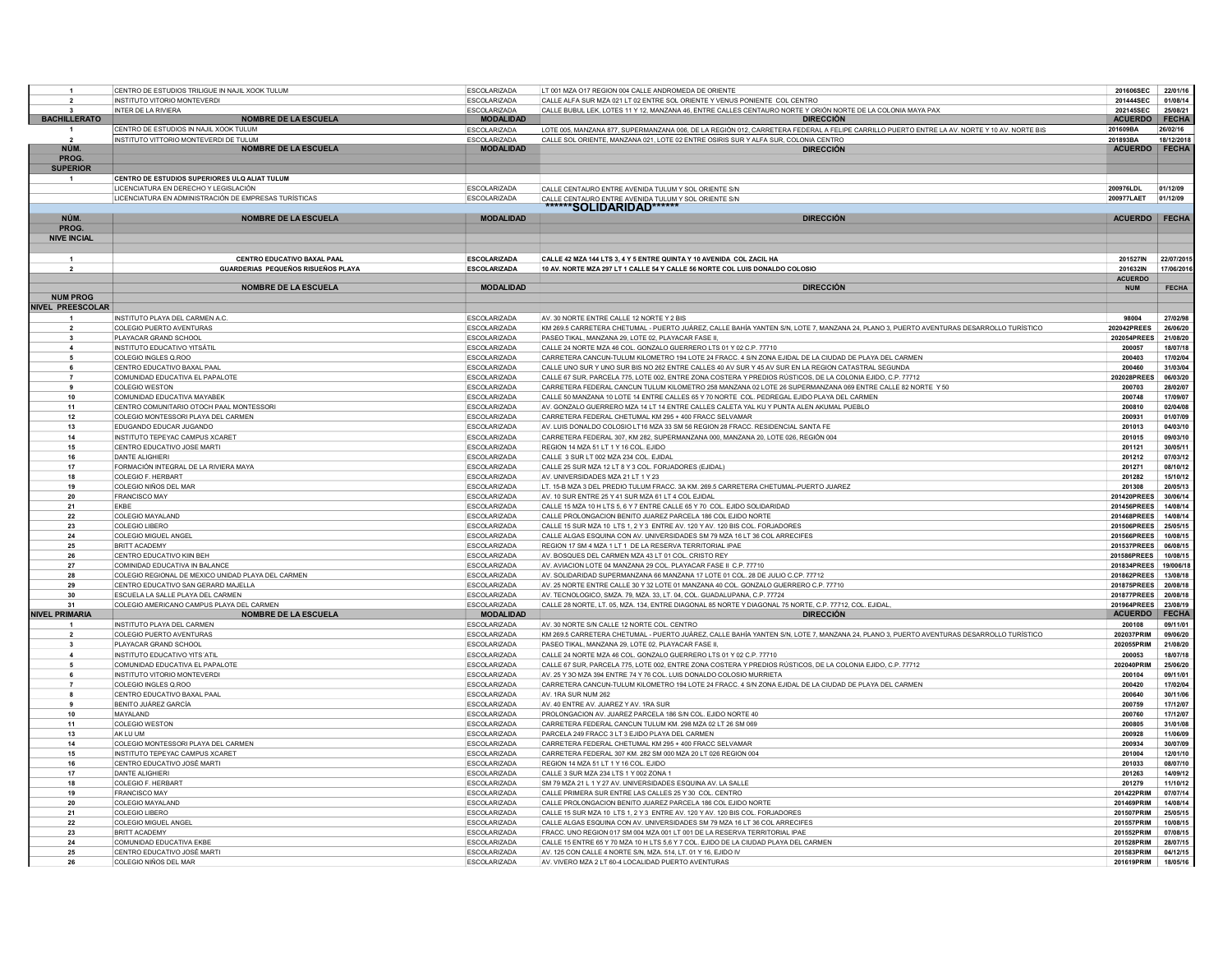| | | | | | |
|---|---|---|---|---|---|
| 1 | CENTRO DE ESTUDIOS TRILIGUE IN NAJIL XOOK TULUM | ESCOLARIZADA | LT 001 MZA O17 REGION 004 CALLE ANDROMEDA DE ORIENTE | 201606SEC | 22/01/16 |
| 2 | INSTITUTO VITORIO MONTEVERDI | ESCOLARIZADA | CALLE ALFA SUR MZA 021 LT 02 ENTRE SOL ORIENTE Y VENUS PONIENTE COL CENTRO | 201444SEC | 01/08/14 |
| 3 | INTER DE LA RIVIERA | ESCOLARIZADA | CALLE BUBUL LEK, LOTES 11 Y 12, MANZANA 46, ENTRE CALLES CENTAURO NORTE Y ORIÓN NORTE DE LA COLONIA MAYA PAX | 202145SEC | 25/08/21 |
| **BACHILLERATO** | **NOMBRE DE LA ESCUELA** | **MODALIDAD** | **DIRECCIÓN** | **ACUERDO** | **FECHA** |
| 1 | CENTRO DE ESTUDIOS IN NAJIL XOOK TULUM | ESCOLARIZADA | LOTE 005, MANZANA 877, SUPERMANZANA 006, DE LA REGIÓN 012, CARRETERA FEDERAL A FELIPE CARRILLO PUERTO ENTRE LA AV. NORTE Y 10 AV. NORTE BIS | 201609BA | 26/02/16 |
| 2 | INSTITUTO VITTORIO MONTEVERDI DE TULUM | ESCOLARIZADA | CALLE SOL ORIENTE, MANZANA 021, LOTE 02 ENTRE OSIRIS SUR Y ALFA SUR, COLONIA CENTRO | 201893BA | 18/12/2018 |
| **NÚM. PROG.** | **NOMBRE DE LA ESCUELA** | **MODALIDAD** | **DIRECCIÓN** | **ACUERDO** | **FECHA** |
| **SUPERIOR** | | | | | |
| 1 | **CENTRO DE ESTUDIOS SUPERIORES ULQ ALIAT TULUM** | | | | |
| | LICENCIATURA EN DERECHO Y LEGISLACIÓN | ESCOLARIZADA | CALLE CENTAURO ENTRE AVENIDA TULUM Y SOL ORIENTE S/N | 200976LDL | 01/12/09 |
| | LICENCIATURA EN ADMINISTRACIÓN DE EMPRESAS TURÍSTICAS | ESCOLARIZADA | CALLE CENTAURO ENTRE AVENIDA TULUM Y SOL ORIENTE S/N | 200977LAET | 01/12/09 |
| | | | **\*\*\*\*\*\*SOLIDARIDAD\*\*\*\*\*\*** | | |
| **NÚM. PROG.** | **NOMBRE DE LA ESCUELA** | **MODALIDAD** | **DIRECCIÓN** | **ACUERDO** | **FECHA** |
| **NIVE INCIAL** | | | | | |
| 1 | **CENTRO EDUCATIVO BAXAL PAAL** | **ESCOLARIZADA** | **CALLE 42 MZA 144 LTS 3, 4 Y 5 ENTRE QUINTA Y 10 AVENIDA COL ZACIL HA** | 201527IN | 22/07/2015 |
| 2 | **GUARDERIAS PEQUEÑOS RISUEÑOS PLAYA** | **ESCOLARIZADA** | **10 AV. NORTE MZA 297 LT 1 CALLE 54 Y CALLE 56 NORTE COL LUIS DONALDO COLOSIO** | 201632IN | 17/06/2016 |
| **NUM PROG** | **NOMBRE DE LA ESCUELA** | **MODALIDAD** | **DIRECCIÓN** | **ACUERDO NUM** | **FECHA** |
| **NIVEL PREESCOLAR** | | | | | |
| 1 | INSTITUTO PLAYA DEL CARMEN A.C. | ESCOLARIZADA | AV. 30 NORTE ENTRE CALLE 12 NORTE Y 2 BIS | 98004 | 27/02/98 |
| 2 | COLEGIO PUERTO AVENTURAS | ESCOLARIZADA | KM 269.5 CARRETERA CHETUMAL - PUERTO JUÁREZ, CALLE BAHÍA YANTEN S/N, LOTE 7, MANZANA 24, PLANO 3, PUERTO AVENTURAS DESARROLLO TURÍSTICO | 202042PREES | 26/06/20 |
| 3 | PLAYACAR GRAND SCHOOL | ESCOLARIZADA | PASEO TIKAL, MANZANA 29, LOTE 02, PLAYACAR FASE II, | 202054PREES | 21/08/20 |
| 4 | INSTITUTO EDUCATIVO YITSÁTIL | ESCOLARIZADA | CALLE 24 NORTE MZA 46 COL. GONZALO GUERRERO LTS 01 Y 02 C.P. 77710 | 200057 | 18/07/18 |
| 5 | COLEGIO INGLES Q.ROO | ESCOLARIZADA | CARRETERA CANCUN-TULUM KILOMETRO 194 LOTE 24 FRACC. 4 S/N ZONA EJIDAL DE LA CIUDAD DE PLAYA DEL CARMEN | 200403 | 17/02/04 |
| 6 | CENTRO EDUCATIVO BAXAL PAAL | ESCOLARIZADA | CALLE UNO SUR Y UNO SUR BIS NO 262 ENTRE CALLES 40 AV SUR Y 45 AV SUR EN LA REGION CATASTRAL SEGUNDA | 200460 | 31/03/04 |
| 7 | COMUNIDAD EDUCATIVA EL PAPALOTE | ESCOLARIZADA | CALLE 67 SUR, PARCELA 775, LOTE 002, ENTRE ZONA COSTERA Y PREDIOS RÚSTICOS, DE LA COLONIA EJIDO, C.P. 77712 | 202028PREES | 06/03/20 |
| 9 | COLEGIO WESTON | ESCOLARIZADA | CARRETERA FEDERAL CANCUN TULUM KILOMETRO 258 MANZANA 02 LOTE 26 SUPERMANZANA 069 ENTRE CALLE 82 NORTE Y 50 | 200703 | 28/02/07 |
| 10 | COMUNIDAD EDUCATIVA MAYABEK | ESCOLARIZADA | CALLE 50 MANZANA 10 LOTE 14 ENTRE CALLES 65 Y 70 NORTE COL. PEDREGAL EJIDO PLAYA DEL CARMEN | 200748 | 17/09/07 |
| 11 | CENTRO COMUNITARIO OTOCH PAAL MONTESSORI | ESCOLARIZADA | AV. GONZALO GUERRERO MZA 14 LT 14 ENTRE CALLES CALETA YAL KU Y PUNTA ALEN AKUMAL PUEBLO | 200810 | 02/04/08 |
| 12 | COLEGIO MONTESSORI PLAYA DEL CARMEN | ESCOLARIZADA | CARRETERA FEDERAL CHETUMAL KM 295 + 400 FRACC SELVAMAR | 200931 | 01/07/09 |
| 13 | EDUGANDO EDUCAR JUGANDO | ESCOLARIZADA | AV. LUIS DONALDO COLOSIO LT16 MZA 33 SM 56 REGION 28 FRACC. RESIDENCIAL SANTA FE | 201013 | 04/03/10 |
| 14 | INSTITUTO TEPEYAC CAMPUS XCARET | ESCOLARIZADA | CARRETERA FEDERAL 307, KM 282, SUPERMANZANA 000, MANZANA 20, LOTE 026, REGIÓN 004 | 201015 | 09/03/10 |
| 15 | CENTRO EDUCATIVO JOSE MARTI | ESCOLARIZADA | REGION 14 MZA 51 LT 1 Y 16 COL. EJIDO | 201121 | 30/05/11 |
| 16 | DANTE ALIGHIERI | ESCOLARIZADA | CALLE 3 SUR LT 002 MZA 234 COL. EJIDAL | 201212 | 07/03/12 |
| 17 | FORMACIÓN INTEGRAL DE LA RIVIERA MAYA | ESCOLARIZADA | CALLE 25 SUR MZA 12 LT 8 Y 3 COL. FORJADORES (EJIDAL) | 201271 | 08/10/12 |
| 18 | COLEGIO F. HERBART | ESCOLARIZADA | AV. UNIVERSIDADES MZA 21 LT 1 Y 23 | 201282 | 15/10/12 |
| 19 | COLEGIO NIÑOS DEL MAR | ESCOLARIZADA | LT. 15-B MZA 3 DEL PREDIO TULUM FRACC. 3A KM. 269.5 CARRETERA CHETUMAL-PUERTO JUAREZ | 201308 | 20/05/13 |
| 20 | FRANCISCO MAY | ESCOLARIZADA | AV. 10 SUR ENTRE 25 Y 41 SUR MZA 61 LT 4 COL EJIDAL | 201420PREES | 30/06/14 |
| 21 | EKBE | ESCOLARIZADA | CALLE 15 MZA 10 H LTS 5, 6 Y 7 ENTRE CALLE 65 Y 70 COL. EJIDO SOLIDARIDAD | 201456PREES | 14/08/14 |
| 22 | COLEGIO MAYALAND | ESCOLARIZADA | CALLE PROLONGACION BENITO JUAREZ PARCELA 186 COL EJIDO NORTE | 201468PREES | 14/08/14 |
| 23 | COLEGIO LIBERO | ESCOLARIZADA | CALLE 15 SUR MZA 10 LTS 1, 2 Y 3 ENTRE AV. 120 Y AV. 120 BIS COL. FORJADORES | 201506PREES | 25/05/15 |
| 24 | COLEGIO MIGUEL ANGEL | ESCOLARIZADA | CALLE ALGAS ESQUINA CON AV. UNIVERSIDADES SM 79 MZA 16 LT 36 COL ARRECIFES | 201566PREES | 10/08/15 |
| 25 | BRITT ACADEMY | ESCOLARIZADA | REGION 17 SM 4 MZA 1 LT 1 DE LA RESERVA TERRITORIAL IPAE | 201537PREES | 06/08/15 |
| 26 | CENTRO EDUCATIVO KIIN BEH | ESCOLARIZADA | AV. BOSQUES DEL CARMEN MZA 43 LT 01 COL. CRISTO REY | 201586PREES | 10/08/15 |
| 27 | COMINIDAD EDUCATIVA IN BALANCE | ESCOLARIZADA | AV. AVIACION LOTE 04 MANZANA 29 COL. PLAYACAR FASE II C.P. 77710 | 201834PREES | 19/006/18 |
| 28 | COLEGIO REGIONAL DE MEXICO UNIDAD PLAYA DEL CARMEN | ESCOLARIZADA | AV. SOLIDARIDAD SUPERMANZANA 66 MANZANA 17 LOTE 01 COL. 28 DE JULIO C.CP. 77712 | 201862PREES | 13/08/18 |
| 29 | CENTRO EDUCATIVO SAN GERARD MAJELLA | ESCOLARIZADA | AV. 25 NORTE ENTRE CALLE 30 Y 32 LOTE 01 MANZANA 40 COL. GONZALO GUERRERO C.P. 77710 | 201875PREES | 20/08/18 |
| 30 | ESCUELA LA SALLE PLAYA DEL CARMEN | ESCOLARIZADA | AV. TECNOLOGICO, SMZA. 79, MZA. 33, LT. 04, COL. GUADALUPANA, C.P. 77724 | 201877PREES | 20/08/18 |
| 31 | COLEGIO AMERICANO CAMPUS PLAYA DEL CARMEN | ESCOLARIZADA | CALLE 28 NORTE, LT. 05, MZA. 134, ENTRE DIAGONAL 85 NORTE Y DIAGONAL 75 NORTE, C.P. 77712, COL. EJIDAL, | 201964PREES | 23/08/19 |
| **NIVEL PRIMARIA** | **NOMBRE DE LA ESCUELA** | **MODALIDAD** | **DIRECCIÓN** | **ACUERDO** | **FECHA** |
| 1 | INSTITUTO PLAYA DEL CARMEN | ESCOLARIZADA | AV. 30 NORTE S/N CALLE 12 NORTE COL. CENTRO | 200108 | 09/11/01 |
| 2 | COLEGIO PUERTO AVENTURAS | ESCOLARIZADA | KM 269.5 CARRETERA CHETUMAL - PUERTO JUÁREZ, CALLE BAHÍA YANTEN S/N, LOTE 7, MANZANA 24, PLANO 3, PUERTO AVENTURAS DESARROLLO TURÍSTICO | 202037PRIM | 09/06/20 |
| 3 | PLAYACAR GRAND SCHOOL | ESCOLARIZADA | PASEO TIKAL, MANZANA 29, LOTE 02, PLAYACAR FASE II, | 202055PRIM | 21/08/20 |
| 4 | INSTITUTO EDUCATIVO YITS ATIL | ESCOLARIZADA | CALLE 24 NORTE MZA 46 COL. GONZALO GUERRERO LTS 01 Y 02 C.P. 77710 | 200053 | 18/07/18 |
| 5 | COMUNIDAD EDUCATIVA EL PAPALOTE | ESCOLARIZADA | CALLE 67 SUR, PARCELA 775, LOTE 002, ENTRE ZONA COSTERA Y PREDIOS RÚSTICOS, DE LA COLONIA EJIDO, C.P. 77712 | 202040PRIM | 25/06/20 |
| 6 | INSTITUTO VITORIO MONTEVERDI | ESCOLARIZADA | AV. 25 Y 3O MZA 394 ENTRE 74 Y 76 COL. LUIS DONALDO COLOSIO MURRIETA | 200104 | 09/11/01 |
| 7 | COLEGIO INGLES Q.ROO | ESCOLARIZADA | CARRETERA CANCUN-TULUM KILOMETRO 194 LOTE 24 FRACC. 4 S/N ZONA EJIDAL DE LA CIUDAD DE PLAYA DEL CARMEN | 200420 | 17/02/04 |
| 8 | CENTRO EDUCATIVO BAXAL PAAL | ESCOLARIZADA | AV. 1RA SUR NUM 262 | 200640 | 30/11/06 |
| 9 | BENITO JUÁREZ GARCÍA | ESCOLARIZADA | AV. 40 ENTRE AV. JUAREZ Y AV. 1RA SUR | 200759 | 17/12/07 |
| 10 | MAYALAND | ESCOLARIZADA | PROLONGACION AV. JUAREZ PARCELA 186 S/N COL. EJIDO NORTE 40 | 200760 | 17/12/07 |
| 11 | COLEGIO WESTON | ESCOLARIZADA | CARRETERA FEDERAL CANCUN TULUM KM. 298 MZA 02 LT 26 SM 069 | 200805 | 31/01/08 |
| 13 | AK LU UM | ESCOLARIZADA | PARCELA 249 FRACC 3 LT 3 EJIDO PLAYA DEL CARMEN | 200928 | 11/06/09 |
| 14 | COLEGIO MONTESSORI PLAYA DEL CARMEN | ESCOLARIZADA | CARRETERA FEDERAL CHETUMAL KM 295 + 400 FRACC SELVAMAR | 200934 | 30/07/09 |
| 15 | INSTITUTO TEPEYAC CAMPUS XCARET | ESCOLARIZADA | CARRETERA FEDERAL 307 KM. 282 SM 000 MZA 20 LT 026 REGION 004 | 201004 | 12/01/10 |
| 16 | CENTRO EDUCATIVO JOSÉ MARTI | ESCOLARIZADA | REGION 14 MZA 51 LT 1 Y 16 COL. EJIDO | 201033 | 08/07/10 |
| 17 | DANTE ALIGHIERI | ESCOLARIZADA | CALLE 3 SUR MZA 234 LTS 1 Y 002 ZONA 1 | 201263 | 14/09/12 |
| 18 | COLEGIO F. HERBART | ESCOLARIZADA | SM 79 MZA 21 L 1 Y 27 AV. UNIVERSIDADES ESQUINA AV. LA SALLE | 201279 | 11/10/12 |
| 19 | FRANCISCO MAY | ESCOLARIZADA | CALLE PRIMERA SUR ENTRE LAS CALLES 25 Y 30 COL. CENTRO | 201422PRIM | 07/07/14 |
| 20 | COLEGIO MAYALAND | ESCOLARIZADA | CALLE PROLONGACION BENITO JUAREZ PARCELA 186 COL EJIDO NORTE | 201469PRIM | 14/08/14 |
| 21 | COLEGIO LIBERO | ESCOLARIZADA | CALLE 15 SUR MZA 10 LTS 1, 2 Y 3 ENTRE AV. 120 Y AV. 120 BIS COL. FORJADORES | 201507PRIM | 25/05/15 |
| 22 | COLEGIO MIGUEL ANGEL | ESCOLARIZADA | CALLE ALGAS ESQUINA CON AV. UNIVERSIDADES SM 79 MZA 16 LT 36 COL ARRECIFES | 201557PRIM | 10/08/15 |
| 23 | BRITT ACADEMY | ESCOLARIZADA | FRACC. UNO REGION 017 SM 004 MZA 001 LT 001 DE LA RESERVA TERRITORIAL IPAE | 201552PRIM | 07/08/15 |
| 24 | COMUNIDAD EDUCATIVA EKBE | ESCOLARIZADA | CALLE 15 ENTRE 65 Y 70 MZA 10 H LTS 5,6 Y 7 COL. EJIDO DE LA CIUDAD PLAYA DEL CARMEN | 201528PRIM | 28/07/15 |
| 25 | CENTRO EDUCATIVO JOSÉ MARTI | ESCOLARIZADA | AV. 125 CON CALLE 4 NORTE S/N, MZA. 514, LT. 01 Y 16, EJIDO IV | 201583PRIM | 04/12/15 |
| 26 | COLEGIO NIÑOS DEL MAR | ESCOLARIZADA | AV. VIVERO MZA 2 LT 60-4 LOCALIDAD PUERTO AVENTURAS | 201619PRIM | 18/05/16 |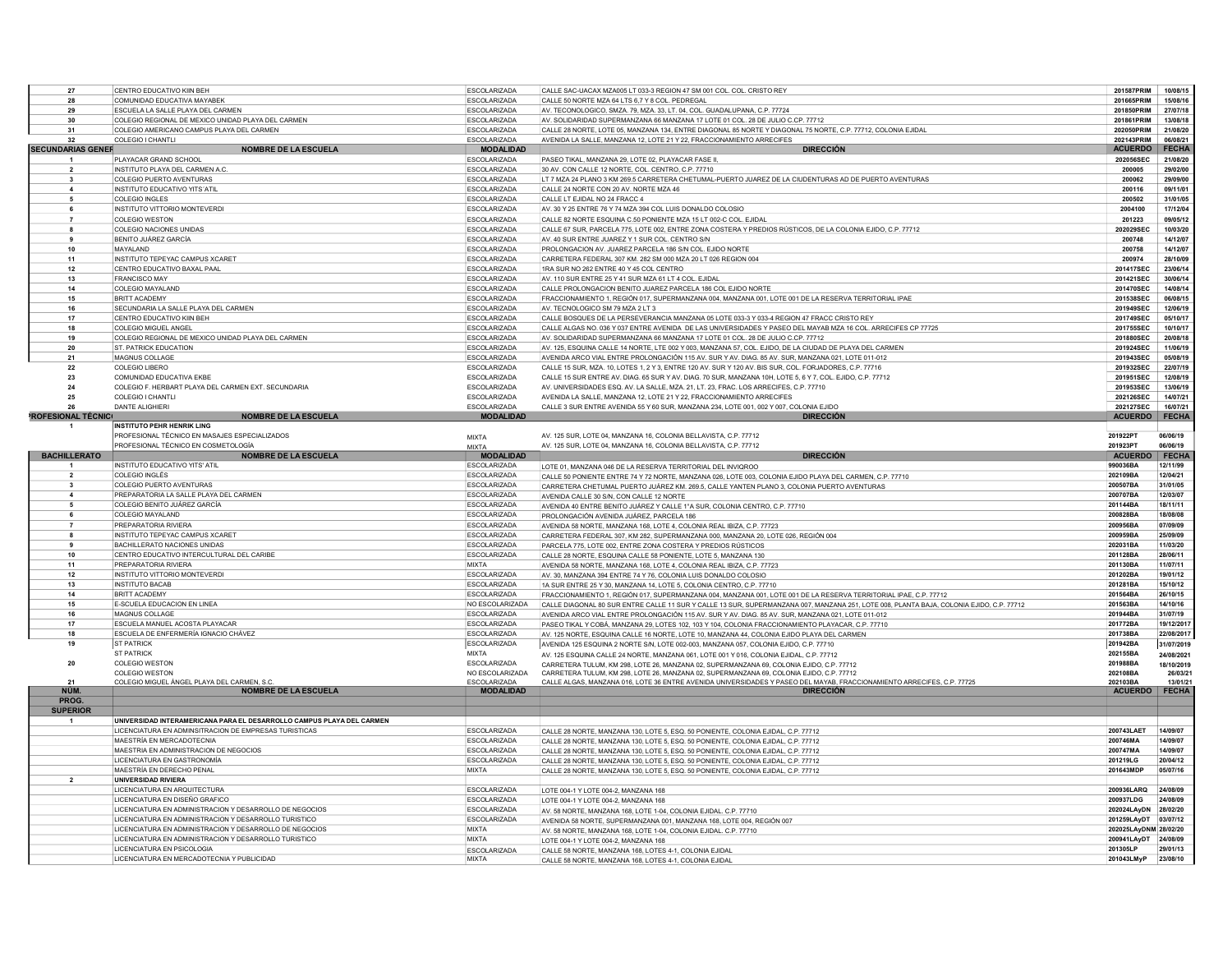| | | | | | |
|---|---|---|---|---|---|
| 27 | CENTRO EDUCATIVO KIIN BEH | ESCOLARIZADA | CALLE SAC-UACAX MZA005 LT 033-3 REGION 47 SM 001 COL. COL. CRISTO REY | 201587PRIM | 10/08/15 |
| 28 | COMUNIDAD EDUCATIVA MAYABEK | ESCOLARIZADA | CALLE 50 NORTE MZA 64 LTS 6,7 Y 8 COL. PEDREGAL | 201665PRIM | 15/08/16 |
| 29 | ESCUELA LA SALLE PLAYA DEL CARMEN | ESCOLARIZADA | AV. TECONOLOGICO, SMZA. 79, MZA. 33, LT. 04, COL. GUADALUPANA, C.P. 77724 | 201850PRIM | 27/07/18 |
| 30 | COLEGIO REGIONAL DE MEXICO UNIDAD PLAYA DEL CARMEN | ESCOLARIZADA | AV. SOLIDARIDAD SUPERMANZANA 66 MANZANA 17 LOTE 01 COL. 28 DE JULIO C.CP. 77712 | 201861PRIM | 13/08/18 |
| 31 | COLEGIO AMERICANO CAMPUS PLAYA DEL CARMEN | ESCOLARIZADA | CALLE 28 NORTE, LOTE 05, MANZANA 134, ENTRE DIAGONAL 85 NORTE Y DIAGONAL 75 NORTE, C.P. 77712, COLONIA EJIDAL | 202050PRIM | 21/08/20 |
| 32 | COLEGIO I CHANTLI | ESCOLARIZADA | AVENIDA LA SALLE, MANZANA 12, LOTE 21 Y 22, FRACCIONAMIENTO ARRECIFES | 202143PRIM | 06/08/21 |
| **SECUNDARIAS GENER** | **NOMBRE DE LA ESCUELA** | **MODALIDAD** | **DIRECCIÓN** | **ACUERDO** | **FECHA** |
| 1 | PLAYACAR GRAND SCHOOL | ESCOLARIZADA | PASEO TIKAL, MANZANA 29, LOTE 02, PLAYACAR FASE II, | 2020056SEC | 21/08/20 |
| 2 | INSTITUTO PLAYA DEL CARMEN A.C. | ESCOLARIZADA | 30 AV. CON CALLE 12 NORTE, COL. CENTRO, C.P. 77710 | 200005 | 29/02/00 |
| 3 | COLEGIO PUERTO AVENTURAS | ESCOLARIZADA | LT 7 MZA 24 PLANO 3 KM 269.5 CARRETERA CHETUMAL-PUERTO JUAREZ DE LA CIUDENTURAS AD DE PUERTO AVENTURAS | 200062 | 29/09/00 |
| 4 | INSTITUTO EDUCATIVO YITS´ATIL | ESCOLARIZADA | CALLE 24 NORTE CON 20 AV. NORTE MZA 46 | 200116 | 09/11/01 |
| 5 | COLEGIO INGLES | ESCOLARIZADA | CALLE LT EJIDAL NO 24 FRACC 4 | 200502 | 31/01/05 |
| 6 | INSTITUTO VITTORIO MONTEVERDI | ESCOLARIZADA | AV. 30 Y 25 ENTRE 76 Y 74 MZA 394 COL LUIS DONALDO COLOSIO | 2004100 | 17/12/04 |
| 7 | COLEGIO WESTON | ESCOLARIZADA | CALLE 82 NORTE ESQUINA C.50 PONIENTE MZA 15 LT 002-C COL. EJIDAL | 201223 | 09/05/12 |
| 8 | COLEGIO NACIONES UNIDAS | ESCOLARIZADA | CALLE 67 SUR, PARCELA 775, LOTE 002, ENTRE ZONA COSTERA Y PREDIOS RÚSTICOS, DE LA COLONIA EJIDO, C.P. 77712 | 2020295EC | 10/03/20 |
| 9 | BENITO JUÁREZ GARCÍA | ESCOLARIZADA | AV. 40 SUR ENTRE JUAREZ Y 1 SUR COL. CENTRO S/N | 200748 | 14/12/07 |
| 10 | MAYALAND | ESCOLARIZADA | PROLONGACION AV. JUAREZ PARCELA 186 S/N COL. EJIDO NORTE | 200758 | 14/12/07 |
| 11 | INSTITUTO TEPEYAC CAMPUS XCARET | ESCOLARIZADA | CARRETERA FEDERAL 307 KM. 282 SM 000 MZA 20 LT 026 REGION 004 | 200974 | 28/10/09 |
| 12 | CENTRO EDUCATIVO BAXAL PAAL | ESCOLARIZADA | 1RA SUR NO 262 ENTRE 40 Y 45 COL CENTRO | 201417SEC | 23/06/14 |
| 13 | FRANCISCO MAY | ESCOLARIZADA | AV. 110 SUR ENTRE 25 Y 41 SUR MZA 61 LT 4 COL. EJIDAL | 201421SEC | 30/06/14 |
| 14 | COLEGIO MAYALAND | ESCOLARIZADA | CALLE PROLONGACION BENITO JUAREZ PARCELA 186 COL EJIDO NORTE | 201470SEC | 14/08/14 |
| 15 | BRITT ACADEMY | ESCOLARIZADA | FRACCIONAMIENTO 1, REGIÓN 017, SUPERMANZANA 004, MANZANA 001, LOTE 001 DE LA RESERVA TERRITORIAL IPAE | 201538SEC | 06/08/15 |
| 16 | SECUNDARIA LA SALLE PLAYA DEL CARMEN | ESCOLARIZADA | AV. TECNOLOGICO SM 79 MZA 2 LT 3 | 201949SEC | 12/06/19 |
| 17 | CENTRO EDUCATIVO KIIN BEH | ESCOLARIZADA | CALLE BOSQUES DE LA PERSEVERANCIA MANZANA 05 LOTE 033-3 Y 033-4 REGION 47 FRACC CRISTO REY | 201749SEC | 05/10/17 |
| 18 | COLEGIO MIGUEL ANGEL | ESCOLARIZADA | CALLE ALGAS NO. 036 Y 037 ENTRE AVENIDA DE LAS UNIVERSIDADES Y PASEO DEL MAYAB MZA 16 COL. ARRECIFES CP 77725 | 201755SEC | 10/10/17 |
| 19 | COLEGIO REGIONAL DE MEXICO UNIDAD PLAYA DEL CARMEN | ESCOLARIZADA | AV. SOLIDARIDAD SUPERMANZANA 66 MANZANA 17 LOTE 01 COL. 28 DE JULIO C.CP. 77712 | 201880SEC | 20/08/18 |
| 20 | ST. PATRICK EDUCATION | ESCOLARIZADA | AV. 125, ESQUINA CALLE 14 NORTE, LTE 002 Y 003, MANZANA 57, COL. EJIDO, DE LA CIUDAD DE PLAYA DEL CARMEN | 201924SEC | 11/06/19 |
| 21 | MAGNUS COLLAGE | ESCOLARIZADA | AVENIDA ARCO VIAL ENTRE PROLONGACIÓN 115 AV. SUR Y AV. DIAG. 85 AV. SUR, MANZANA 021, LOTE 011-012 | 201943SEC | 05/08/19 |
| 22 | COLEGIO LIBERO | ESCOLARIZADA | CALLE 15 SUR, MZA. 10, LOTES 1, 2 Y 3, ENTRE 120 AV. SUR Y 120 AV. BIS SUR, COL. FORJADORES, C.P. 77716 | 201932SEC | 22/07/19 |
| 23 | COMUNIDAD EDUCATIVA EKBE | ESCOLARIZADA | CALLE 15 SUR ENTRE AV. DIAG. 65 SUR Y AV. DIAG. 70 SUR, MANZANA 10H, LOTE 5, 6 Y 7, COL. EJIDO, C.P. 77712 | 201951SEC | 12/08/19 |
| 24 | COLEGIO F. HERBART PLAYA DEL CARMEN EXT. SECUNDARIA | ESCOLARIZADA | AV. UNIVERSIDADES ESQ. AV. LA SALLE, MZA. 21, LT. 23, FRAC. LOS ARRECIFES, C.P. 77710 | 201953SEC | 13/06/19 |
| 25 | COLEGIO I CHANTLI | ESCOLARIZADA | AVENIDA LA SALLE, MANZANA 12, LOTE 21 Y 22, FRACCIONAMIENTO ARRECIFES | 202126SEC | 14/07/21 |
| 26 | DANTE ALIGHIERI | ESCOLARIZADA | CALLE 3 SUR ENTRE AVENIDA 55 Y 60 SUR, MANZANA 234, LOTE 001, 002 Y 007, COLONIA EJIDO | 202127SEC | 16/07/21 |
| **PROFESIONAL TÉCNICO** | **NOMBRE DE LA ESCUELA** | **MODALIDAD** | **DIRECCIÓN** | **ACUERDO** | **FECHA** |
| 1 | **INSTITUTO PEHR HENRIK LING** | | | | |
| | PROFESIONAL TÉCNICO EN MASAJES ESPECIALIZADOS | MIXTA | AV. 125 SUR, LOTE 04, MANZANA 16, COLONIA BELLAVISTA, C.P. 77712 | 201922PT | 06/06/19 |
| | PROFESIONAL TÉCNICO EN COSMETOLOGÍA | MIXTA | AV. 125 SUR, LOTE 04, MANZANA 16, COLONIA BELLAVISTA, C.P. 77712 | 201923PT | 06/06/19 |
| **BACHILLERATO** | **NOMBRE DE LA ESCUELA** | **MODALIDAD** | **DIRECCIÓN** | **ACUERDO** | **FECHA** |
| 1 | INSTITUTO EDUCATIVO YITS' ATIL | ESCOLARIZADA | LOTE 01, MANZANA 046 DE LA RESERVA TERRITORIAL DEL INVIQROO | 990036BA | 12/11/99 |
| 2 | COLEGIO INGLÉS | ESCOLARIZADA | CALLE 50 PONIENTE ENTRE 74 Y 72 NORTE, MANZANA 026, LOTE 003, COLONIA EJIDO PLAYA DEL CARMEN, C.P. 77710 | 202109BA | 12/04/21 |
| 3 | COLEGIO PUERTO AVENTURAS | ESCOLARIZADA | CARRETERA CHETUMAL PUERTO JUÁREZ KM. 269.5, CALLE YANTEN PLANO 3, COLONIA PUERTO AVENTURAS | 200507BA | 31/01/05 |
| 4 | PREPARATORIA LA SALLE PLAYA DEL CARMEN | ESCOLARIZADA | AVENIDA CALLE 30 S/N, CON CALLE 12 NORTE | 200707BA | 12/03/07 |
| 5 | COLEGIO BENITO JUÁREZ GARCÍA | ESCOLARIZADA | AVENIDA 40 ENTRE BENITO JUÁREZ Y CALLE 1°A SUR, COLONIA CENTRO, C.P. 77710 | 201144BA | 18/11/11 |
| 6 | COLEGIO MAYALAND | ESCOLARIZADA | PROLONGACIÓN AVENIDA JUÁREZ, PARCELA 186 | 200828BA | 18/08/08 |
| 7 | PREPARATORIA RIVIERA | ESCOLARIZADA | AVENIDA 58 NORTE, MANZANA 168, LOTE 4, COLONIA REAL IBIZA, C.P. 77723 | 200956BA | 07/09/09 |
| 8 | INSTITUTO TEPEYAC CAMPUS XCARET | ESCOLARIZADA | CARRETERA FEDERAL 307, KM 282, SUPERMANZANA 000, MANZANA 20, LOTE 026, REGIÓN 004 | 200959BA | 25/09/09 |
| 9 | BACHILLERATO NACIONES UNIDAS | ESCOLARIZADA | PARCELA 775, LOTE 002, ENTRE ZONA COSTERA Y PREDIOS RÚSTICOS | 202031BA | 11/03/20 |
| 10 | CENTRO EDUCATIVO INTERCULTURAL DEL CARIBE | ESCOLARIZADA | CALLE 28 NORTE, ESQUINA CALLE 58 PONIENTE, LOTE 5, MANZANA 130 | 201128BA | 28/06/11 |
| 11 | PREPARATORIA RIVIERA | MIXTA | AVENIDA 58 NORTE, MANZANA 168, LOTE 4, COLONIA REAL IBIZA, C.P. 77723 | 201130BA | 11/07/11 |
| 12 | INSTITUTO VITTORIO MONTEVERDI | ESCOLARIZADA | AV. 30, MANZANA 394 ENTRE 74 Y 76, COLONIA LUIS DONALDO COLOSIO | 201202BA | 19/01/12 |
| 13 | INSTITUTO BACAB | ESCOLARIZADA | 1A SUR ENTRE 25 Y 30, MANZANA 14, LOTE 5, COLONIA CENTRO, C.P. 77710 | 201281BA | 15/10/12 |
| 14 | BRITT ACADEMY | ESCOLARIZADA | FRACCIONAMIENTO 1, REGIÓN 017, SUPERMANZANA 004, MANZANA 001, LOTE 001 DE LA RESERVA TERRITORIAL IPAE, C.P. 77712 | 201564BA | 26/10/15 |
| 15 | E-SCUELA EDUCACION EN LINEA | NO ESCOLARIZADA | CALLE DIAGONAL 80 SUR ENTRE CALLE 11 SUR Y CALLE 13 SUR, SUPERMANZANA 007, MANZANA 251, LOTE 008, PLANTA BAJA, COLONIA EJIDO, C.P. 77712 | 201563BA | 14/10/16 |
| 16 | MAGNUS COLLAGE | ESCOLARIZADA | AVENIDA ARCO VIAL ENTRE PROLONGACIÓN 115 AV. SUR Y AV. DIAG. 85 AV. SUR, MANZANA 021, LOTE 011-012 | 201944BA | 31/07/19 |
| 17 | ESCUELA MANUEL ACOSTA PLAYACAR | ESCOLARIZADA | PASEO TIKAL Y COBÁ, MANZANA 29, LOTES 102, 103 Y 104, COLONIA FRACCIONAMIENTO PLAYACAR, C.P. 77710 | 201772BA | 19/12/2017 |
| 18 | ESCUELA DE ENFERMERÍA IGNACIO CHÁVEZ | ESCOLARIZADA | AV. 125 NORTE, ESQUINA CALLE 16 NORTE, LOTE 10, MANZANA 44, COLONIA EJIDO PLAYA DEL CARMEN | 201738BA | 22/08/2017 |
| 19 | ST PATRICK | ESCOLARIZADA | AVENIDA 125 ESQUINA 2 NORTE S/N, LOTE 002-003, MANZANA 057, COLONIA EJIDO, C.P. 77710 | 201942BA | 31/07/2019 |
| | ST PATRICK | MIXTA | AV. 125 ESQUINA CALLE 24 NORTE, MANZANA 061, LOTE 001 Y 016, COLONIA EJIDAL, C.P. 77712 | 202155BA | 24/08/2021 |
| 20 | COLEGIO WESTON | ESCOLARIZADA | CARRETERA TULUM, KM 298, LOTE 26, MANZANA 02, SUPERMANZANA 69, COLONIA EJIDO, C.P. 77712 | 201988BA | 18/10/2019 |
| | COLEGIO WESTON | NO ESCOLARIZADA | CARRETERA TULUM, KM 298, LOTE 26, MANZANA 02, SUPERMANZANA 69, COLONIA EJIDO, C.P. 77712 | 202108BA | 26/03/21 |
| 21 | COLEGIO MIGUEL ÁNGEL PLAYA DEL CARMEN, S.C. | ESCOLARIZADA | CALLE ALGAS, MANZANA 016, LOTE 36 ENTRE AVENIDA UNIVERSIDADES Y PASEO DEL MAYAB, FRACCIONAMIENTO ARRECIFES, C.P. 77725 | 202103BA | 13/01/21 |
| **NUM. PROG. SUPERIOR** | **NOMBRE DE LA ESCUELA** | **MODALIDAD** | **DIRECCIÓN** | **ACUERDO** | **FECHA** |
| 1 | **UNIVERSIDAD INTERAMERICANA PARA EL DESARROLLO CAMPUS PLAYA DEL CARMEN** | | | | |
| | LICENCIATURA EN ADMINSITRACION DE EMPRESAS TURISTICAS | ESCOLARIZADA | CALLE 28 NORTE, MANZANA 130, LOTE 5, ESQ. 50 PONIENTE, COLONIA EJIDAL, C.P. 77712 | 200743LAET | 14/09/07 |
| | MAESTRÍA EN MERCADOTECNIA | ESCOLARIZADA | CALLE 28 NORTE, MANZANA 130, LOTE 5, ESQ. 50 PONIENTE, COLONIA EJIDAL, C.P. 77712 | 200746MA | 14/09/07 |
| | MAESTRIA EN ADMINISTRACION DE NEGOCIOS | ESCOLARIZADA | CALLE 28 NORTE, MANZANA 130, LOTE 5, ESQ. 50 PONIENTE, COLONIA EJIDAL, C.P. 77712 | 200747MA | 14/09/07 |
| | LICENCIATURA EN GASTRONOMÍA | ESCOLARIZADA | CALLE 28 NORTE, MANZANA 130, LOTE 5, ESQ. 50 PONIENTE, COLONIA EJIDAL, C.P. 77712 | 201219LG | 20/04/12 |
| | MAESTRÍA EN DERECHO PENAL | MIXTA | CALLE 28 NORTE, MANZANA 130, LOTE 5, ESQ. 50 PONIENTE, COLONIA EJIDAL, C.P. 77712 | 201643MDP | 05/07/16 |
| 2 | **UNIVERSIDAD RIVIERA** | | | | |
| | LICENCIATURA EN ARQUITECTURA | ESCOLARIZADA | LOTE 004-1 Y LOTE 004-2, MANZANA 168 | 200936LARQ | 24/08/09 |
| | LICENCIATURA EN DISEÑO GRAFICO | ESCOLARIZADA | LOTE 004-1 Y LOTE 004-2, MANZANA 168 | 200937LDG | 24/08/09 |
| | LICENCIATURA EN ADMINISTRACION Y DESARROLLO DE NEGOCIOS | ESCOLARIZADA | AV. 58 NORTE, MANZANA 168, LOTE 1-04, COLONIA EJIDAL. C.P. 77710 | 202024LAyDN | 28/02/20 |
| | LICENCIATURA EN ADMINISTRACION Y DESARROLLO TURISTICO | ESCOLARIZADA | AVENIDA 58 NORTE, SUPERMANZANA 001, MANZANA 168, LOTE 004, REGIÓN 007 | 201259LAyDT | 03/07/12 |
| | LICENCIATURA EN ADMINISTRACION Y DESARROLLO DE NEGOCIOS | MIXTA | AV. 58 NORTE, MANZANA 168, LOTE 1-04, COLONIA EJIDAL. C.P. 77710 | 202025LAyDNM | 28/02/20 |
| | LICENCIATURA EN ADMINISTRACION Y DESARROLLO TURISTICO | MIXTA | LOTE 004-1 Y LOTE 004-2, MANZANA 168 | 200941LAyDT | 24/08/09 |
| | LICENCIATURA EN PSICOLOGIA | ESCOLARIZADA | CALLE 58 NORTE, MANZANA 168, LOTES 4-1, COLONIA EJIDAL | 201305LP | 29/01/13 |
| | LICENCIATURA EN MERCADOTECNIA Y PUBLICIDAD | MIXTA | CALLE 58 NORTE, MANZANA 168, LOTES 4-1, COLONIA EJIDAL | 201043LMyP | 23/08/10 |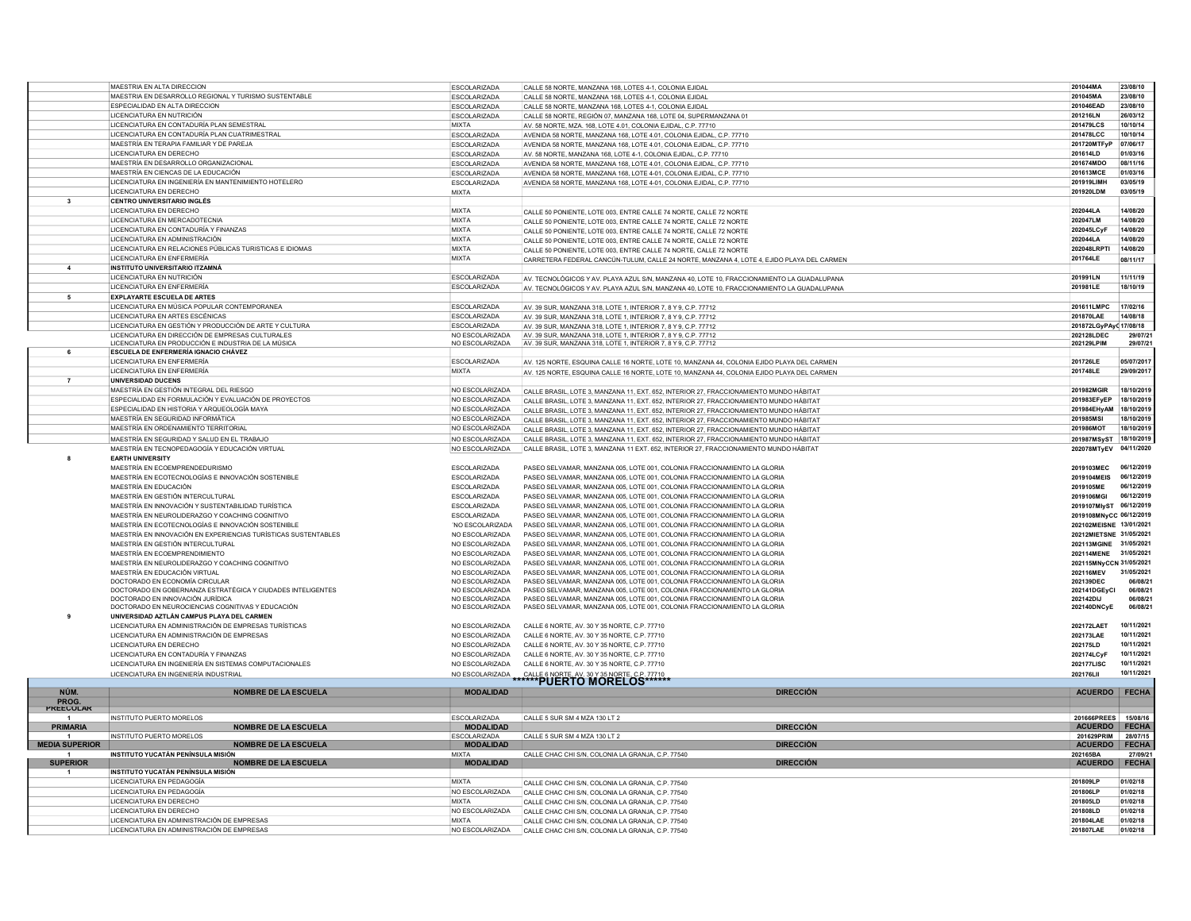| | | | | | |
|---|---|---|---|---|---|
| | MAESTRIA EN ALTA DIRECCION | ESCOLARIZADA | CALLE 58 NORTE, MANZANA 168, LOTES 4-1, COLONIA EJIDAL | 201044MA | 23/08/10 |
| | MAESTRIA EN DESARROLLO REGIONAL Y TURISMO SUSTENTABLE | ESCOLARIZADA | CALLE 58 NORTE, MANZANA 168, LOTES 4-1, COLONIA EJIDAL | 201045MA | 23/08/10 |
| | ESPECIALIDAD EN ALTA DIRECCION | ESCOLARIZADA | CALLE 58 NORTE, MANZANA 168, LOTES 4-1, COLONIA EJIDAL | 201046EAD | 23/08/10 |
| | LICENCIATURA EN NUTRICIÓN | ESCOLARIZADA | CALLE 58 NORTE, REGIÓN 07, MANZANA 168, LOTE 04, SUPERMANZANA 01 | 201216LN | 26/03/12 |
| | LICENCIATURA EN CONTADURÍA PLAN SEMESTRAL | MIXTA | AV. 58 NORTE, MZA. 168, LOTE 4.01, COLONIA EJIDAL, C.P. 77710 | 201479LCS | 10/10/14 |
| | LICENCIATURA EN CONTADURÍA PLAN CUATRIMESTRAL | ESCOLARIZADA | AVENIDA 58 NORTE, MANZANA 168, LOTE 4.01, COLONIA EJIDAL, C.P. 77710 | 201478LCC | 10/10/14 |
| | MAESTRÍA EN TERAPIA FAMILIAR Y DE PAREJA | ESCOLARIZADA | AVENIDA 58 NORTE, MANZANA 168, LOTE 4.01, COLONIA EJIDAL, C.P. 77710 | 201720MTFyP | 07/06/17 |
| | LICENCIATURA EN DERECHO | ESCOLARIZADA | AV. 58 NORTE, MANZANA 168, LOTE 4-1, COLONIA EJIDAL, C.P. 77710 | 201614LD | 01/03/16 |
| | MAESTRÍA EN DESARROLLO ORGANIZACIONAL | ESCOLARIZADA | AVENIDA 58 NORTE, MANZANA 168, LOTE 4.01, COLONIA EJIDAL, C.P. 77710 | 201674MDO | 08/11/16 |
| | MAESTRÍA EN CIENCIAS DE LA EDUCACIÓN | ESCOLARIZADA | AVENIDA 58 NORTE, MANZANA 168, LOTE 4-01, COLONIA EJIDAL, C.P. 77710 | 201613MCE | 01/03/16 |
| | LICENCIATURA EN INGENIERÍA EN MANTENIMIENTO HOTELERO | ESCOLARIZADA | AVENIDA 58 NORTE, MANZANA 168, LOTE 4-01, COLONIA EJIDAL, C.P. 77710 | 201919LIMH | 03/05/19 |
| | LICENCIATURA EN DERECHO | MIXTA | | 201920LDM | 03/05/19 |
| 3 | **CENTRO UNIVERSITARIO INGLÉS** | | | | |
| | LICENCIATURA EN DERECHO | MIXTA | CALLE 50 PONIENTE, LOTE 003, ENTRE CALLE 74 NORTE, CALLE 72 NORTE | 202044LA | 14/08/20 |
| | LICENCIATURA EN MERCADOTECNIA | MIXTA | CALLE 50 PONIENTE, LOTE 003, ENTRE CALLE 74 NORTE, CALLE 72 NORTE | 202047LM | 14/08/20 |
| | LICENCIATURA EN CONTADURÍA Y FINANZAS | MIXTA | CALLE 50 PONIENTE, LOTE 003, ENTRE CALLE 74 NORTE, CALLE 72 NORTE | 202045LCyF | 14/08/20 |
| | LICENCIATURA EN ADMINISTRACIÓN | MIXTA | CALLE 50 PONIENTE, LOTE 003, ENTRE CALLE 74 NORTE, CALLE 72 NORTE | 202044LA | 14/08/20 |
| | LICENCIATURA EN RELACIONES PÚBLICAS TURISTICAS E IDIOMAS | MIXTA | CALLE 50 PONIENTE, LOTE 003, ENTRE CALLE 74 NORTE, CALLE 72 NORTE | 202048LRPTI | 14/08/20 |
| | LICENCIATURA EN ENFERMERÍA | MIXTA | CARRETERA FEDERAL CANCÚN-TULUM, CALLE 24 NORTE, MANZANA 4, LOTE 4, EJIDO PLAYA DEL CARMEN | 201764LE | 08/11/17 |
| 4 | **INSTITUTO UNIVERSITARIO ITZAMNÁ** | | | | |
| | LICENCIATURA EN NUTRICIÓN | ESCOLARIZADA | AV. TECNOLÓGICOS Y AV. PLAYA AZUL S/N, MANZANA 40, LOTE 10, FRACCIONAMIENTO LA GUADALUPANA | 201991LN | 11/11/19 |
| | LICENCIATURA EN ENFERMERÍA | ESCOLARIZADA | AV. TECNOLÓGICOS Y AV. PLAYA AZUL S/N, MANZANA 40, LOTE 10, FRACCIONAMIENTO LA GUADALUPANA | 201981LE | 18/10/19 |
| 5 | **EXPLAYARTE ESCUELA DE ARTES** | | | | |
| | LICENCIATURA EN MÚSICA POPULAR CONTEMPORANEA | ESCOLARIZADA | AV. 39 SUR, MANZANA 318, LOTE 1, INTERIOR 7, 8 Y 9, C.P. 77712 | 201611LMPC | 17/02/16 |
| | LICENCIATURA EN ARTES ESCÉNICAS | ESCOLARIZADA | AV. 39 SUR, MANZANA 318, LOTE 1, INTERIOR 7, 8 Y 9, C.P. 77712 | 201870LAE | 14/08/18 |
| | LICENCIATURA EN GESTIÓN Y PRODUCCIÓN DE ARTE Y CULTURA | ESCOLARIZADA | AV. 39 SUR, MANZANA 318, LOTE 1, INTERIOR 7, 8 Y 9, C.P. 77712 | 201872LGyPAyC | 17/08/18 |
| | LICENCIATURA EN DIRECCIÓN DE EMPRESAS CULTURALES | NO ESCOLARIZADA | AV. 39 SUR, MANZANA 318, LOTE 1, INTERIOR 7, 8 Y 9, C.P. 77712 | 202128LDEC | 29/07/21 |
| | LICENCIATURA EN PRODUCCIÓN E INDUSTRIA DE LA MÚSICA | NO ESCOLARIZADA | AV. 39 SUR, MANZANA 318, LOTE 1, INTERIOR 7, 8 Y 9, C.P. 77712 | 202129LPIM | 29/07/21 |
| 6 | **ESCUELA DE ENFERMERÍA IGNACIO CHÁVEZ** | | | | |
| | LICENCIATURA EN ENFERMERÍA | ESCOLARIZADA | AV. 125 NORTE, ESQUINA CALLE 16 NORTE, LOTE 10, MANZANA 44, COLONIA EJIDO PLAYA DEL CARMEN | 201726LE | 05/07/2017 |
| | LICENCIATURA EN ENFERMERÍA | MIXTA | AV. 125 NORTE, ESQUINA CALLE 16 NORTE, LOTE 10, MANZANA 44, COLONIA EJIDO PLAYA DEL CARMEN | 201748LE | 29/09/2017 |
| 7 | **UNIVERSIDAD DUCENS** | | | | |
| | MAESTRÍA EN GESTIÓN INTEGRAL DEL RIESGO | NO ESCOLARIZADA | CALLE BRASIL, LOTE 3, MANZANA 11, EXT. 652, INTERIOR 27, FRACCIONAMIENTO MUNDO HÁBITAT | 201982MGIR | 18/10/2019 |
| | ESPECIALIDAD EN FORMULACIÓN Y EVALUACIÓN DE PROYECTOS | NO ESCOLARIZADA | CALLE BRASIL, LOTE 3, MANZANA 11, EXT. 652, INTERIOR 27, FRACCIONAMIENTO MUNDO HÁBITAT | 201983EFyEP | 18/10/2019 |
| | ESPECIALIDAD EN HISTORIA Y ARQUEOLOGÍA MAYA | NO ESCOLARIZADA | CALLE BRASIL, LOTE 3, MANZANA 11, EXT. 652, INTERIOR 27, FRACCIONAMIENTO MUNDO HÁBITAT | 201984EHyAM | 18/10/2019 |
| | MAESTRÍA EN SEGURIDAD INFORMÁTICA | NO ESCOLARIZADA | CALLE BRASIL, LOTE 3, MANZANA 11, EXT. 652, INTERIOR 27, FRACCIONAMIENTO MUNDO HÁBITAT | 201985MSI | 18/10/2019 |
| | MAESTRÍA EN ORDENAMIENTO TERRITORIAL | NO ESCOLARIZADA | CALLE BRASIL, LOTE 3, MANZANA 11, EXT. 652, INTERIOR 27, FRACCIONAMIENTO MUNDO HÁBITAT | 201986MOT | 18/10/2019 |
| | MAESTRÍA EN SEGURIDAD Y SALUD EN EL TRABAJO | NO ESCOLARIZADA | CALLE BRASIL, LOTE 3, MANZANA 11, EXT. 652, INTERIOR 27, FRACCIONAMIENTO MUNDO HÁBITAT | 201987MSyST | 18/10/2019 |
| | MAESTRÍA EN TECNOPEDAGOGÍA Y EDUCACIÓN VIRTUAL | NO ESCOLARIZADA | CALLE BRASIL, LOTE 3, MANZANA 11 EXT. 652, INTERIOR 27, FRACCIONAMIENTO MUNDO HÁBITAT | 202078MTyEV | 04/11/2020 |
| 8 | **EARTH UNIVERSITY** | | | | |
| | MAESTRÍA EN ECOEMPRENDEDURISMO | ESCOLARIZADA | PASEO SELVAMAR, MANZANA 005, LOTE 001, COLONIA FRACCIONAMIENTO LA GLORIA | 2019103MEC | 06/12/2019 |
| | MAESTRÍA EN ECOTECNOLOGÍAS E INNOVACIÓN SOSTENIBLE | ESCOLARIZADA | PASEO SELVAMAR, MANZANA 005, LOTE 001, COLONIA FRACCIONAMIENTO LA GLORIA | 2019104MEIS | 06/12/2019 |
| | MAESTRÍA EN EDUCACIÓN | ESCOLARIZADA | PASEO SELVAMAR, MANZANA 005, LOTE 001, COLONIA FRACCIONAMIENTO LA GLORIA | 2019105ME | 06/12/2019 |
| | MAESTRÍA EN GESTIÓN INTERCULTURAL | ESCOLARIZADA | PASEO SELVAMAR, MANZANA 005, LOTE 001, COLONIA FRACCIONAMIENTO LA GLORIA | 2019106MGI | 06/12/2019 |
| | MAESTRÍA EN INNOVACIÓN Y SUSTENTABILIDAD TURÍSTICA | ESCOLARIZADA | PASEO SELVAMAR, MANZANA 005, LOTE 001, COLONIA FRACCIONAMIENTO LA GLORIA | 2019107MIyST | 06/12/2019 |
| | MAESTRÍA EN NEUROLIDERAZGO Y COACHING COGNITIVO | ESCOLARIZADA | PASEO SELVAMAR, MANZANA 005, LOTE 001, COLONIA FRACCIONAMIENTO LA GLORIA | 2019108MNyCC | 06/12/2019 |
| | MAESTRÍA EN ECOTECNOLOGÍAS E INNOVACIÓN SOSTENIBLE | ´NO ESCOLARIZADA | PASEO SELVAMAR, MANZANA 005, LOTE 001, COLONIA FRACCIONAMIENTO LA GLORIA | 202102MEISNE | 13/01/2021 |
| | MAESTRÍA EN INNOVACIÓN EN EXPERIENCIAS TURÍSTICAS SUSTENTABLES | NO ESCOLARIZADA | PASEO SELVAMAR, MANZANA 005, LOTE 001, COLONIA FRACCIONAMIENTO LA GLORIA | 20212MIETSNE | 31/05/2021 |
| | MAESTRÍA EN GESTIÓN INTERCULTURAL | NO ESCOLARIZADA | PASEO SELVAMAR, MANZANA 005, LOTE 001, COLONIA FRACCIONAMIENTO LA GLORIA | 202113MGINE | 31/05/2021 |
| | MAESTRÍA EN ECOEMPRENDIMIENTO | NO ESCOLARIZADA | PASEO SELVAMAR, MANZANA 005, LOTE 001, COLONIA FRACCIONAMIENTO LA GLORIA | 202114MENE | 31/05/2021 |
| | MAESTRÍA EN NEUROLIDERAZGO Y COACHING COGNITIVO | NO ESCOLARIZADA | PASEO SELVAMAR, MANZANA 005, LOTE 001, COLONIA FRACCIONAMIENTO LA GLORIA | 202115MNyCCN | 31/05/2021 |
| | MAESTRÍA EN EDUCACIÓN VIRTUAL | NO ESCOLARIZADA | PASEO SELVAMAR, MANZANA 005, LOTE 001, COLONIA FRACCIONAMIENTO LA GLORIA | 202116MEV | 31/05/2021 |
| | DOCTORADO EN ECONOMÍA CIRCULAR | NO ESCOLARIZADA | PASEO SELVAMAR, MANZANA 005, LOTE 001, COLONIA FRACCIONAMIENTO LA GLORIA | 202139DEC | 06/08/21 |
| | DOCTORADO EN GOBERNANZA ESTRATÉGICA Y CIUDADES INTELIGENTES | NO ESCOLARIZADA | PASEO SELVAMAR, MANZANA 005, LOTE 001, COLONIA FRACCIONAMIENTO LA GLORIA | 202141DGEyCI | 06/08/21 |
| | DOCTORADO EN INNOVACIÓN JURÍDICA | NO ESCOLARIZADA | PASEO SELVAMAR, MANZANA 005, LOTE 001, COLONIA FRACCIONAMIENTO LA GLORIA | 202142DIJ | 06/08/21 |
| | DOCTORADO EN NEUROCIENCIAS COGNITIVAS Y EDUCACIÓN | NO ESCOLARIZADA | PASEO SELVAMAR, MANZANA 005, LOTE 001, COLONIA FRACCIONAMIENTO LA GLORIA | 202140DNCyE | 06/08/21 |
| 9 | **UNIVERSIDAD AZTLÁN CAMPUS PLAYA DEL CARMEN** | | | | |
| | LICENCIATURA EN ADMINISTRACIÓN DE EMPRESAS TURÍSTICAS | NO ESCOLARIZADA | CALLE 6 NORTE, AV. 30 Y 35 NORTE, C.P. 77710 | 202172LAET | 10/11/2021 |
| | LICENCIATURA EN ADMINISTRACIÓN DE EMPRESAS | NO ESCOLARIZADA | CALLE 6 NORTE, AV. 30 Y 35 NORTE, C.P. 77710 | 202173LAE | 10/11/2021 |
| | LICENCIATURA EN DERECHO | NO ESCOLARIZADA | CALLE 6 NORTE, AV. 30 Y 35 NORTE, C.P. 77710 | 202175LD | 10/11/2021 |
| | LICENCIATURA EN CONTADURÍA Y FINANZAS | NO ESCOLARIZADA | CALLE 6 NORTE, AV. 30 Y 35 NORTE, C.P. 77710 | 202174LCyF | 10/11/2021 |
| | LICENCIATURA EN INGENIERÍA EN SISTEMAS COMPUTACIONALES | NO ESCOLARIZADA | CALLE 6 NORTE, AV. 30 Y 35 NORTE, C.P. 77710 | 202177LISC | 10/11/2021 |
| | LICENCIATURA EN INGENIERÍA INDUSTRIAL | NO ESCOLARIZADA | CALLE 6 NORTE, AV. 30 Y 35 NORTE, C.P. 77710 | 202176LII | 10/11/2021 |

## ******PUERTO MORELOS******

| NÚM. PROG. | NOMBRE DE LA ESCUELA | MODALIDAD | DIRECCIÓN | ACUERDO | FECHA |
|---|---|---|---|---|---|
| **PREESCOLAR** | | | | | |
| 1 | INSTITUTO PUERTO MORELOS | ESCOLARIZADA | CALLE 5 SUR SM 4 MZA 130 LT 2 | 201666PREES | 15/08/16 |
| **PRIMARIA** | **NOMBRE DE LA ESCUELA** | **MODALIDAD** | **DIRECCIÓN** | **ACUERDO** | **FECHA** |
| 1 | INSTITUTO PUERTO MORELOS | ESCOLARIZADA | CALLE 5 SUR SM 4 MZA 130 LT 2 | 201629PRIM | 28/07/15 |
| **MEDIA SUPERIOR** | **NOMBRE DE LA ESCUELA** | **MODALIDAD** | **DIRECCIÓN** | **ACUERDO** | **FECHA** |
| 1 | **INSTITUTO YUCATÁN PENÍNSULA MISIÓN** | MIXTA | CALLE CHAC CHI S/N, COLONIA LA GRANJA, C.P. 77540 | 202165BA | 27/09/21 |
| **SUPERIOR** | **NOMBRE DE LA ESCUELA** | **MODALIDAD** | **DIRECCIÓN** | **ACUERDO** | **FECHA** |
| 1 | **INSTITUTO YUCATÁN PENÍNSULA MISIÓN** | | | | |
| | LICENCIATURA EN PEDAGOGÍA | MIXTA | CALLE CHAC CHI S/N, COLONIA LA GRANJA, C.P. 77540 | 201809LP | 01/02/18 |
| | LICENCIATURA EN PEDAGOGÍA | NO ESCOLARIZADA | CALLE CHAC CHI S/N, COLONIA LA GRANJA, C.P. 77540 | 201806LP | 01/02/18 |
| | LICENCIATURA EN DERECHO | MIXTA | CALLE CHAC CHI S/N, COLONIA LA GRANJA, C.P. 77540 | 201805LD | 01/02/18 |
| | LICENCIATURA EN DERECHO | NO ESCOLARIZADA | CALLE CHAC CHI S/N, COLONIA LA GRANJA, C.P. 77540 | 201808LD | 01/02/18 |
| | LICENCIATURA EN ADMINISTRACIÓN DE EMPRESAS | MIXTA | CALLE CHAC CHI S/N, COLONIA LA GRANJA, C.P. 77540 | 201804LAE | 01/02/18 |
| | LICENCIATURA EN ADMINISTRACIÓN DE EMPRESAS | NO ESCOLARIZADA | CALLE CHAC CHI S/N, COLONIA LA GRANJA, C.P. 77540 | 201807LAE | 01/02/18 |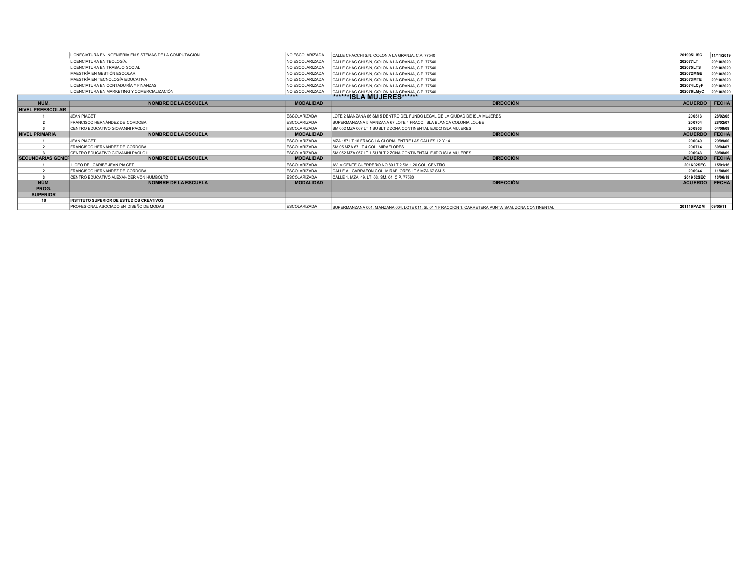| NÚM. | NOMBRE DE LA ESCUELA | MODALIDAD | DIRECCIÓN | ACUERDO | FECHA |
|---|---|---|---|---|---|
| | LICNECIATURA EN INGENIERÍA EN SISTEMAS DE LA COMPUTACIÓN | NO ESCOLARIZADA | CALLE CHACCHI S/N, COLONIA LA GRANJA, C.P. 77540 | 201995LISC | 11/11/2019 |
| | LICENCIATURA EN TEOLOGÍA | NO ESCOLARIZADA | CALLE CHAC CHI S/N, COLONIA LA GRANJA, C.P. 77540 | 202077LT | 20/10/2020 |
| | LICENCIATURA EN TRABAJO SOCIAL | NO ESCOLARIZADA | CALLE CHAC CHI S/N, COLONIA LA GRANJA, C.P. 77540 | 202075LTS | 20/10/2020 |
| | MAESTRÍA EN GESTIÓN ESCOLAR | NO ESCOLARIZADA | CALLE CHAC CHI S/N, COLONIA LA GRANJA, C.P. 77540 | 202072MGE | 20/10/2020 |
| | MAESTRÍA EN TECNOLOGÍA EDUCATIVA | NO ESCOLARIZADA | CALLE CHAC CHI S/N, COLONIA LA GRANJA, C.P. 77540 | 202073MTE | 20/10/2020 |
| | LICENCIATURA EN CONTADURÍA Y FINANZAS | NO ESCOLARIZADA | CALLE CHAC CHI S/N, COLONIA LA GRANJA, C.P. 77540 | 202074LCyF | 20/10/2020 |
| | LICENCIATURA EN MARKETING Y COMERCIALIZACIÓN | NO ESCOLARIZADA | CALLE CHAC CHI S/N, COLONIA LA GRANJA, C.P. 77540 | 202076LMyC | 20/10/2020 |

## ******ISLA MUJERES******

| NÚM. | NOMBRE DE LA ESCUELA | MODALIDAD | DIRECCIÓN | ACUERDO | FECHA |
|---|---|---|---|---|---|
| NIVEL PREESCOLAR | | | | | |
| 1 | JEAN PIAGET | ESCOLARIZADA | LOTE 2 MANZANA 66 SM 5 DENTRO DEL FUNDO LEGAL DE LA CIUDAD DE ISLA MUJERES | 200513 | 28/02/05 |
| 2 | FRANCISCO HERNÁNDEZ DE CORDOBA | ESCOLARIZADA | SUPERMANZANA 5 MANZANA 67 LOTE 4 FRACC. ISLA BLANCA COLONIA LOL-BE | 200704 | 28/02/07 |
| 3 | CENTRO EDUCATIVO GIOVANNI PAOLO II | ESCOLARIZADA | SM 052 MZA 067 LT 1 SUBLT 2 ZONA CONTINENTAL EJIDO ISLA MUJERES | 200953 | 04/09/09 |
| NIVEL PRIMARIA | NOMBRE DE LA ESCUELA | MODALIDAD | DIRECCIÓN | ACUERDO | FECHA |
| 1 | JEAN PIAGET | ESCOLARIZADA | MZA 157 LT 16 FRACC LA GLORIA ENTRE LAS CALLES 12 Y 14 | 200049 | 29/09/00 |
| 2 | FRANCISCO HERNÁNDEZ DE CORDOBA | ESCOLARIZADA | SM 05 MZA 67 LT 4 COL. MIRAFLORES | 200714 | 30/04/07 |
| 3 | CENTRO EDUCATIVO GIOVANNI PAOLO II | ESCOLARIZADA | SM 052 MZA 067 LT 1 SUBLT 2 ZONA CONTINENTAL EJIDO ISLA MUJERES | 200943 | 30/08/09 |
| SECUNDARIAS GENER | NOMBRE DE LA ESCUELA | MODALIDAD | DIRECCIÓN | ACUERDO | FECHA |
| 1 | LICEO DEL CARIBE JEAN PIAGET | ESCOLARIZADA | AV. VICENTE GUERRERO NO 80 LT 2 SM 1 20 COL. CENTRO | 201602SEC | 15/01/16 |
| 2 | FRANCISCO HERNANDEZ DE CORDOBA | ESCOLARIZADA | CALLE AL GARRAFON COL. MIRAFLORES LT 5 MZA 67 SM 5 | 200944 | 11/08/09 |
| 3 | CENTRO EDUCATIVO ALEXANDER VON HUMBOLTD | ESCOLARIZADA | CALLE 1, MZA. 49, LT. 03, SM. 04, C.P. 77580 | 201952SEC | 13/06/19 |
| NÚM. | NOMBRE DE LA ESCUELA | MODALIDAD | DIRECCIÓN | ACUERDO | FECHA |
| PROG. | | | | | |
| SUPERIOR | | | | | |
| 10 | **INSTITUTO SUPERIOR DE ESTUDIOS CREATIVOS** | | | | |
| | PROFESIONAL ASOCIADO EN DISEÑO DE MODAS | ESCOLARIZADA | SUPERMANZANA 001, MANZANA 004, LOTE 011, SL 01 Y FRACCIÓN 1, CARRETERA PUNTA SAM, ZONA CONTINENTAL | 201116PADM | 09/05/11 |